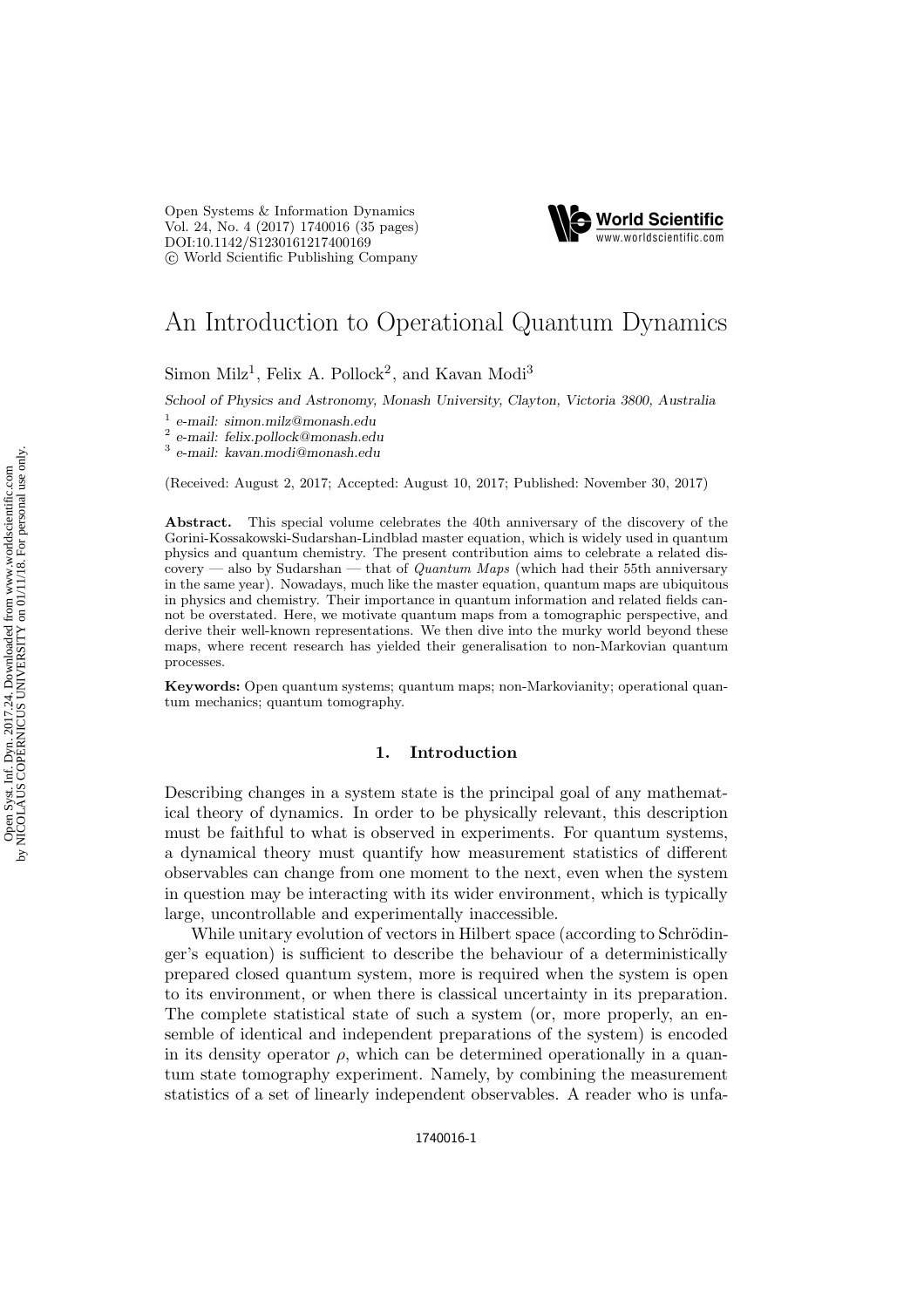# An Introduction to Operational Quantum Dynamics

Simon Milz[1], Felix A. Pollock[2], and Kavan Modi[3]

*School of Physics and Astronomy, Monash University, Clayton, Victoria 3800, Australia*

[1] *e-mail: simon.milz@monash.edu*
[2] *e-mail: felix.pollock@monash.edu*
[3] *e-mail: kavan.modi@monash.edu*

(Received: August 2, 2017; Accepted: August 10, 2017; Published: November 30, 2017)

**Abstract.** This special volume celebrates the 40th anniversary of the discovery of the Gorini-Kossakowski-Sudarshan-Lindblad master equation, which is widely used in quantum physics and quantum chemistry. The present contribution aims to celebrate a related discovery — also by Sudarshan — that of *Quantum Maps* (which had their 55th anniversary in the same year). Nowadays, much like the master equation, quantum maps are ubiquitous in physics and chemistry. Their importance in quantum information and related fields cannot be overstated. Here, we motivate quantum maps from a tomographic perspective, and derive their well-known representations. We then dive into the murky world beyond these maps, where recent research has yielded their generalisation to non-Markovian quantum processes.

**Keywords:** Open quantum systems; quantum maps; non-Markovianity; operational quantum mechanics; quantum tomography.

## 1. Introduction

Describing changes in a system state is the principal goal of any mathematical theory of dynamics. In order to be physically relevant, this description must be faithful to what is observed in experiments. For quantum systems, a dynamical theory must quantify how measurement statistics of different observables can change from one moment to the next, even when the system in question may be interacting with its wider environment, which is typically large, uncontrollable and experimentally inaccessible.

While unitary evolution of vectors in Hilbert space (according to Schrödinger's equation) is sufficient to describe the behaviour of a deterministically prepared closed quantum system, more is required when the system is open to its environment, or when there is classical uncertainty in its preparation. The complete statistical state of such a system (or, more properly, an ensemble of identical and independent preparations of the system) is encoded in its density operator $\rho$, which can be determined operationally in a quantum state tomography experiment. Namely, by combining the measurement statistics of a set of linearly independent observables. A reader who is unfa-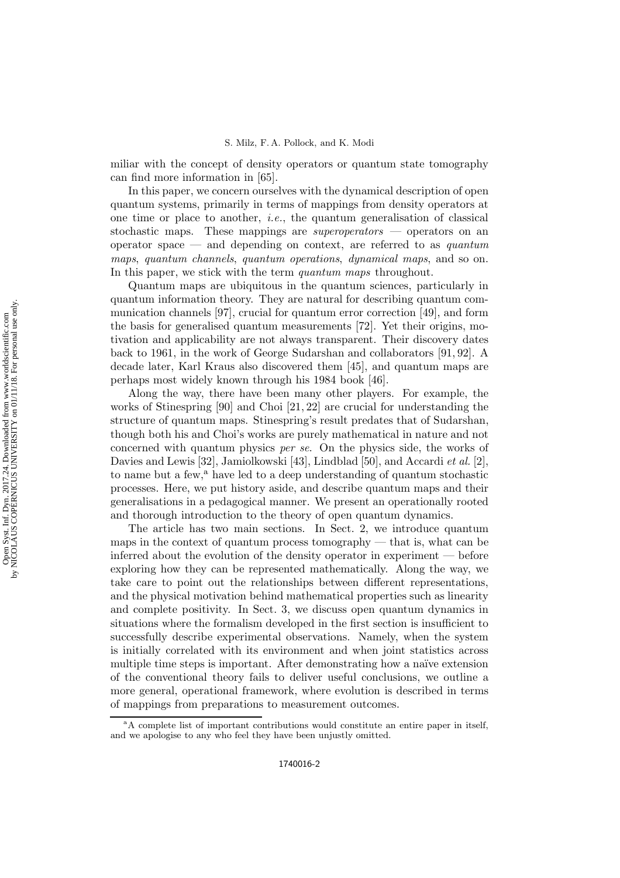miliar with the concept of density operators or quantum state tomography can find more information in [65].

In this paper, we concern ourselves with the dynamical description of open quantum systems, primarily in terms of mappings from density operators at one time or place to another, *i.e.*, the quantum generalisation of classical stochastic maps. These mappings are *superoperators* — operators on an operator space — and depending on context, are referred to as *quantum maps*, *quantum channels*, *quantum operations*, *dynamical maps*, and so on. In this paper, we stick with the term *quantum maps* throughout.

Quantum maps are ubiquitous in the quantum sciences, particularly in quantum information theory. They are natural for describing quantum communication channels [97], crucial for quantum error correction [49], and form the basis for generalised quantum measurements [72]. Yet their origins, motivation and applicability are not always transparent. Their discovery dates back to 1961, in the work of George Sudarshan and collaborators [91, 92]. A decade later, Karl Kraus also discovered them [45], and quantum maps are perhaps most widely known through his 1984 book [46].

Along the way, there have been many other players. For example, the works of Stinespring [90] and Choi [21, 22] are crucial for understanding the structure of quantum maps. Stinespring's result predates that of Sudarshan, though both his and Choi's works are purely mathematical in nature and not concerned with quantum physics *per se*. On the physics side, the works of Davies and Lewis [32], Jamiolkowski [43], Lindblad [50], and Accardi *et al.* [2], to name but a few,[a] have led to a deep understanding of quantum stochastic processes. Here, we put history aside, and describe quantum maps and their generalisations in a pedagogical manner. We present an operationally rooted and thorough introduction to the theory of open quantum dynamics.

The article has two main sections. In Sect. 2, we introduce quantum maps in the context of quantum process tomography — that is, what can be inferred about the evolution of the density operator in experiment — before exploring how they can be represented mathematically. Along the way, we take care to point out the relationships between different representations, and the physical motivation behind mathematical properties such as linearity and complete positivity. In Sect. 3, we discuss open quantum dynamics in situations where the formalism developed in the first section is insufficient to successfully describe experimental observations. Namely, when the system is initially correlated with its environment and when joint statistics across multiple time steps is important. After demonstrating how a naïve extension of the conventional theory fails to deliver useful conclusions, we outline a more general, operational framework, where evolution is described in terms of mappings from preparations to measurement outcomes.

[a] A complete list of important contributions would constitute an entire paper in itself, and we apologise to any who feel they have been unjustly omitted.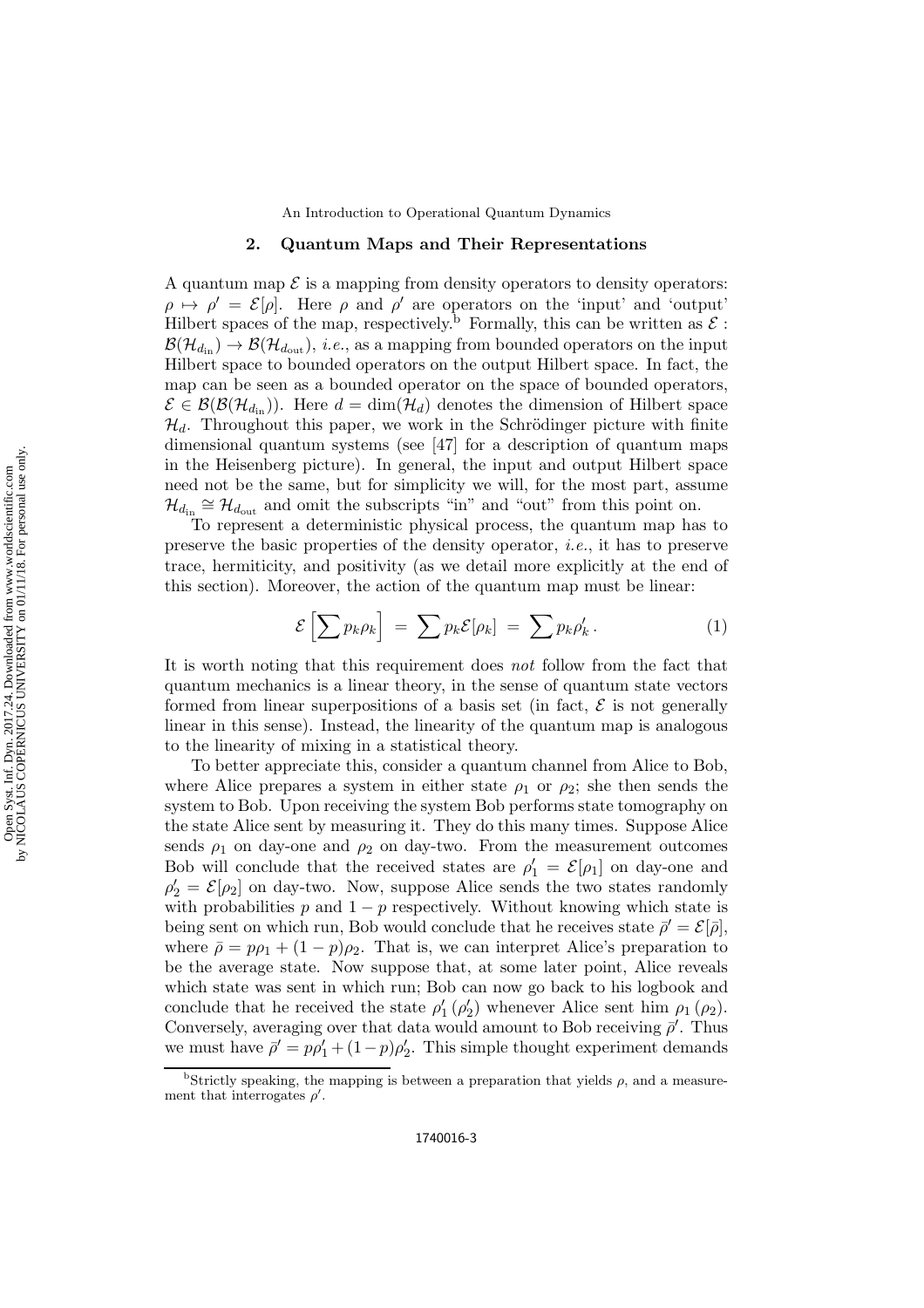## 2. Quantum Maps and Their Representations

A quantum map $\mathcal{E}$ is a mapping from density operators to density operators: $\rho \mapsto \rho' = \mathcal{E}[\rho]$. Here $\rho$ and $\rho'$ are operators on the 'input' and 'output' Hilbert spaces of the map, respectively.[b] Formally, this can be written as $\mathcal{E} : \mathcal{B}(\mathcal{H}_{d_{\rm in}}) \to \mathcal{B}(\mathcal{H}_{d_{\rm out}})$, *i.e.*, as a mapping from bounded operators on the input Hilbert space to bounded operators on the output Hilbert space. In fact, the map can be seen as a bounded operator on the space of bounded operators, $\mathcal{E} \in \mathcal{B}(\mathcal{B}(\mathcal{H}_{d_{\rm in}}))$. Here $d = \dim(\mathcal{H}_d)$ denotes the dimension of Hilbert space $\mathcal{H}_d$. Throughout this paper, we work in the Schrödinger picture with finite dimensional quantum systems (see [47] for a description of quantum maps in the Heisenberg picture). In general, the input and output Hilbert space need not be the same, but for simplicity we will, for the most part, assume $\mathcal{H}_{d_{\rm in}} \cong \mathcal{H}_{d_{\rm out}}$ and omit the subscripts "in" and "out" from this point on.

To represent a deterministic physical process, the quantum map has to preserve the basic properties of the density operator, *i.e.*, it has to preserve trace, hermiticity, and positivity (as we detail more explicitly at the end of this section). Moreover, the action of the quantum map must be linear:

$$\mathcal{E}\left[\sum p_k \rho_k\right] = \sum p_k \mathcal{E}[\rho_k] = \sum p_k \rho_k' \,. \tag{1}$$

It is worth noting that this requirement does *not* follow from the fact that quantum mechanics is a linear theory, in the sense of quantum state vectors formed from linear superpositions of a basis set (in fact, $\mathcal{E}$ is not generally linear in this sense). Instead, the linearity of the quantum map is analogous to the linearity of mixing in a statistical theory.

To better appreciate this, consider a quantum channel from Alice to Bob, where Alice prepares a system in either state $\rho_1$ or $\rho_2$; she then sends the system to Bob. Upon receiving the system Bob performs state tomography on the state Alice sent by measuring it. They do this many times. Suppose Alice sends $\rho_1$ on day-one and $\rho_2$ on day-two. From the measurement outcomes Bob will conclude that the received states are $\rho_1' = \mathcal{E}[\rho_1]$ on day-one and $\rho_2' = \mathcal{E}[\rho_2]$ on day-two. Now, suppose Alice sends the two states randomly with probabilities $p$ and $1-p$ respectively. Without knowing which state is being sent on which run, Bob would conclude that he receives state $\bar{\rho}' = \mathcal{E}[\bar{\rho}]$, where $\bar{\rho} = p\rho_1 + (1-p)\rho_2$. That is, we can interpret Alice's preparation to be the average state. Now suppose that, at some later point, Alice reveals which state was sent in which run; Bob can now go back to his logbook and conclude that he received the state $\rho_1'$ ($\rho_2'$) whenever Alice sent him $\rho_1$ ($\rho_2$). Conversely, averaging over that data would amount to Bob receiving $\bar{\rho}'$. Thus we must have $\bar{\rho}' = p\rho_1' + (1-p)\rho_2'$. This simple thought experiment demands

[b] Strictly speaking, the mapping is between a preparation that yields $\rho$, and a measurement that interrogates $\rho'$.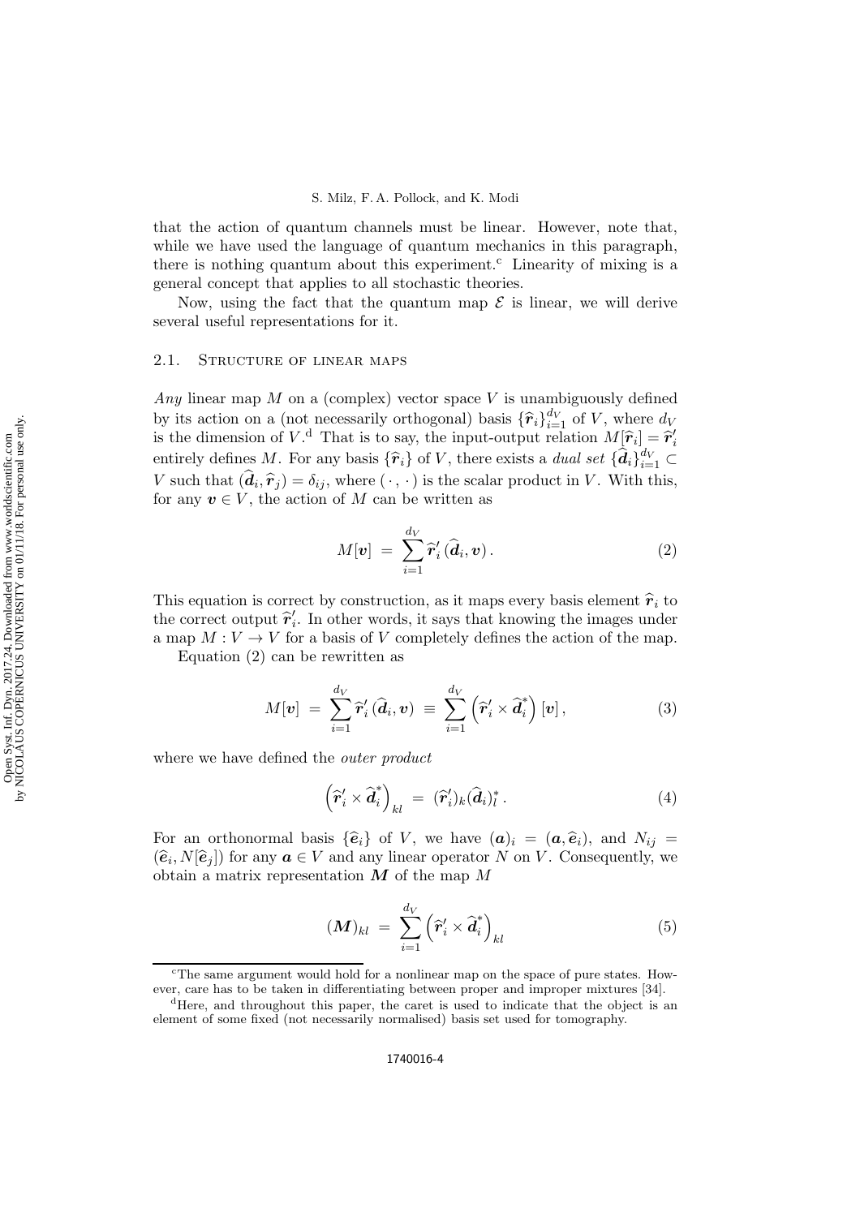that the action of quantum channels must be linear. However, note that, while we have used the language of quantum mechanics in this paragraph, there is nothing quantum about this experiment.[c] Linearity of mixing is a general concept that applies to all stochastic theories.

Now, using the fact that the quantum map $\mathcal{E}$ is linear, we will derive several useful representations for it.

## 2.1. Structure of linear maps

*Any* linear map $M$ on a (complex) vector space $V$ is unambiguously defined by its action on a (not necessarily orthogonal) basis $\{\widehat{\boldsymbol{r}}_i\}_{i=1}^{d_V}$ of $V$, where $d_V$ is the dimension of $V$.[d] That is to say, the input-output relation $M[\widehat{\boldsymbol{r}}_i] = \widehat{\boldsymbol{r}}'_i$ entirely defines $M$. For any basis $\{\widehat{\boldsymbol{r}}_i\}$ of $V$, there exists a *dual set* $\{\widehat{\boldsymbol{d}}_i\}_{i=1}^{d_V} \subset V$ such that $(\widehat{\boldsymbol{d}}_i, \widehat{\boldsymbol{r}}_j) = \delta_{ij}$, where $(\,\cdot\,,\,\cdot\,)$ is the scalar product in $V$. With this, for any $\boldsymbol{v} \in V$, the action of $M$ can be written as

$$M[\boldsymbol{v}] \;=\; \sum_{i=1}^{d_V} \widehat{\boldsymbol{r}}'_i \,(\widehat{\boldsymbol{d}}_i, \boldsymbol{v})\,. \tag{2}$$

This equation is correct by construction, as it maps every basis element $\widehat{\boldsymbol{r}}_i$ to the correct output $\widehat{\boldsymbol{r}}'_i$. In other words, it says that knowing the images under a map $M : V \to V$ for a basis of $V$ completely defines the action of the map.

Equation (2) can be rewritten as

$$M[\boldsymbol{v}] \;=\; \sum_{i=1}^{d_V} \widehat{\boldsymbol{r}}'_i \,(\widehat{\boldsymbol{d}}_i, \boldsymbol{v}) \;\equiv\; \sum_{i=1}^{d_V} \left(\widehat{\boldsymbol{r}}'_i \times \widehat{\boldsymbol{d}}_i^{\,*}\right)[\boldsymbol{v}]\,, \tag{3}$$

where we have defined the *outer product*

$$\left(\widehat{\boldsymbol{r}}'_i \times \widehat{\boldsymbol{d}}_i^{\,*}\right)_{kl} \;=\; (\widehat{\boldsymbol{r}}'_i)_k (\widehat{\boldsymbol{d}}_i)^*_l\,. \tag{4}$$

For an orthonormal basis $\{\widehat{\boldsymbol{e}}_i\}$ of $V$, we have $(\boldsymbol{a})_i = (\boldsymbol{a}, \widehat{\boldsymbol{e}}_i)$, and $N_{ij} = (\widehat{\boldsymbol{e}}_i, N[\widehat{\boldsymbol{e}}_j])$ for any $\boldsymbol{a} \in V$ and any linear operator $N$ on $V$. Consequently, we obtain a matrix representation $\boldsymbol{M}$ of the map $M$

$$(\boldsymbol{M})_{kl} \;=\; \sum_{i=1}^{d_V} \left(\widehat{\boldsymbol{r}}'_i \times \widehat{\boldsymbol{d}}_i^{\,*}\right)_{kl} \tag{5}$$

---

[c] The same argument would hold for a nonlinear map on the space of pure states. However, care has to be taken in differentiating between proper and improper mixtures [34].

[d] Here, and throughout this paper, the caret is used to indicate that the object is an element of some fixed (not necessarily normalised) basis set used for tomography.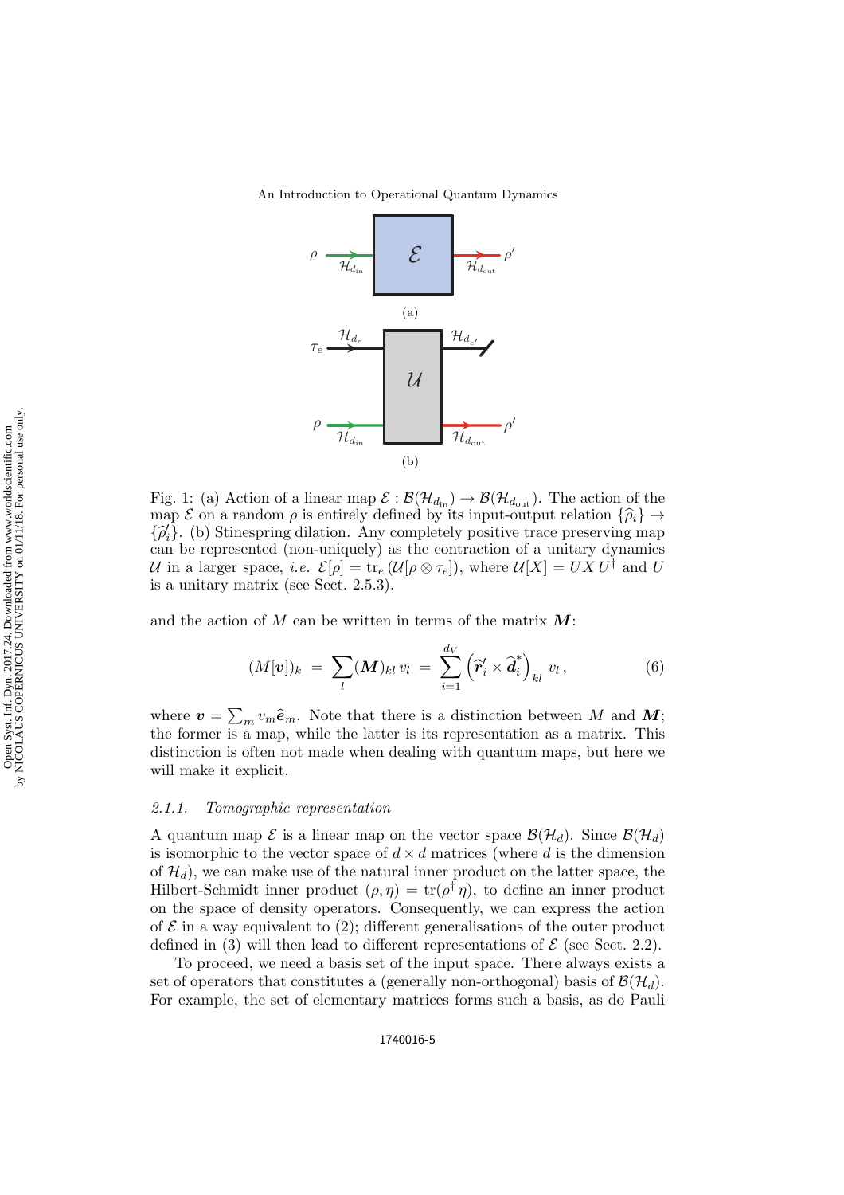Fig. 1: (a) Action of a linear map $\mathcal{E} : \mathcal{B}(\mathcal{H}_{d_{\rm in}}) \to \mathcal{B}(\mathcal{H}_{d_{\rm out}})$. The action of the map $\mathcal{E}$ on a random $\rho$ is entirely defined by its input-output relation $\{\widehat{\rho}_i\} \to \{\widehat{\rho}'_i\}$. (b) Stinespring dilation. Any completely positive trace preserving map can be represented (non-uniquely) as the contraction of a unitary dynamics $\mathcal{U}$ in a larger space, *i.e.* $\mathcal{E}[\rho] = \text{tr}_e\left(\mathcal{U}[\rho \otimes \tau_e]\right)$, where $\mathcal{U}[X] = U X U^\dagger$ and $U$ is a unitary matrix (see Sect. 2.5.3).

and the action of $M$ can be written in terms of the matrix $\boldsymbol{M}$:

$$(M[\boldsymbol{v}])_k \;=\; \sum_l (\boldsymbol{M})_{kl}\, v_l \;=\; \sum_{i=1}^{d_V} \left(\widehat{\boldsymbol{r}}'_i \times \widehat{\boldsymbol{d}}^*_i\right)_{kl} v_l \,, \tag{6}$$

where $\boldsymbol{v} = \sum_m v_m \widehat{\boldsymbol{e}}_m$. Note that there is a distinction between $M$ and $\boldsymbol{M}$; the former is a map, while the latter is its representation as a matrix. This distinction is often not made when dealing with quantum maps, but here we will make it explicit.

### 2.1.1. *Tomographic representation*

A quantum map $\mathcal{E}$ is a linear map on the vector space $\mathcal{B}(\mathcal{H}_d)$. Since $\mathcal{B}(\mathcal{H}_d)$ is isomorphic to the vector space of $d \times d$ matrices (where $d$ is the dimension of $\mathcal{H}_d$), we can make use of the natural inner product on the latter space, the Hilbert-Schmidt inner product $(\rho, \eta) = \text{tr}(\rho^\dagger \eta)$, to define an inner product on the space of density operators. Consequently, we can express the action of $\mathcal{E}$ in a way equivalent to (2); different generalisations of the outer product defined in (3) will then lead to different representations of $\mathcal{E}$ (see Sect. 2.2).

To proceed, we need a basis set of the input space. There always exists a set of operators that constitutes a (generally non-orthogonal) basis of $\mathcal{B}(\mathcal{H}_d)$. For example, the set of elementary matrices forms such a basis, as do Pauli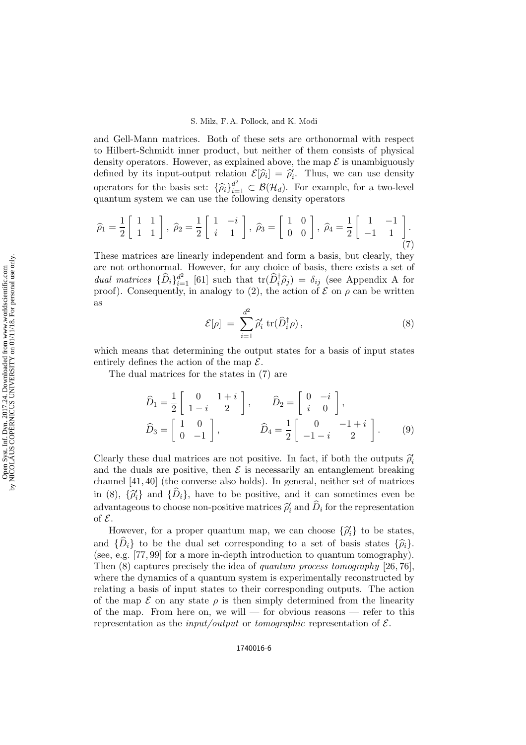and Gell-Mann matrices. Both of these sets are orthonormal with respect to Hilbert-Schmidt inner product, but neither of them consists of physical density operators. However, as explained above, the map $\mathcal{E}$ is unambiguously defined by its input-output relation $\mathcal{E}[\widehat{\rho}_i] = \widehat{\rho}'_i$. Thus, we can use density operators for the basis set: $\{\widehat{\rho}_i\}_{i=1}^{d^2} \subset \mathcal{B}(\mathcal{H}_d)$. For example, for a two-level quantum system we can use the following density operators

$$\widehat{\rho}_1 = \frac{1}{2}\begin{bmatrix} 1 & 1 \\ 1 & 1 \end{bmatrix},\ \widehat{\rho}_2 = \frac{1}{2}\begin{bmatrix} 1 & -i \\ i & 1 \end{bmatrix},\ \widehat{\rho}_3 = \begin{bmatrix} 1 & 0 \\ 0 & 0 \end{bmatrix},\ \widehat{\rho}_4 = \frac{1}{2}\begin{bmatrix} 1 & -1 \\ -1 & 1 \end{bmatrix}. \tag{7}$$

These matrices are linearly independent and form a basis, but clearly, they are not orthonormal. However, for any choice of basis, there exists a set of *dual matrices* $\{\widehat{D}_i\}_{i=1}^{d^2}$ [61] such that $\mathrm{tr}(\widehat{D}_i^\dagger \widehat{\rho}_j) = \delta_{ij}$ (see Appendix A for proof). Consequently, in analogy to (2), the action of $\mathcal{E}$ on $\rho$ can be written as

$$\mathcal{E}[\rho] \;=\; \sum_{i=1}^{d^2} \widehat{\rho}'_i \;\mathrm{tr}(\widehat{D}_i^\dagger \rho)\,, \tag{8}$$

which means that determining the output states for a basis of input states entirely defines the action of the map $\mathcal{E}$.

The dual matrices for the states in (7) are

$$\begin{aligned} \widehat{D}_1 &= \frac{1}{2}\begin{bmatrix} 0 & 1+i \\ 1-i & 2 \end{bmatrix}, & \widehat{D}_2 &= \begin{bmatrix} 0 & -i \\ i & 0 \end{bmatrix}, \\ \widehat{D}_3 &= \begin{bmatrix} 1 & 0 \\ 0 & -1 \end{bmatrix}, & \widehat{D}_4 &= \frac{1}{2}\begin{bmatrix} 0 & -1+i \\ -1-i & 2 \end{bmatrix}. \end{aligned} \tag{9}$$

Clearly these dual matrices are not positive. In fact, if both the outputs $\widehat{\rho}'_i$ and the duals are positive, then $\mathcal{E}$ is necessarily an entanglement breaking channel [41, 40] (the converse also holds). In general, neither set of matrices in (8), $\{\widehat{\rho}'_i\}$ and $\{\widehat{D}_i\}$, have to be positive, and it can sometimes even be advantageous to choose non-positive matrices $\widehat{\rho}'_i$ and $\widehat{D}_i$ for the representation of $\mathcal{E}$.

However, for a proper quantum map, we can choose $\{\widehat{\rho}'_i\}$ to be states, and $\{\widehat{D}_i\}$ to be the dual set corresponding to a set of basis states $\{\widehat{\rho}_i\}$. (see, e.g. [77, 99] for a more in-depth introduction to quantum tomography). Then (8) captures precisely the idea of *quantum process tomography* [26, 76], where the dynamics of a quantum system is experimentally reconstructed by relating a basis of input states to their corresponding outputs. The action of the map $\mathcal{E}$ on any state $\rho$ is then simply determined from the linearity of the map. From here on, we will — for obvious reasons — refer to this representation as the *input/output* or *tomographic* representation of $\mathcal{E}$.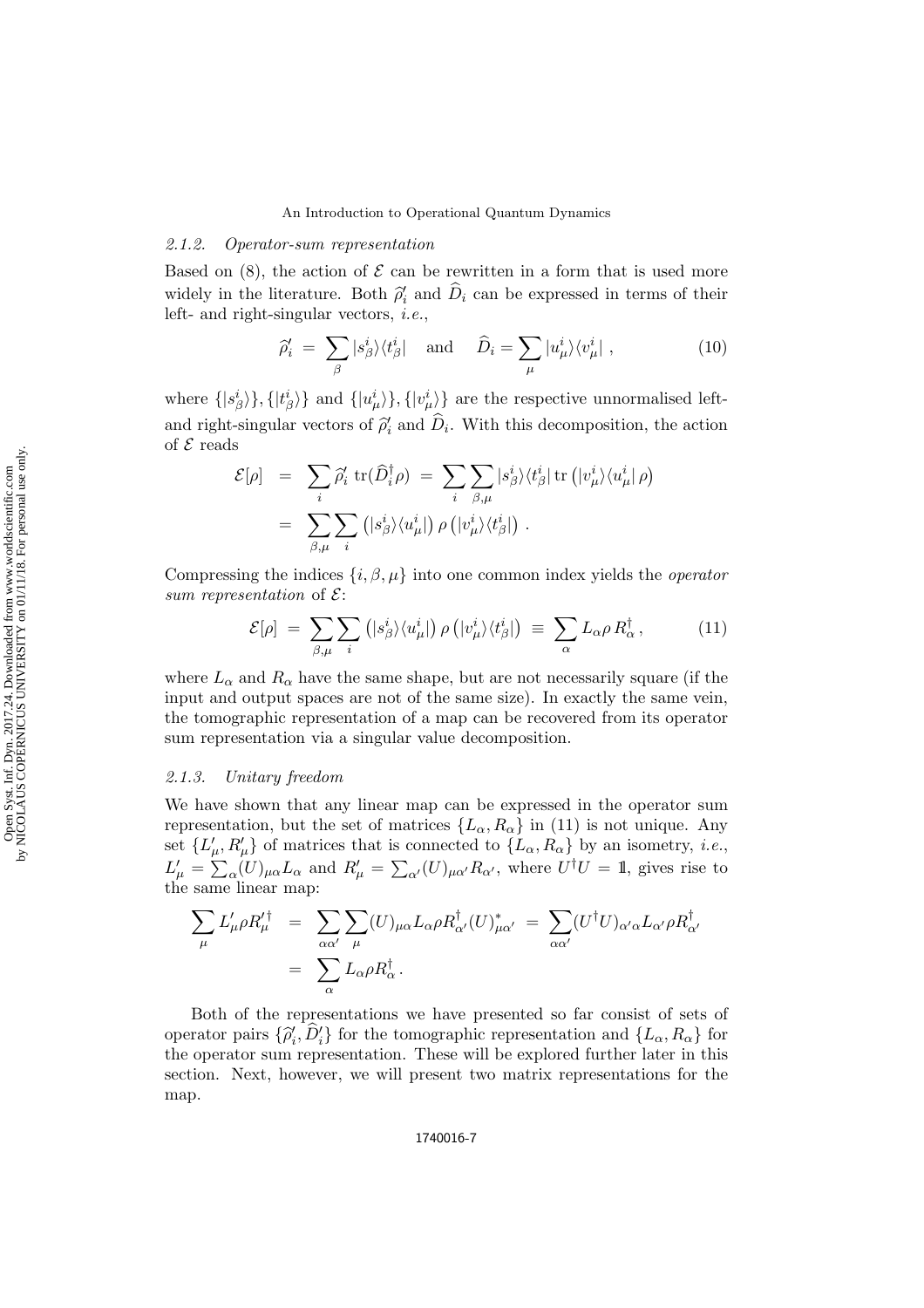### 2.1.2. Operator-sum representation

Based on (8), the action of $\mathcal{E}$ can be rewritten in a form that is used more widely in the literature. Both $\widehat{\rho}'_i$ and $\widehat{D}_i$ can be expressed in terms of their left- and right-singular vectors, *i.e.*,

$$\widehat{\rho}'_i \;=\; \sum_\beta |s^i_\beta\rangle\langle t^i_\beta| \quad \text{and} \quad \widehat{D}_i = \sum_\mu |u^i_\mu\rangle\langle v^i_\mu| \,, \tag{10}$$

where $\{|s^i_\beta\rangle\}, \{|t^i_\beta\rangle\}$ and $\{|u^i_\mu\rangle\}, \{|v^i_\mu\rangle\}$ are the respective unnormalised left- and right-singular vectors of $\widehat{\rho}'_i$ and $\widehat{D}_i$. With this decomposition, the action of $\mathcal{E}$ reads

$$\begin{aligned}
\mathcal{E}[\rho] \;&=\; \sum_i \widehat{\rho}'_i \,\operatorname{tr}(\widehat{D}_i^\dagger \rho) \;=\; \sum_i \sum_{\beta,\mu} |s^i_\beta\rangle\langle t^i_\beta| \operatorname{tr}\left(|v^i_\mu\rangle\langle u^i_\mu|\,\rho\right) \\
&=\; \sum_{\beta,\mu} \sum_i \left(|s^i_\beta\rangle\langle u^i_\mu|\right) \rho \left(|v^i_\mu\rangle\langle t^i_\beta|\right) \,.
\end{aligned}$$

Compressing the indices $\{i, \beta, \mu\}$ into one common index yields the *operator sum representation* of $\mathcal{E}$:

$$\mathcal{E}[\rho] \;=\; \sum_{\beta,\mu} \sum_i \left(|s^i_\beta\rangle\langle u^i_\mu|\right) \rho \left(|v^i_\mu\rangle\langle t^i_\beta|\right) \;\equiv\; \sum_\alpha L_\alpha \rho \, R_\alpha^\dagger \,, \tag{11}$$

where $L_\alpha$ and $R_\alpha$ have the same shape, but are not necessarily square (if the input and output spaces are not of the same size). In exactly the same vein, the tomographic representation of a map can be recovered from its operator sum representation via a singular value decomposition.

### 2.1.3. Unitary freedom

We have shown that any linear map can be expressed in the operator sum representation, but the set of matrices $\{L_\alpha, R_\alpha\}$ in (11) is not unique. Any set $\{L'_\mu, R'_\mu\}$ of matrices that is connected to $\{L_\alpha, R_\alpha\}$ by an isometry, *i.e.*, $L'_\mu = \sum_\alpha (U)_{\mu\alpha} L_\alpha$ and $R'_\mu = \sum_{\alpha'} (U)_{\mu\alpha'} R_{\alpha'}$, where $U^\dagger U = \mathbb{1}$, gives rise to the same linear map:

$$\begin{aligned}
\sum_\mu L'_\mu \rho R'^\dagger_\mu \;&=\; \sum_{\alpha\alpha'} \sum_\mu (U)_{\mu\alpha} L_\alpha \rho R^\dagger_{\alpha'} (U)^*_{\mu\alpha'} \;=\; \sum_{\alpha\alpha'} (U^\dagger U)_{\alpha'\alpha} L_{\alpha'} \rho R^\dagger_{\alpha'} \\
&=\; \sum_\alpha L_\alpha \rho R^\dagger_\alpha \,.
\end{aligned}$$

Both of the representations we have presented so far consist of sets of operator pairs $\{\widehat{\rho}'_i, \widehat{D}'_i\}$ for the tomographic representation and $\{L_\alpha, R_\alpha\}$ for the operator sum representation. These will be explored further later in this section. Next, however, we will present two matrix representations for the map.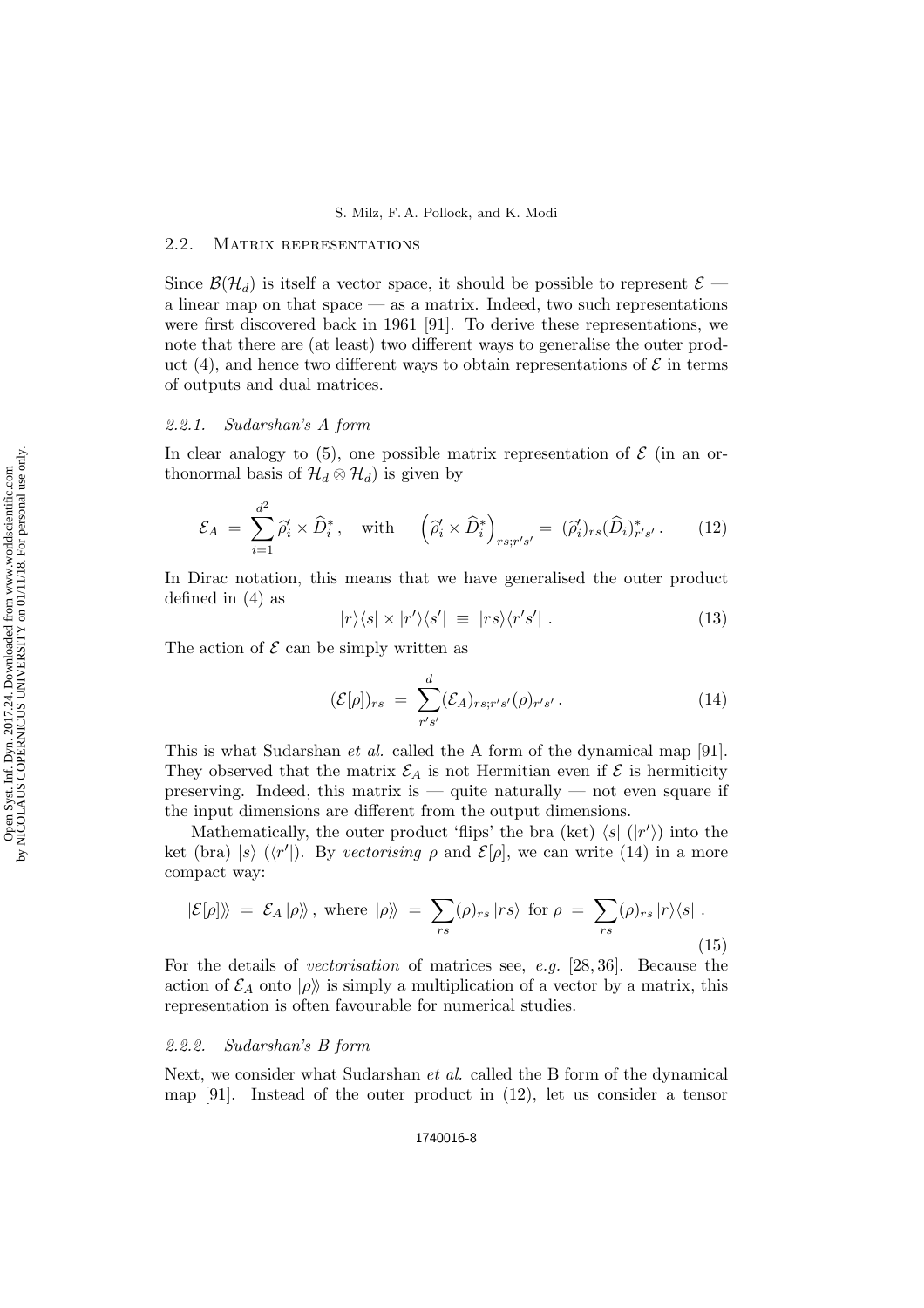## 2.2. Matrix representations

Since $\mathcal{B}(\mathcal{H}_d)$ is itself a vector space, it should be possible to represent $\mathcal{E}$ — a linear map on that space — as a matrix. Indeed, two such representations were first discovered back in 1961 [91]. To derive these representations, we note that there are (at least) two different ways to generalise the outer product (4), and hence two different ways to obtain representations of $\mathcal{E}$ in terms of outputs and dual matrices.

### 2.2.1. *Sudarshan's A form*

In clear analogy to (5), one possible matrix representation of $\mathcal{E}$ (in an orthonormal basis of $\mathcal{H}_d \otimes \mathcal{H}_d$) is given by

$$\mathcal{E}_A \;=\; \sum_{i=1}^{d^2} \widehat{\rho}_i' \times \widehat{D}_i^* \,, \quad \text{with} \quad \left(\widehat{\rho}_i' \times \widehat{D}_i^*\right)_{rs;r's'} \;=\; (\widehat{\rho}_i')_{rs} (\widehat{D}_i)^*_{r's'} \,. \tag{12}$$

In Dirac notation, this means that we have generalised the outer product defined in (4) as

$$|r\rangle\langle s| \times |r'\rangle\langle s'| \;\equiv\; |rs\rangle\langle r's'| \,. \tag{13}$$

The action of $\mathcal{E}$ can be simply written as

$$(\mathcal{E}[\rho])_{rs} \;=\; \sum_{r's'}^{d} (\mathcal{E}_A)_{rs;r's'} (\rho)_{r's'} \,. \tag{14}$$

This is what Sudarshan *et al.* called the A form of the dynamical map [91]. They observed that the matrix $\mathcal{E}_A$ is not Hermitian even if $\mathcal{E}$ is hermiticity preserving. Indeed, this matrix is — quite naturally — not even square if the input dimensions are different from the output dimensions.

Mathematically, the outer product 'flips' the bra (ket) $\langle s|$ ($|r'\rangle$) into the ket (bra) $|s\rangle$ ($\langle r'|$). By *vectorising* $\rho$ and $\mathcal{E}[\rho]$, we can write (14) in a more compact way:

$$|\mathcal{E}[\rho]\rangle\!\rangle \;=\; \mathcal{E}_A \, |\rho\rangle\!\rangle \,, \text{ where } |\rho\rangle\!\rangle \;=\; \sum_{rs} (\rho)_{rs} \, |rs\rangle \text{ for } \rho \;=\; \sum_{rs} (\rho)_{rs} \, |r\rangle\langle s| \,. \tag{15}$$

For the details of *vectorisation* of matrices see, *e.g.* [28, 36]. Because the action of $\mathcal{E}_A$ onto $|\rho\rangle\!\rangle$ is simply a multiplication of a vector by a matrix, this representation is often favourable for numerical studies.

### 2.2.2. *Sudarshan's B form*

Next, we consider what Sudarshan *et al.* called the B form of the dynamical map [91]. Instead of the outer product in (12), let us consider a tensor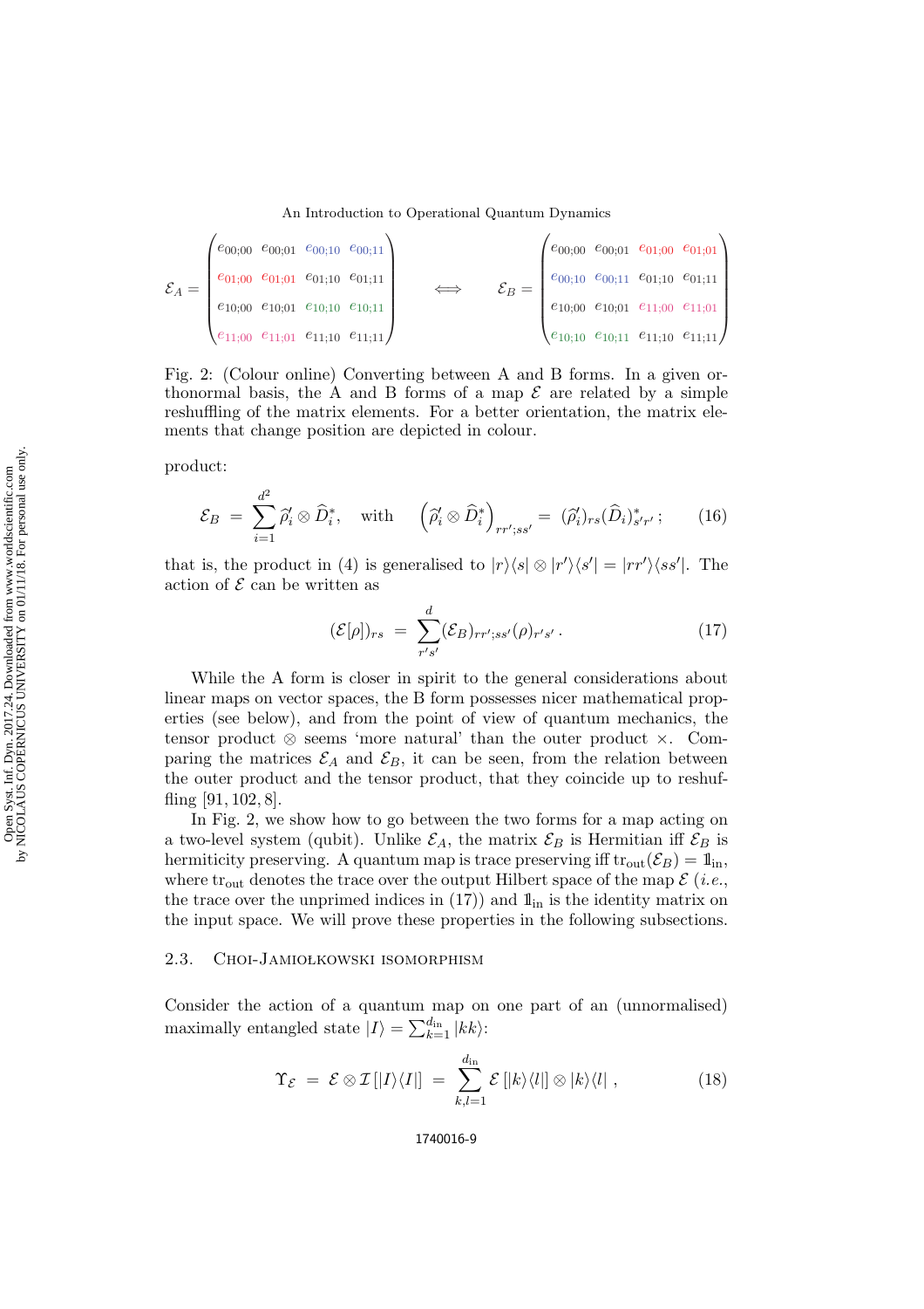$$\mathcal{E}_A = \begin{pmatrix} e_{00;00} & e_{00;01} & e_{00;10} & e_{00;11} \\ e_{01;00} & e_{01;01} & e_{01;10} & e_{01;11} \\ e_{10;00} & e_{10;01} & e_{10;10} & e_{10;11} \\ e_{11;00} & e_{11;01} & e_{11;10} & e_{11;11} \end{pmatrix} \qquad \Longleftrightarrow \qquad \mathcal{E}_B = \begin{pmatrix} e_{00;00} & e_{00;01} & e_{01;00} & e_{01;01} \\ e_{00;10} & e_{00;11} & e_{01;10} & e_{01;11} \\ e_{10;00} & e_{10;01} & e_{11;00} & e_{11;01} \\ e_{10;10} & e_{10;11} & e_{11;10} & e_{11;11} \end{pmatrix}$$

Fig. 2: (Colour online) Converting between A and B forms. In a given orthonormal basis, the A and B forms of a map $\mathcal{E}$ are related by a simple reshuffling of the matrix elements. For a better orientation, the matrix elements that change position are depicted in colour.

product:

$$\mathcal{E}_B \;=\; \sum_{i=1}^{d^2} \widehat{\rho}_i' \otimes \widehat{D}_i^*, \quad \text{with} \quad \left(\widehat{\rho}_i' \otimes \widehat{D}_i^*\right)_{rr';ss'} \;=\; (\widehat{\rho}_i')_{rs}(\widehat{D}_i)^*_{s'r'}\,; \tag{16}$$

that is, the product in (4) is generalised to $|r\rangle\langle s| \otimes |r'\rangle\langle s'| = |rr'\rangle\langle ss'|$. The action of $\mathcal{E}$ can be written as

$$(\mathcal{E}[\rho])_{rs} \;=\; \sum_{r's'}^{d} (\mathcal{E}_B)_{rr';ss'}(\rho)_{r's'}\,. \tag{17}$$

While the A form is closer in spirit to the general considerations about linear maps on vector spaces, the B form possesses nicer mathematical properties (see below), and from the point of view of quantum mechanics, the tensor product $\otimes$ seems 'more natural' than the outer product $\times$. Comparing the matrices $\mathcal{E}_A$ and $\mathcal{E}_B$, it can be seen, from the relation between the outer product and the tensor product, that they coincide up to reshuffling [91, 102, 8].

In Fig. 2, we show how to go between the two forms for a map acting on a two-level system (qubit). Unlike $\mathcal{E}_A$, the matrix $\mathcal{E}_B$ is Hermitian iff $\mathcal{E}_B$ is hermiticity preserving. A quantum map is trace preserving iff $\mathrm{tr}_{\mathrm{out}}(\mathcal{E}_B) = \mathbb{1}_{\mathrm{in}}$, where $\mathrm{tr}_{\mathrm{out}}$ denotes the trace over the output Hilbert space of the map $\mathcal{E}$ (*i.e.*, the trace over the unprimed indices in (17)) and $\mathbb{1}_{\mathrm{in}}$ is the identity matrix on the input space. We will prove these properties in the following subsections.

### 2.3. Choi-Jamiołkowski isomorphism

Consider the action of a quantum map on one part of an (unnormalised) maximally entangled state $|I\rangle = \sum_{k=1}^{d_{\mathrm{in}}} |kk\rangle$:

$$\Upsilon_{\mathcal{E}} \;=\; \mathcal{E} \otimes \mathcal{I}\left[|I\rangle\langle I|\right] \;=\; \sum_{k,l=1}^{d_{\mathrm{in}}} \mathcal{E}\left[|k\rangle\langle l|\right] \otimes |k\rangle\langle l|\;, \tag{18}$$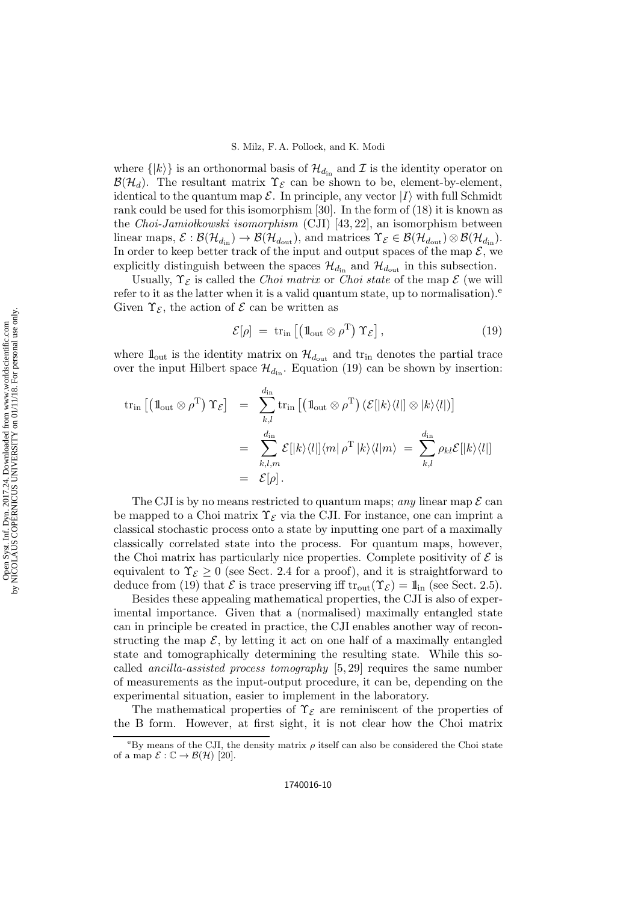where $\{|k\rangle\}$ is an orthonormal basis of $\mathcal{H}_{d_{\text{in}}}$ and $\mathcal{I}$ is the identity operator on $\mathcal{B}(\mathcal{H}_d)$. The resultant matrix $\Upsilon_\mathcal{E}$ can be shown to be, element-by-element, identical to the quantum map $\mathcal{E}$. In principle, any vector $|I\rangle$ with full Schmidt rank could be used for this isomorphism [30]. In the form of (18) it is known as the *Choi-Jamiołkowski isomorphism* (CJI) [43, 22], an isomorphism between linear maps, $\mathcal{E} : \mathcal{B}(\mathcal{H}_{d_{\text{in}}}) \to \mathcal{B}(\mathcal{H}_{d_{\text{out}}})$, and matrices $\Upsilon_\mathcal{E} \in \mathcal{B}(\mathcal{H}_{d_{\text{out}}}) \otimes \mathcal{B}(\mathcal{H}_{d_{\text{in}}})$. In order to keep better track of the input and output spaces of the map $\mathcal{E}$, we explicitly distinguish between the spaces $\mathcal{H}_{d_{\text{in}}}$ and $\mathcal{H}_{d_{\text{out}}}$ in this subsection.

Usually, $\Upsilon_\mathcal{E}$ is called the *Choi matrix* or *Choi state* of the map $\mathcal{E}$ (we will refer to it as the latter when it is a valid quantum state, up to normalisation).[e] Given $\Upsilon_\mathcal{E}$, the action of $\mathcal{E}$ can be written as

$$\mathcal{E}[\rho] \;=\; \text{tr}_{\text{in}}\left[\left(\mathbb{1}_{\text{out}} \otimes \rho^{\text{T}}\right) \Upsilon_\mathcal{E}\right], \tag{19}$$

where $\mathbb{1}_{\text{out}}$ is the identity matrix on $\mathcal{H}_{d_{\text{out}}}$ and $\text{tr}_{\text{in}}$ denotes the partial trace over the input Hilbert space $\mathcal{H}_{d_{\text{in}}}$. Equation (19) can be shown by insertion:

$$\begin{aligned}
\text{tr}_{\text{in}}\left[\left(\mathbb{1}_{\text{out}} \otimes \rho^{\text{T}}\right) \Upsilon_\mathcal{E}\right] &= \sum_{k,l}^{d_{\text{in}}} \text{tr}_{\text{in}}\left[\left(\mathbb{1}_{\text{out}} \otimes \rho^{\text{T}}\right)\left(\mathcal{E}[|k\rangle\langle l|] \otimes |k\rangle\langle l|\right)\right] \\
&= \sum_{k,l,m}^{d_{\text{in}}} \mathcal{E}[|k\rangle\langle l|]\langle m|\,\rho^{\text{T}}\,|k\rangle\langle l|m\rangle \;=\; \sum_{k,l}^{d_{\text{in}}} \rho_{kl}\mathcal{E}[|k\rangle\langle l|] \\
&= \mathcal{E}[\rho]\,.
\end{aligned}$$

The CJI is by no means restricted to quantum maps; *any* linear map $\mathcal{E}$ can be mapped to a Choi matrix $\Upsilon_\mathcal{E}$ via the CJI. For instance, one can imprint a classical stochastic process onto a state by inputting one part of a maximally classically correlated state into the process. For quantum maps, however, the Choi matrix has particularly nice properties. Complete positivity of $\mathcal{E}$ is equivalent to $\Upsilon_\mathcal{E} \geq 0$ (see Sect. 2.4 for a proof), and it is straightforward to deduce from (19) that $\mathcal{E}$ is trace preserving iff $\text{tr}_{\text{out}}(\Upsilon_\mathcal{E}) = \mathbb{1}_{\text{in}}$ (see Sect. 2.5).

Besides these appealing mathematical properties, the CJI is also of experimental importance. Given that a (normalised) maximally entangled state can in principle be created in practice, the CJI enables another way of reconstructing the map $\mathcal{E}$, by letting it act on one half of a maximally entangled state and tomographically determining the resulting state. While this so-called *ancilla-assisted process tomography* [5, 29] requires the same number of measurements as the input-output procedure, it can be, depending on the experimental situation, easier to implement in the laboratory.

The mathematical properties of $\Upsilon_\mathcal{E}$ are reminiscent of the properties of the B form. However, at first sight, it is not clear how the Choi matrix

[e] By means of the CJI, the density matrix $\rho$ itself can also be considered the Choi state of a map $\mathcal{E} : \mathbb{C} \to \mathcal{B}(\mathcal{H})$ [20].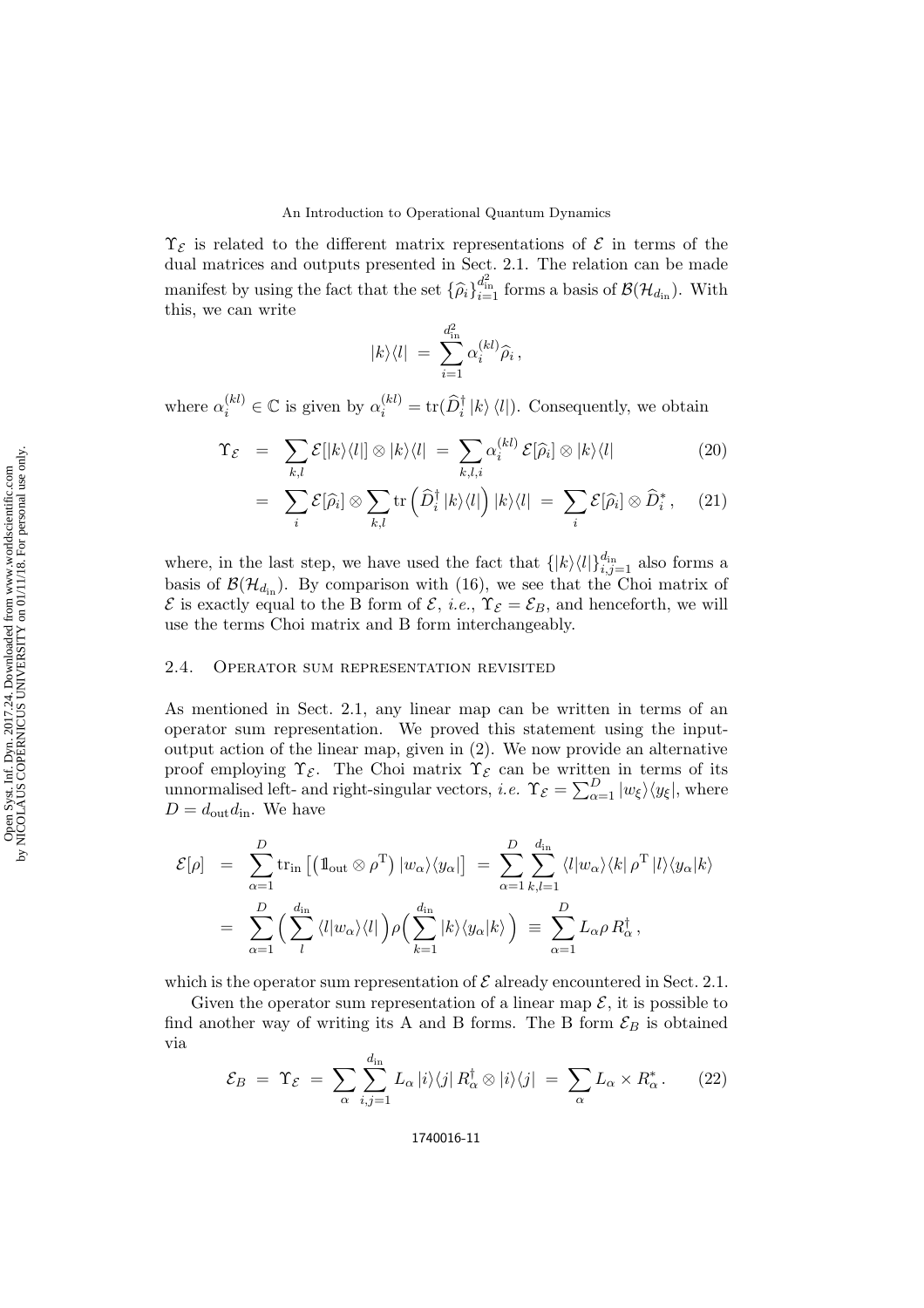$\Upsilon_{\mathcal{E}}$ is related to the different matrix representations of $\mathcal{E}$ in terms of the dual matrices and outputs presented in Sect. 2.1. The relation can be made manifest by using the fact that the set $\{\widehat{\rho}_i\}_{i=1}^{d_{\text{in}}^2}$ forms a basis of $\mathcal{B}(\mathcal{H}_{d_{\text{in}}})$. With this, we can write

$$|k\rangle\langle l| \;=\; \sum_{i=1}^{d_{\text{in}}^2} \alpha_i^{(kl)} \widehat{\rho}_i \,,$$

where $\alpha_i^{(kl)} \in \mathbb{C}$ is given by $\alpha_i^{(kl)} = \text{tr}(\widehat{D}_i^\dagger \, |k\rangle \, \langle l|)$. Consequently, we obtain

$$\Upsilon_{\mathcal{E}} \;=\; \sum_{k,l} \mathcal{E}[|k\rangle\langle l|] \otimes |k\rangle\langle l| \;=\; \sum_{k,l,i} \alpha_i^{(kl)} \, \mathcal{E}[\widehat{\rho}_i] \otimes |k\rangle\langle l| \tag{20}$$

$$= \;\sum_{i} \mathcal{E}[\widehat{\rho}_i] \otimes \sum_{k,l} \text{tr}\left(\widehat{D}_i^\dagger \, |k\rangle\langle l|\right) |k\rangle\langle l| \;=\; \sum_i \mathcal{E}[\widehat{\rho}_i] \otimes \widehat{D}_i^* \,, \tag{21}$$

where, in the last step, we have used the fact that $\{|k\rangle\langle l|\}_{i,j=1}^{d_{\text{in}}}$ also forms a basis of $\mathcal{B}(\mathcal{H}_{d_{\text{in}}})$. By comparison with (16), we see that the Choi matrix of $\mathcal{E}$ is exactly equal to the B form of $\mathcal{E}$, *i.e.*, $\Upsilon_{\mathcal{E}} = \mathcal{E}_B$, and henceforth, we will use the terms Choi matrix and B form interchangeably.

## 2.4. Operator sum representation revisited

As mentioned in Sect. 2.1, any linear map can be written in terms of an operator sum representation. We proved this statement using the input-output action of the linear map, given in (2). We now provide an alternative proof employing $\Upsilon_{\mathcal{E}}$. The Choi matrix $\Upsilon_{\mathcal{E}}$ can be written in terms of its unnormalised left- and right-singular vectors, *i.e.* $\Upsilon_{\mathcal{E}} = \sum_{\alpha=1}^{D} |w_\xi\rangle\langle y_\xi|$, where $D = d_{\text{out}} d_{\text{in}}$. We have

$$\begin{aligned}
\mathcal{E}[\rho] \;&=\; \sum_{\alpha=1}^{D} \text{tr}_{\text{in}}\left[\left(\mathbb{1}_{\text{out}} \otimes \rho^{\text{T}}\right) |w_\alpha\rangle\langle y_\alpha|\right] \;=\; \sum_{\alpha=1}^{D} \sum_{k,l=1}^{d_{\text{in}}} \langle l|w_\alpha\rangle\langle k| \, \rho^{\text{T}} \, |l\rangle\langle y_\alpha|k\rangle \\
&=\; \sum_{\alpha=1}^{D} \Big( \sum_{l}^{d_{\text{in}}} \langle l|w_\alpha\rangle\langle l| \Big) \rho \Big( \sum_{k=1}^{d_{\text{in}}} |k\rangle\langle y_\alpha|k\rangle \Big) \;\equiv\; \sum_{\alpha=1}^{D} L_\alpha \rho \, R_\alpha^\dagger \,,
\end{aligned}$$

which is the operator sum representation of $\mathcal{E}$ already encountered in Sect. 2.1.

Given the operator sum representation of a linear map $\mathcal{E}$, it is possible to find another way of writing its A and B forms. The B form $\mathcal{E}_B$ is obtained via

$$\mathcal{E}_B \;=\; \Upsilon_{\mathcal{E}} \;=\; \sum_{\alpha} \sum_{i,j=1}^{d_{\text{in}}} L_\alpha \, |i\rangle\langle j| \, R_\alpha^\dagger \otimes |i\rangle\langle j| \;=\; \sum_\alpha L_\alpha \times R_\alpha^* \,. \tag{22}$$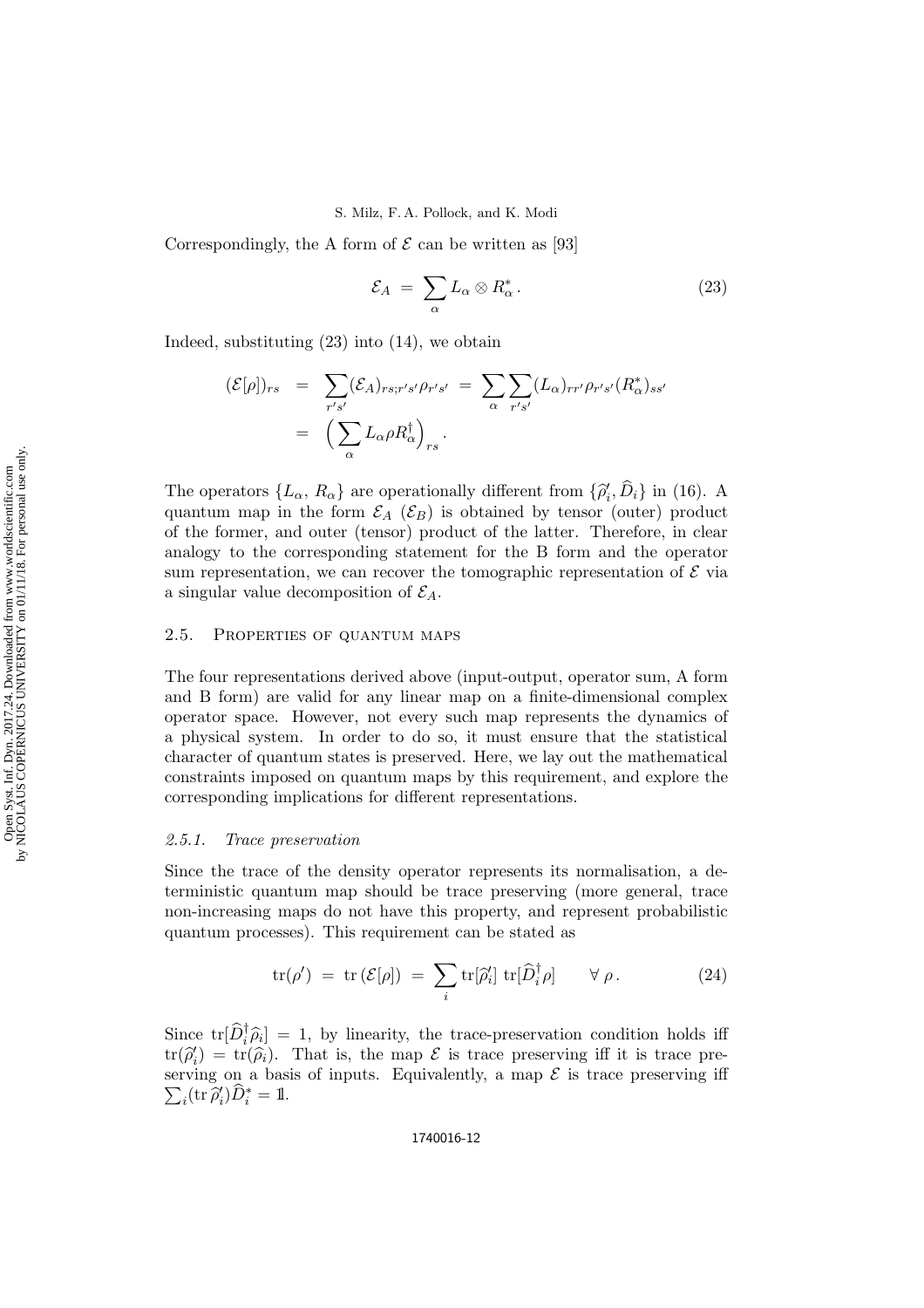Correspondingly, the A form of $\mathcal{E}$ can be written as [93]

$$\mathcal{E}_A \;=\; \sum_\alpha L_\alpha \otimes R_\alpha^* \,. \tag{23}$$

Indeed, substituting (23) into (14), we obtain

$$\begin{aligned}
(\mathcal{E}[\rho])_{rs} \;&=\; \sum_{r's'} (\mathcal{E}_A)_{rs;r's'} \rho_{r's'} \;=\; \sum_\alpha \sum_{r's'} (L_\alpha)_{rr'} \rho_{r's'} (R_\alpha^*)_{ss'} \\
&=\; \Big( \sum_\alpha L_\alpha \rho R_\alpha^\dagger \Big)_{rs} .
\end{aligned}$$

The operators $\{L_\alpha,\, R_\alpha\}$ are operationally different from $\{\widehat{\rho}_i',\, \widehat{D}_i\}$ in (16). A quantum map in the form $\mathcal{E}_A$ ($\mathcal{E}_B$) is obtained by tensor (outer) product of the former, and outer (tensor) product of the latter. Therefore, in clear analogy to the corresponding statement for the B form and the operator sum representation, we can recover the tomographic representation of $\mathcal{E}$ via a singular value decomposition of $\mathcal{E}_A$.

## 2.5. Properties of quantum maps

The four representations derived above (input-output, operator sum, A form and B form) are valid for any linear map on a finite-dimensional complex operator space. However, not every such map represents the dynamics of a physical system. In order to do so, it must ensure that the statistical character of quantum states is preserved. Here, we lay out the mathematical constraints imposed on quantum maps by this requirement, and explore the corresponding implications for different representations.

### *2.5.1. Trace preservation*

Since the trace of the density operator represents its normalisation, a deterministic quantum map should be trace preserving (more general, trace non-increasing maps do not have this property, and represent probabilistic quantum processes). This requirement can be stated as

$$\mathrm{tr}(\rho') \;=\; \mathrm{tr}\left(\mathcal{E}[\rho]\right) \;=\; \sum_i \mathrm{tr}[\widehat{\rho}_i'] \; \mathrm{tr}[\widehat{D}_i^\dagger \rho] \qquad \forall\, \rho \,. \tag{24}$$

Since $\mathrm{tr}[\widehat{D}_i^\dagger \widehat{\rho}_i] = 1$, by linearity, the trace-preservation condition holds iff $\mathrm{tr}(\widehat{\rho}_i') = \mathrm{tr}(\widehat{\rho}_i)$. That is, the map $\mathcal{E}$ is trace preserving iff it is trace preserving on a basis of inputs. Equivalently, a map $\mathcal{E}$ is trace preserving iff $\sum_i (\mathrm{tr}\, \widehat{\rho}_i') \widehat{D}_i^* = \mathbb{1}$.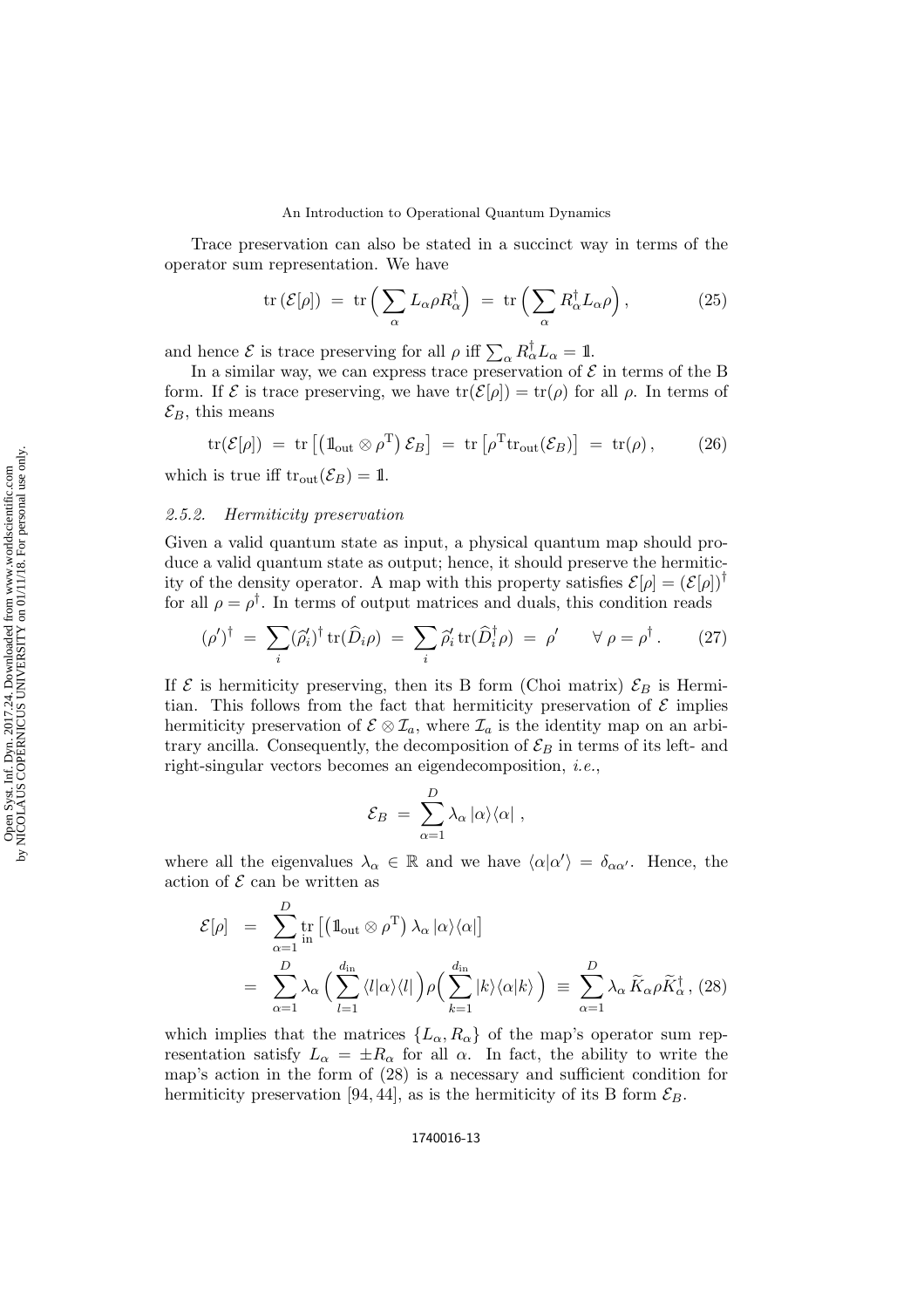Trace preservation can also be stated in a succinct way in terms of the operator sum representation. We have

$$\mathrm{tr}\left(\mathcal{E}[\rho]\right) \;=\; \mathrm{tr}\Big(\sum_\alpha L_\alpha \rho R_\alpha^\dagger\Big) \;=\; \mathrm{tr}\Big(\sum_\alpha R_\alpha^\dagger L_\alpha \rho\Big)\,, \tag{25}$$

and hence $\mathcal{E}$ is trace preserving for all $\rho$ iff $\sum_\alpha R_\alpha^\dagger L_\alpha = \mathbb{1}$.

In a similar way, we can express trace preservation of $\mathcal{E}$ in terms of the B form. If $\mathcal{E}$ is trace preserving, we have $\mathrm{tr}(\mathcal{E}[\rho]) = \mathrm{tr}(\rho)$ for all $\rho$. In terms of $\mathcal{E}_B$, this means

$$\mathrm{tr}(\mathcal{E}[\rho]) \;=\; \mathrm{tr}\left[\left(\mathbb{1}_{\mathrm{out}} \otimes \rho^{\mathrm{T}}\right)\mathcal{E}_B\right] \;=\; \mathrm{tr}\left[\rho^{\mathrm{T}}\mathrm{tr}_{\mathrm{out}}(\mathcal{E}_B)\right] \;=\; \mathrm{tr}(\rho)\,, \tag{26}$$

which is true iff $\mathrm{tr}_{\mathrm{out}}(\mathcal{E}_B) = \mathbb{1}$.

### 2.5.2. *Hermiticity preservation*

Given a valid quantum state as input, a physical quantum map should produce a valid quantum state as output; hence, it should preserve the hermiticity of the density operator. A map with this property satisfies $\mathcal{E}[\rho] = (\mathcal{E}[\rho])^\dagger$ for all $\rho = \rho^\dagger$. In terms of output matrices and duals, this condition reads

$$(\rho')^\dagger \;=\; \sum_i (\widehat{\rho}_i')^\dagger\,\mathrm{tr}(\widehat{D}_i\rho) \;=\; \sum_i \widehat{\rho}_i'\,\mathrm{tr}(\widehat{D}_i^\dagger\rho) \;=\; \rho' \qquad \forall\, \rho = \rho^\dagger\,. \tag{27}$$

If $\mathcal{E}$ is hermiticity preserving, then its B form (Choi matrix) $\mathcal{E}_B$ is Hermitian. This follows from the fact that hermiticity preservation of $\mathcal{E}$ implies hermiticity preservation of $\mathcal{E}\otimes\mathcal{I}_a$, where $\mathcal{I}_a$ is the identity map on an arbitrary ancilla. Consequently, the decomposition of $\mathcal{E}_B$ in terms of its left- and right-singular vectors becomes an eigendecomposition, *i.e.*,

$$\mathcal{E}_B \;=\; \sum_{\alpha=1}^{D} \lambda_\alpha \left|\alpha\right\rangle\!\left\langle\alpha\right|\,,$$

where all the eigenvalues $\lambda_\alpha \in \mathbb{R}$ and we have $\langle\alpha|\alpha'\rangle = \delta_{\alpha\alpha'}$. Hence, the action of $\mathcal{E}$ can be written as

$$\begin{aligned}
\mathcal{E}[\rho] \;&=\; \sum_{\alpha=1}^{D} \underset{\mathrm{in}}{\mathrm{tr}}\left[\left(\mathbb{1}_{\mathrm{out}}\otimes\rho^{\mathrm{T}}\right)\lambda_\alpha\left|\alpha\right\rangle\!\left\langle\alpha\right|\right] \\
&=\; \sum_{\alpha=1}^{D} \lambda_\alpha\Big(\sum_{l=1}^{d_{\mathrm{in}}}\langle l|\alpha\rangle\langle l|\Big)\rho\Big(\sum_{k=1}^{d_{\mathrm{in}}}|k\rangle\langle\alpha|k\rangle\Big) \;\equiv\; \sum_{\alpha=1}^{D}\lambda_\alpha\,\widetilde{K}_\alpha\rho\widetilde{K}_\alpha^\dagger\,,
\end{aligned} \tag{28}$$

which implies that the matrices $\{L_\alpha, R_\alpha\}$ of the map's operator sum representation satisfy $L_\alpha = \pm R_\alpha$ for all $\alpha$. In fact, the ability to write the map's action in the form of (28) is a necessary and sufficient condition for hermiticity preservation [94, 44], as is the hermiticity of its B form $\mathcal{E}_B$.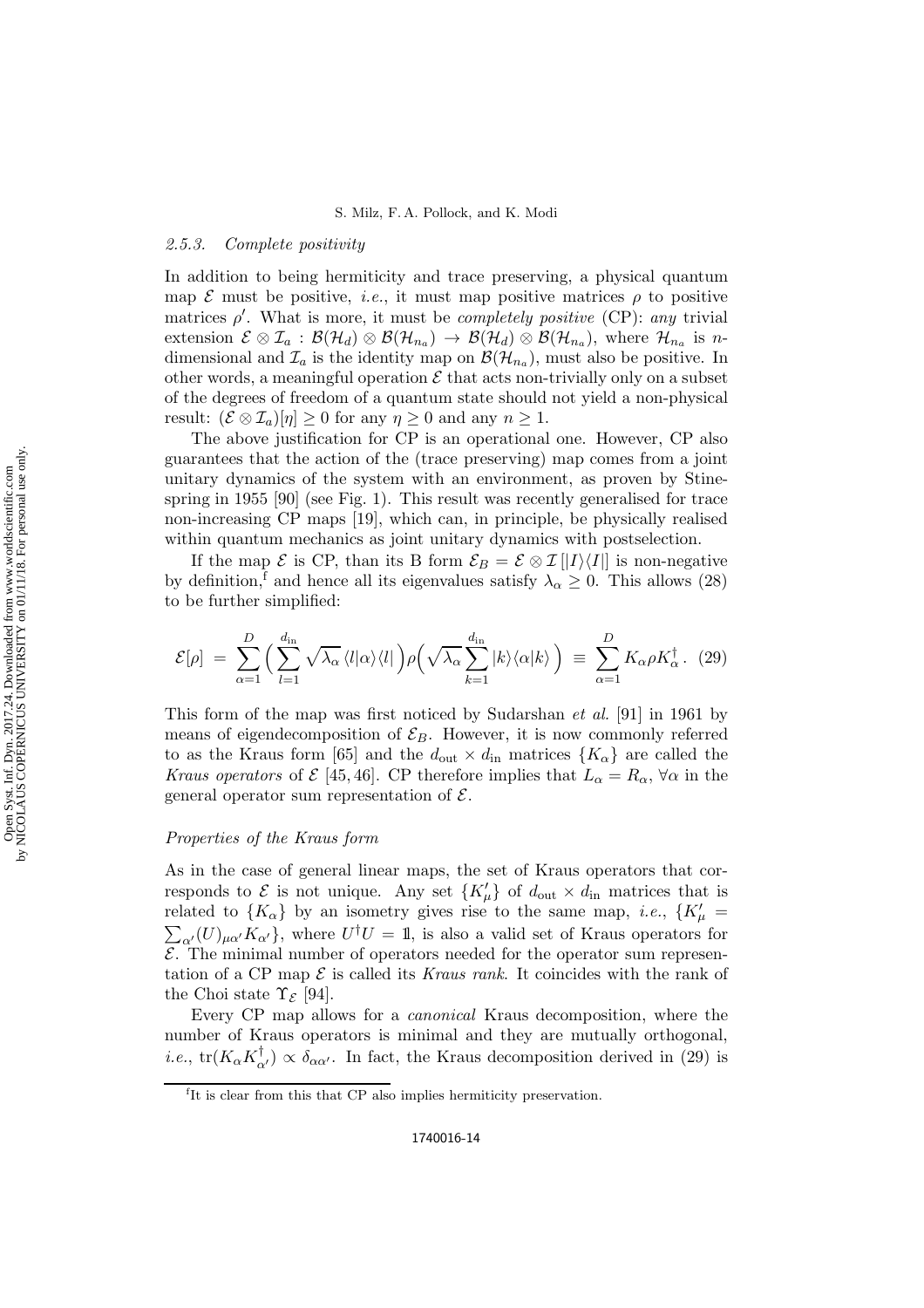### 2.5.3. Complete positivity

In addition to being hermiticity and trace preserving, a physical quantum map $\mathcal{E}$ must be positive, *i.e.*, it must map positive matrices $\rho$ to positive matrices $\rho'$. What is more, it must be *completely positive* (CP): *any* trivial extension $\mathcal{E} \otimes \mathcal{I}_a : \mathcal{B}(\mathcal{H}_d) \otimes \mathcal{B}(\mathcal{H}_{n_a}) \to \mathcal{B}(\mathcal{H}_d) \otimes \mathcal{B}(\mathcal{H}_{n_a})$, where $\mathcal{H}_{n_a}$ is $n$-dimensional and $\mathcal{I}_a$ is the identity map on $\mathcal{B}(\mathcal{H}_{n_a})$, must also be positive. In other words, a meaningful operation $\mathcal{E}$ that acts non-trivially only on a subset of the degrees of freedom of a quantum state should not yield a non-physical result: $(\mathcal{E} \otimes \mathcal{I}_a)[\eta] \geq 0$ for any $\eta \geq 0$ and any $n \geq 1$.

The above justification for CP is an operational one. However, CP also guarantees that the action of the (trace preserving) map comes from a joint unitary dynamics of the system with an environment, as proven by Stinespring in 1955 [90] (see Fig. 1). This result was recently generalised for trace non-increasing CP maps [19], which can, in principle, be physically realised within quantum mechanics as joint unitary dynamics with postselection.

If the map $\mathcal{E}$ is CP, than its B form $\mathcal{E}_B = \mathcal{E} \otimes \mathcal{I}\left[|I\rangle\langle I|\right]$ is non-negative by definition,[f] and hence all its eigenvalues satisfy $\lambda_\alpha \geq 0$. This allows (28) to be further simplified:

$$\mathcal{E}[\rho] = \sum_{\alpha=1}^{D} \Big( \sum_{l=1}^{d_{\text{in}}} \sqrt{\lambda_\alpha}\, \langle l|\alpha\rangle\langle l| \Big) \rho \Big( \sqrt{\lambda_\alpha} \sum_{k=1}^{d_{\text{in}}} |k\rangle\langle\alpha|k\rangle \Big) \equiv \sum_{\alpha=1}^{D} K_\alpha \rho K_\alpha^\dagger. \quad (29)$$

This form of the map was first noticed by Sudarshan *et al.* [91] in 1961 by means of eigendecomposition of $\mathcal{E}_B$. However, it is now commonly referred to as the Kraus form [65] and the $d_{\text{out}} \times d_{\text{in}}$ matrices $\{K_\alpha\}$ are called the *Kraus operators* of $\mathcal{E}$ [45, 46]. CP therefore implies that $L_\alpha = R_\alpha$, $\forall \alpha$ in the general operator sum representation of $\mathcal{E}$.

*Properties of the Kraus form*

As in the case of general linear maps, the set of Kraus operators that corresponds to $\mathcal{E}$ is not unique. Any set $\{K'_\mu\}$ of $d_{\text{out}} \times d_{\text{in}}$ matrices that is related to $\{K_\alpha\}$ by an isometry gives rise to the same map, *i.e.*, $\{K'_\mu = \sum_{\alpha'} (U)_{\mu\alpha'} K_{\alpha'}\}$, where $U^\dagger U = \mathbb{1}$, is also a valid set of Kraus operators for $\mathcal{E}$. The minimal number of operators needed for the operator sum representation of a CP map $\mathcal{E}$ is called its *Kraus rank*. It coincides with the rank of the Choi state $\Upsilon_\mathcal{E}$ [94].

Every CP map allows for a *canonical* Kraus decomposition, where the number of Kraus operators is minimal and they are mutually orthogonal, *i.e.*, $\text{tr}(K_\alpha K_{\alpha'}^\dagger) \propto \delta_{\alpha\alpha'}$. In fact, the Kraus decomposition derived in (29) is

[f] It is clear from this that CP also implies hermiticity preservation.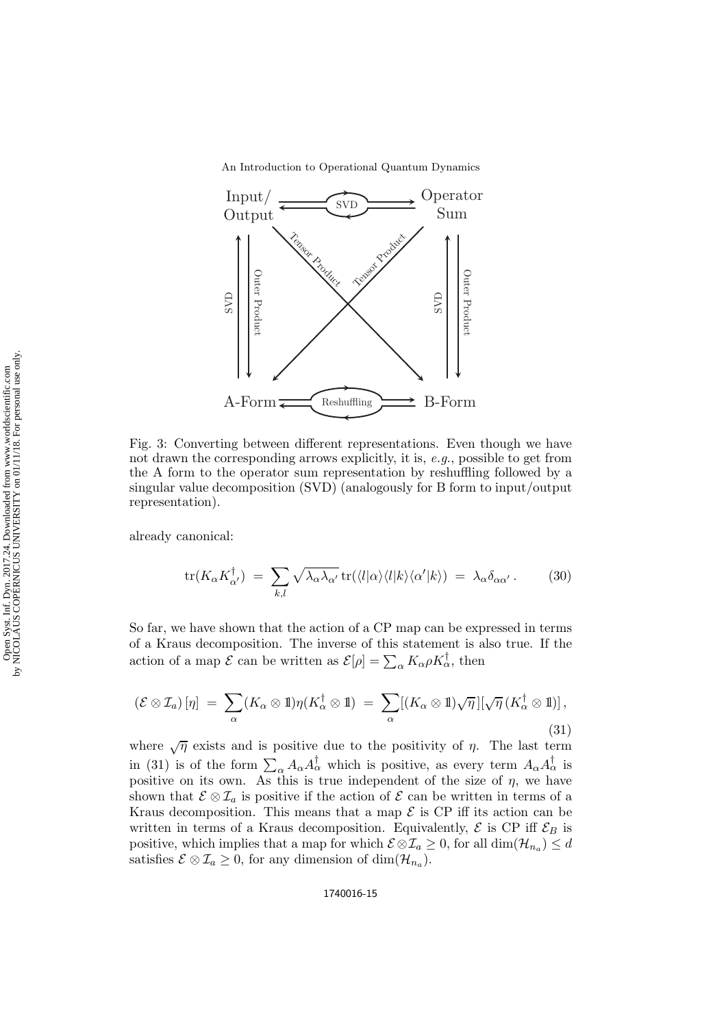Fig. 3: Converting between different representations. Even though we have not drawn the corresponding arrows explicitly, it is, *e.g.*, possible to get from the A form to the operator sum representation by reshuffling followed by a singular value decomposition (SVD) (analogously for B form to input/output representation).

already canonical:

$$\operatorname{tr}(K_\alpha K_{\alpha'}^\dagger) \;=\; \sum_{k,l} \sqrt{\lambda_\alpha \lambda_{\alpha'}}\, \operatorname{tr}(\langle l|\alpha\rangle\langle l|k\rangle\langle \alpha'|k\rangle) \;=\; \lambda_\alpha \delta_{\alpha\alpha'} \,. \tag{30}$$

So far, we have shown that the action of a CP map can be expressed in terms of a Kraus decomposition. The inverse of this statement is also true. If the action of a map $\mathcal{E}$ can be written as $\mathcal{E}[\rho] = \sum_\alpha K_\alpha \rho K_\alpha^\dagger$, then

$$(\mathcal{E} \otimes \mathcal{I}_a)\,[\eta] \;=\; \sum_\alpha (K_\alpha \otimes \mathbb{1})\eta(K_\alpha^\dagger \otimes \mathbb{1}) \;=\; \sum_\alpha [(K_\alpha \otimes \mathbb{1})\sqrt{\eta}\,][\sqrt{\eta}\,(K_\alpha^\dagger \otimes \mathbb{1})]\,, \tag{31}$$

where $\sqrt{\eta}$ exists and is positive due to the positivity of $\eta$. The last term in (31) is of the form $\sum_\alpha A_\alpha A_\alpha^\dagger$ which is positive, as every term $A_\alpha A_\alpha^\dagger$ is positive on its own. As this is true independent of the size of $\eta$, we have shown that $\mathcal{E} \otimes \mathcal{I}_a$ is positive if the action of $\mathcal{E}$ can be written in terms of a Kraus decomposition. This means that a map $\mathcal{E}$ is CP iff its action can be written in terms of a Kraus decomposition. Equivalently, $\mathcal{E}$ is CP iff $\mathcal{E}_B$ is positive, which implies that a map for which $\mathcal{E} \otimes \mathcal{I}_a \geq 0$, for all $\dim(\mathcal{H}_{n_a}) \leq d$ satisfies $\mathcal{E} \otimes \mathcal{I}_a \geq 0$, for any dimension of $\dim(\mathcal{H}_{n_a})$.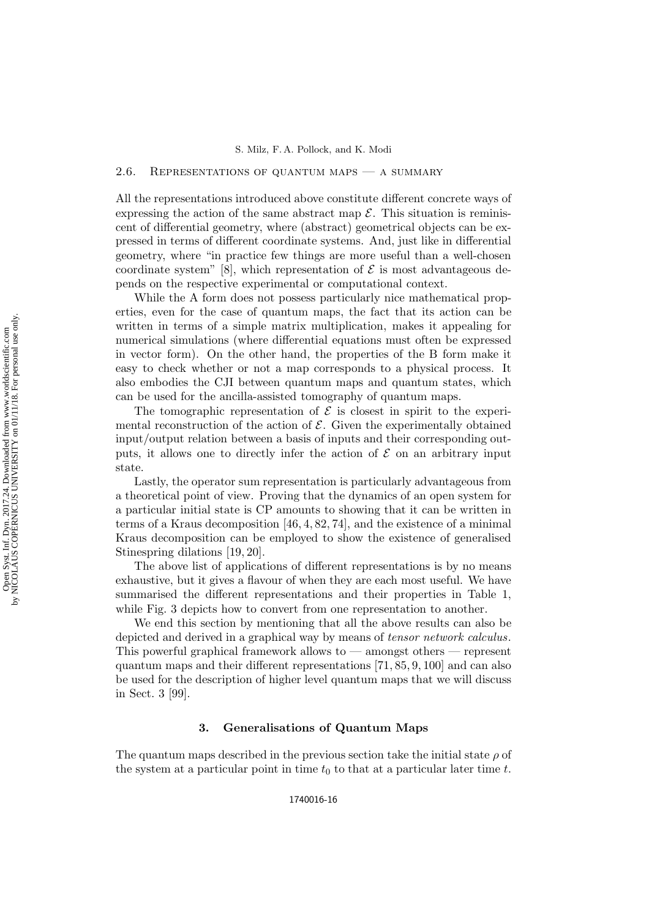### 2.6. Representations of quantum maps — a summary

All the representations introduced above constitute different concrete ways of expressing the action of the same abstract map $\mathcal{E}$. This situation is reminiscent of differential geometry, where (abstract) geometrical objects can be expressed in terms of different coordinate systems. And, just like in differential geometry, where "in practice few things are more useful than a well-chosen coordinate system" [8], which representation of $\mathcal{E}$ is most advantageous depends on the respective experimental or computational context.

While the A form does not possess particularly nice mathematical properties, even for the case of quantum maps, the fact that its action can be written in terms of a simple matrix multiplication, makes it appealing for numerical simulations (where differential equations must often be expressed in vector form). On the other hand, the properties of the B form make it easy to check whether or not a map corresponds to a physical process. It also embodies the CJI between quantum maps and quantum states, which can be used for the ancilla-assisted tomography of quantum maps.

The tomographic representation of $\mathcal{E}$ is closest in spirit to the experimental reconstruction of the action of $\mathcal{E}$. Given the experimentally obtained input/output relation between a basis of inputs and their corresponding outputs, it allows one to directly infer the action of $\mathcal{E}$ on an arbitrary input state.

Lastly, the operator sum representation is particularly advantageous from a theoretical point of view. Proving that the dynamics of an open system for a particular initial state is CP amounts to showing that it can be written in terms of a Kraus decomposition [46, 4, 82, 74], and the existence of a minimal Kraus decomposition can be employed to show the existence of generalised Stinespring dilations [19, 20].

The above list of applications of different representations is by no means exhaustive, but it gives a flavour of when they are each most useful. We have summarised the different representations and their properties in Table 1, while Fig. 3 depicts how to convert from one representation to another.

We end this section by mentioning that all the above results can also be depicted and derived in a graphical way by means of *tensor network calculus*. This powerful graphical framework allows to — amongst others — represent quantum maps and their different representations [71, 85, 9, 100] and can also be used for the description of higher level quantum maps that we will discuss in Sect. 3 [99].

## 3. Generalisations of Quantum Maps

The quantum maps described in the previous section take the initial state $\rho$ of the system at a particular point in time $t_0$ to that at a particular later time $t$.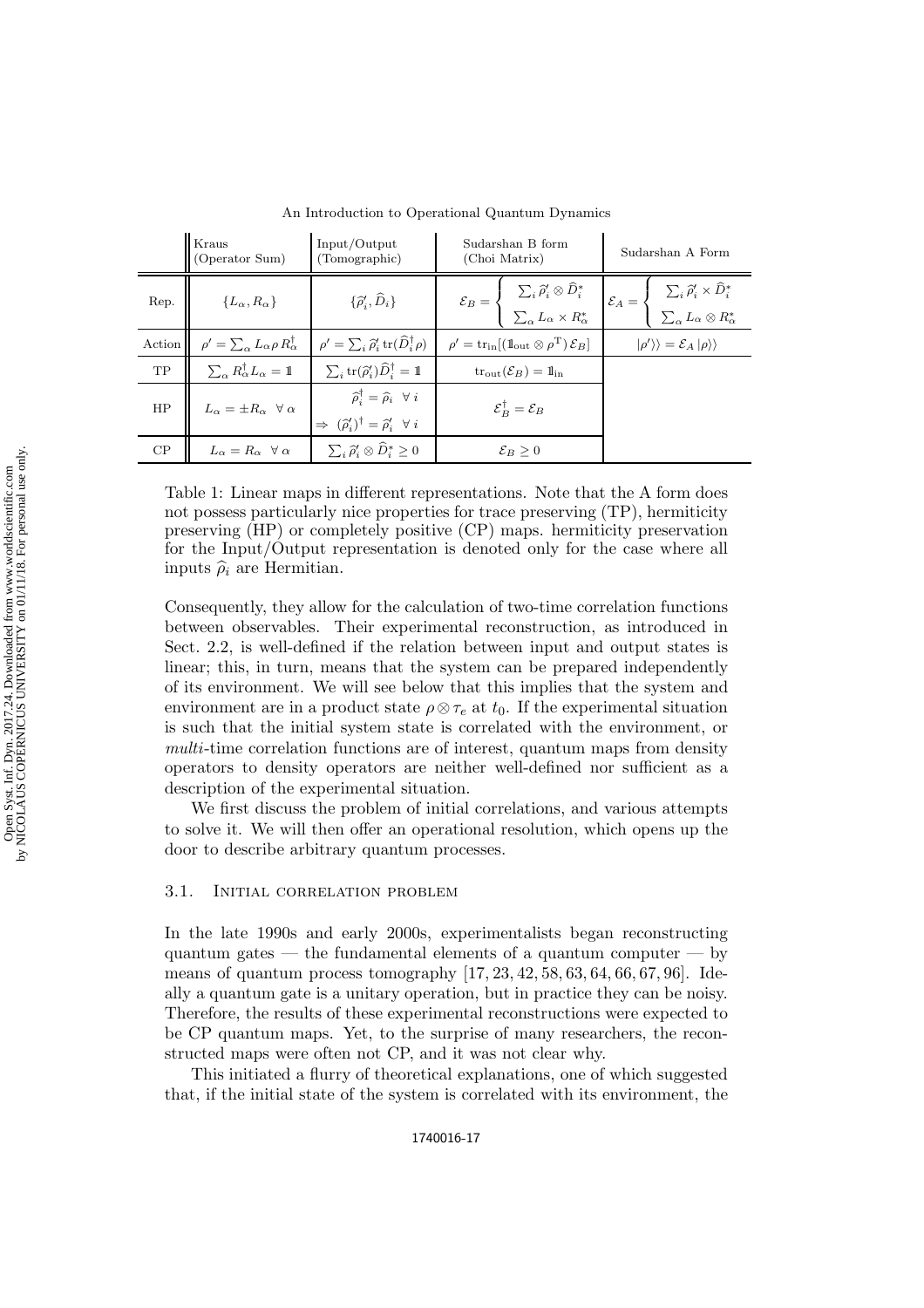| | Kraus (Operator Sum) | Input/Output (Tomographic) | Sudarshan B form (Choi Matrix) | Sudarshan A Form |
|---|---|---|---|---|
| Rep. | $\{L_\alpha, R_\alpha\}$ | $\{\widehat{\rho}'_i, \widehat{D}_i\}$ | $\mathcal{E}_B = \begin{cases} \sum_i \widehat{\rho}'_i \otimes \widehat{D}^*_i \\ \sum_\alpha L_\alpha \times R^*_\alpha \end{cases}$ | $\mathcal{E}_A = \begin{cases} \sum_i \widehat{\rho}'_i \times \widehat{D}^*_i \\ \sum_\alpha L_\alpha \otimes R^*_\alpha \end{cases}$ |
| Action | $\rho' = \sum_\alpha L_\alpha \rho R^\dagger_\alpha$ | $\rho' = \sum_i \widehat{\rho}'_i \operatorname{tr}(\widehat{D}^\dagger_i \rho)$ | $\rho' = \operatorname{tr}_{\text{in}}[(\mathbb{1}_{\text{out}} \otimes \rho^{\text{T}}) \mathcal{E}_B]$ | $\vert\rho'\rangle\rangle = \mathcal{E}_A \vert\rho\rangle\rangle$ |
| TP | $\sum_\alpha R^\dagger_\alpha L_\alpha = \mathbb{1}$ | $\sum_i \operatorname{tr}(\widehat{\rho}'_i)\widehat{D}^\dagger_i = \mathbb{1}$ | $\operatorname{tr}_{\text{out}}(\mathcal{E}_B) = \mathbb{1}_{\text{in}}$ | |
| HP | $L_\alpha = \pm R_\alpha \ \ \forall \alpha$ | $\widehat{\rho}^\dagger_i = \widehat{\rho}_i \ \ \forall i \Rightarrow (\widehat{\rho}'_i)^\dagger = \widehat{\rho}'_i \ \ \forall i$ | $\mathcal{E}^\dagger_B = \mathcal{E}_B$ | |
| CP | $L_\alpha = R_\alpha \ \ \forall \alpha$ | $\sum_i \widehat{\rho}'_i \otimes \widehat{D}^*_i \geq 0$ | $\mathcal{E}_B \geq 0$ | |

Table 1: Linear maps in different representations. Note that the A form does not possess particularly nice properties for trace preserving (TP), hermiticity preserving (HP) or completely positive (CP) maps. hermiticity preservation for the Input/Output representation is denoted only for the case where all inputs $\widehat{\rho}_i$ are Hermitian.

Consequently, they allow for the calculation of two-time correlation functions between observables. Their experimental reconstruction, as introduced in Sect. 2.2, is well-defined if the relation between input and output states is linear; this, in turn, means that the system can be prepared independently of its environment. We will see below that this implies that the system and environment are in a product state $\rho \otimes \tau_e$ at $t_0$. If the experimental situation is such that the initial system state is correlated with the environment, or *multi*-time correlation functions are of interest, quantum maps from density operators to density operators are neither well-defined nor sufficient as a description of the experimental situation.

We first discuss the problem of initial correlations, and various attempts to solve it. We will then offer an operational resolution, which opens up the door to describe arbitrary quantum processes.

### 3.1. Initial correlation problem

In the late 1990s and early 2000s, experimentalists began reconstructing quantum gates — the fundamental elements of a quantum computer — by means of quantum process tomography [17, 23, 42, 58, 63, 64, 66, 67, 96]. Ideally a quantum gate is a unitary operation, but in practice they can be noisy. Therefore, the results of these experimental reconstructions were expected to be CP quantum maps. Yet, to the surprise of many researchers, the reconstructed maps were often not CP, and it was not clear why.

This initiated a flurry of theoretical explanations, one of which suggested that, if the initial state of the system is correlated with its environment, the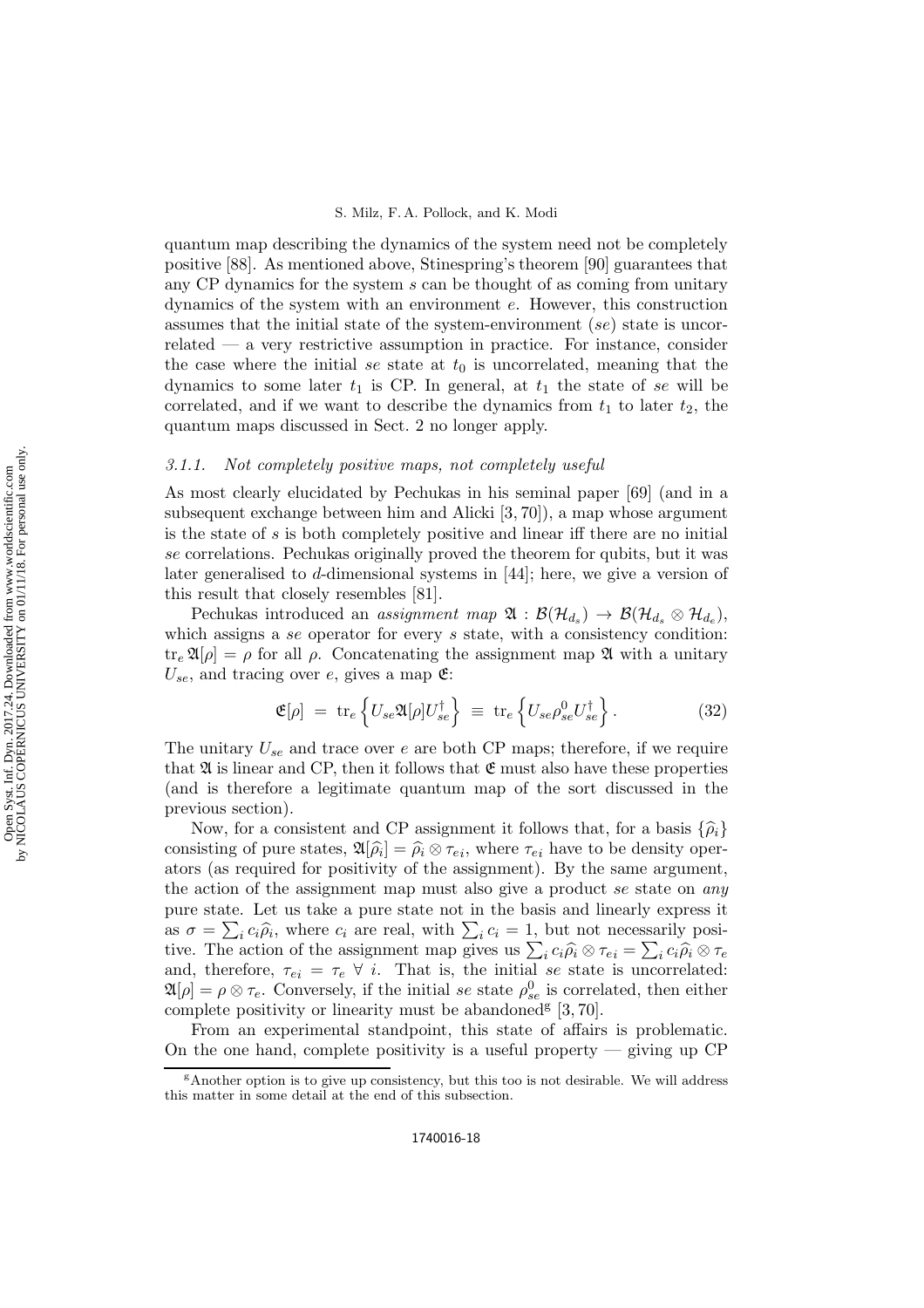quantum map describing the dynamics of the system need not be completely positive [88]. As mentioned above, Stinespring's theorem [90] guarantees that any CP dynamics for the system $s$ can be thought of as coming from unitary dynamics of the system with an environment $e$. However, this construction assumes that the initial state of the system-environment ($se$) state is uncorrelated — a very restrictive assumption in practice. For instance, consider the case where the initial $se$ state at $t_0$ is uncorrelated, meaning that the dynamics to some later $t_1$ is CP. In general, at $t_1$ the state of $se$ will be correlated, and if we want to describe the dynamics from $t_1$ to later $t_2$, the quantum maps discussed in Sect. 2 no longer apply.

### 3.1.1. *Not completely positive maps, not completely useful*

As most clearly elucidated by Pechukas in his seminal paper [69] (and in a subsequent exchange between him and Alicki [3, 70]), a map whose argument is the state of $s$ is both completely positive and linear iff there are no initial $se$ correlations. Pechukas originally proved the theorem for qubits, but it was later generalised to $d$-dimensional systems in [44]; here, we give a version of this result that closely resembles [81].

Pechukas introduced an *assignment map* $\mathfrak{A} : \mathcal{B}(\mathcal{H}_{d_s}) \to \mathcal{B}(\mathcal{H}_{d_s} \otimes \mathcal{H}_{d_e})$, which assigns a $se$ operator for every $s$ state, with a consistency condition: $\operatorname{tr}_e \mathfrak{A}[\rho] = \rho$ for all $\rho$. Concatenating the assignment map $\mathfrak{A}$ with a unitary $U_{se}$, and tracing over $e$, gives a map $\mathfrak{E}$:

$$\mathfrak{E}[\rho] \;=\; \operatorname{tr}_e \left\{ U_{se} \mathfrak{A}[\rho] U_{se}^\dagger \right\} \;\equiv\; \operatorname{tr}_e \left\{ U_{se} \rho_{se}^0 U_{se}^\dagger \right\}. \tag{32}$$

The unitary $U_{se}$ and trace over $e$ are both CP maps; therefore, if we require that $\mathfrak{A}$ is linear and CP, then it follows that $\mathfrak{E}$ must also have these properties (and is therefore a legitimate quantum map of the sort discussed in the previous section).

Now, for a consistent and CP assignment it follows that, for a basis $\{\widehat{\rho}_i\}$ consisting of pure states, $\mathfrak{A}[\widehat{\rho}_i] = \widehat{\rho}_i \otimes \tau_{ei}$, where $\tau_{ei}$ have to be density operators (as required for positivity of the assignment). By the same argument, the action of the assignment map must also give a product $se$ state on *any* pure state. Let us take a pure state not in the basis and linearly express it as $\sigma = \sum_i c_i \widehat{\rho}_i$, where $c_i$ are real, with $\sum_i c_i = 1$, but not necessarily positive. The action of the assignment map gives us $\sum_i c_i \widehat{\rho}_i \otimes \tau_{ei} = \sum_i c_i \widehat{\rho}_i \otimes \tau_e$ and, therefore, $\tau_{ei} = \tau_e \; \forall \; i$. That is, the initial $se$ state is uncorrelated: $\mathfrak{A}[\rho] = \rho \otimes \tau_e$. Conversely, if the initial $se$ state $\rho_{se}^0$ is correlated, then either complete positivity or linearity must be abandoned[g] [3, 70].

From an experimental standpoint, this state of affairs is problematic. On the one hand, complete positivity is a useful property — giving up CP

[g] Another option is to give up consistency, but this too is not desirable. We will address this matter in some detail at the end of this subsection.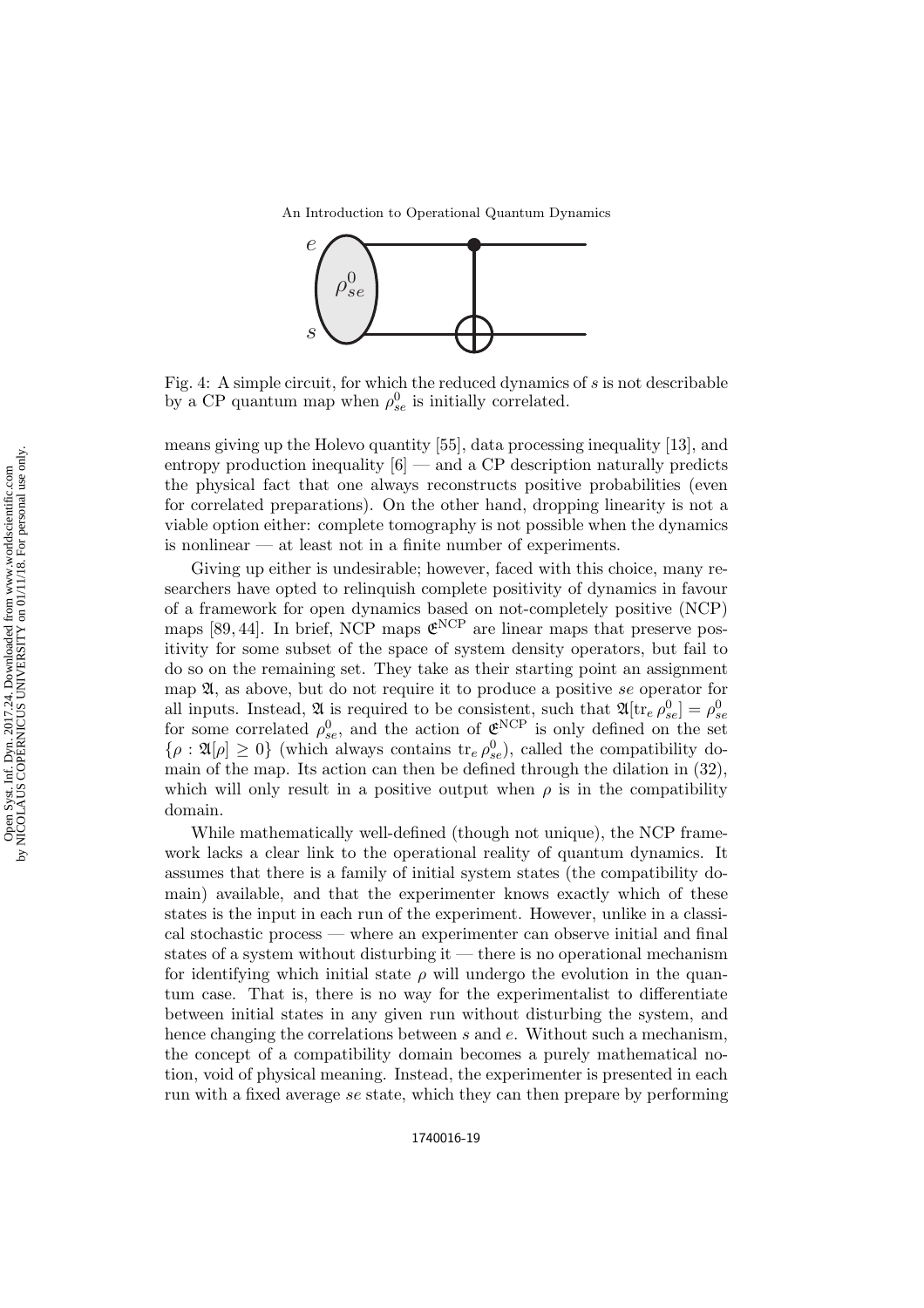Fig. 4: A simple circuit, for which the reduced dynamics of $s$ is not describable by a CP quantum map when $\rho^0_{se}$ is initially correlated.

means giving up the Holevo quantity [55], data processing inequality [13], and entropy production inequality [6] — and a CP description naturally predicts the physical fact that one always reconstructs positive probabilities (even for correlated preparations). On the other hand, dropping linearity is not a viable option either: complete tomography is not possible when the dynamics is nonlinear — at least not in a finite number of experiments.

Giving up either is undesirable; however, faced with this choice, many researchers have opted to relinquish complete positivity of dynamics in favour of a framework for open dynamics based on not-completely positive (NCP) maps [89, 44]. In brief, NCP maps $\mathfrak{E}^{\text{NCP}}$ are linear maps that preserve positivity for some subset of the space of system density operators, but fail to do so on the remaining set. They take as their starting point an assignment map $\mathfrak{A}$, as above, but do not require it to produce a positive $se$ operator for all inputs. Instead, $\mathfrak{A}$ is required to be consistent, such that $\mathfrak{A}[\text{tr}_e\, \rho^0_{se}] = \rho^0_{se}$ for some correlated $\rho^0_{se}$, and the action of $\mathfrak{E}^{\text{NCP}}$ is only defined on the set $\{\rho : \mathfrak{A}[\rho] \geq 0\}$ (which always contains $\text{tr}_e\, \rho^0_{se}$), called the compatibility domain of the map. Its action can then be defined through the dilation in (32), which will only result in a positive output when $\rho$ is in the compatibility domain.

While mathematically well-defined (though not unique), the NCP framework lacks a clear link to the operational reality of quantum dynamics. It assumes that there is a family of initial system states (the compatibility domain) available, and that the experimenter knows exactly which of these states is the input in each run of the experiment. However, unlike in a classical stochastic process — where an experimenter can observe initial and final states of a system without disturbing it — there is no operational mechanism for identifying which initial state $\rho$ will undergo the evolution in the quantum case. That is, there is no way for the experimentalist to differentiate between initial states in any given run without disturbing the system, and hence changing the correlations between $s$ and $e$. Without such a mechanism, the concept of a compatibility domain becomes a purely mathematical notion, void of physical meaning. Instead, the experimenter is presented in each run with a fixed average $se$ state, which they can then prepare by performing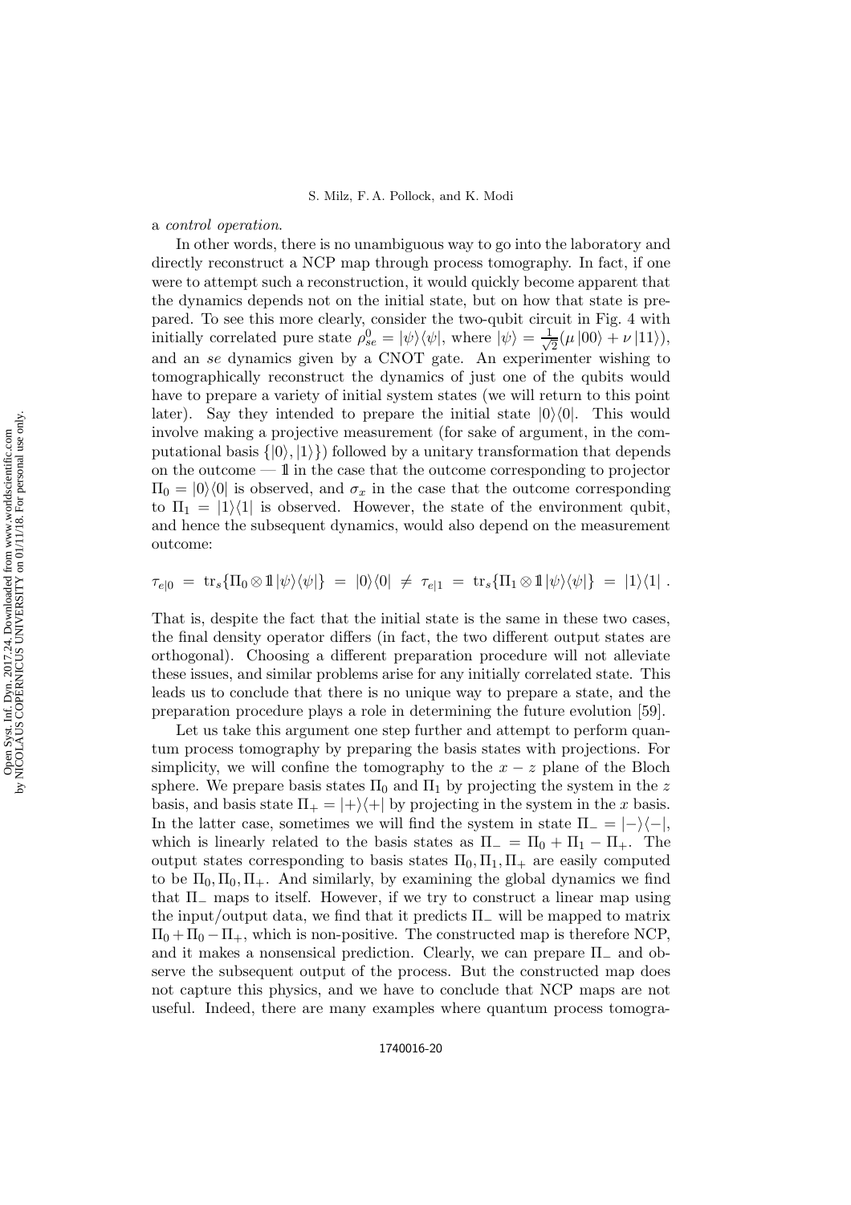a *control operation*.

In other words, there is no unambiguous way to go into the laboratory and directly reconstruct a NCP map through process tomography. In fact, if one were to attempt such a reconstruction, it would quickly become apparent that the dynamics depends not on the initial state, but on how that state is prepared. To see this more clearly, consider the two-qubit circuit in Fig. 4 with initially correlated pure state $\rho_{se}^0 = |\psi\rangle\langle\psi|$, where $|\psi\rangle = \frac{1}{\sqrt{2}}(\mu\,|00\rangle + \nu\,|11\rangle)$, and an *se* dynamics given by a CNOT gate. An experimenter wishing to tomographically reconstruct the dynamics of just one of the qubits would have to prepare a variety of initial system states (we will return to this point later). Say they intended to prepare the initial state $|0\rangle\langle 0|$. This would involve making a projective measurement (for sake of argument, in the computational basis $\{|0\rangle, |1\rangle\}$) followed by a unitary transformation that depends on the outcome — $\mathbb{1}$ in the case that the outcome corresponding to projector $\Pi_0 = |0\rangle\langle 0|$ is observed, and $\sigma_x$ in the case that the outcome corresponding to $\Pi_1 = |1\rangle\langle 1|$ is observed. However, the state of the environment qubit, and hence the subsequent dynamics, would also depend on the measurement outcome:

$$\tau_{e|0} \;=\; \mathrm{tr}_s\{\Pi_0 \otimes \mathbb{1}\,|\psi\rangle\langle\psi|\} \;=\; |0\rangle\langle 0| \;\neq\; \tau_{e|1} \;=\; \mathrm{tr}_s\{\Pi_1 \otimes \mathbb{1}\,|\psi\rangle\langle\psi|\} \;=\; |1\rangle\langle 1|\;.$$

That is, despite the fact that the initial state is the same in these two cases, the final density operator differs (in fact, the two different output states are orthogonal). Choosing a different preparation procedure will not alleviate these issues, and similar problems arise for any initially correlated state. This leads us to conclude that there is no unique way to prepare a state, and the preparation procedure plays a role in determining the future evolution [59].

Let us take this argument one step further and attempt to perform quantum process tomography by preparing the basis states with projections. For simplicity, we will confine the tomography to the $x-z$ plane of the Bloch sphere. We prepare basis states $\Pi_0$ and $\Pi_1$ by projecting the system in the $z$ basis, and basis state $\Pi_+ = |+\rangle\langle +|$ by projecting in the system in the $x$ basis. In the latter case, sometimes we will find the system in state $\Pi_- = |-\rangle\langle -|$, which is linearly related to the basis states as $\Pi_- = \Pi_0 + \Pi_1 - \Pi_+$. The output states corresponding to basis states $\Pi_0, \Pi_1, \Pi_+$ are easily computed to be $\Pi_0, \Pi_0, \Pi_+$. And similarly, by examining the global dynamics we find that $\Pi_-$ maps to itself. However, if we try to construct a linear map using the input/output data, we find that it predicts $\Pi_-$ will be mapped to matrix $\Pi_0 + \Pi_0 - \Pi_+$, which is non-positive. The constructed map is therefore NCP, and it makes a nonsensical prediction. Clearly, we can prepare $\Pi_-$ and observe the subsequent output of the process. But the constructed map does not capture this physics, and we have to conclude that NCP maps are not useful. Indeed, there are many examples where quantum process tomogra-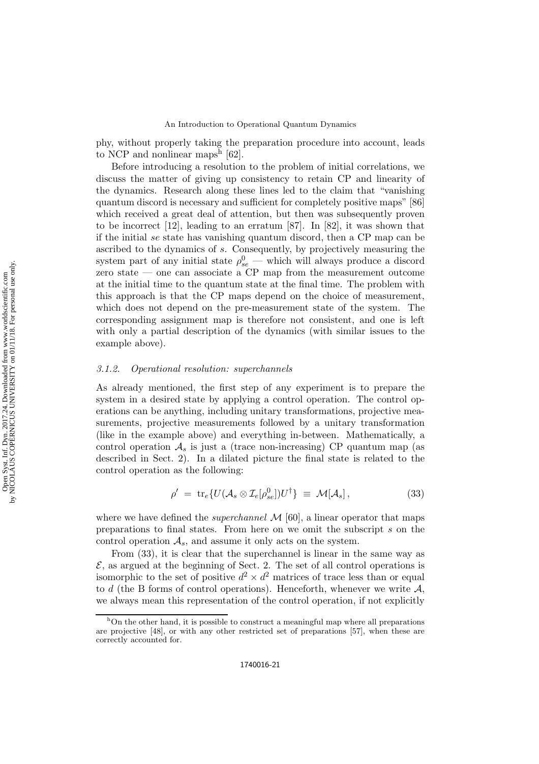phy, without properly taking the preparation procedure into account, leads to NCP and nonlinear maps[h] [62].

Before introducing a resolution to the problem of initial correlations, we discuss the matter of giving up consistency to retain CP and linearity of the dynamics. Research along these lines led to the claim that "vanishing quantum discord is necessary and sufficient for completely positive maps" [86] which received a great deal of attention, but then was subsequently proven to be incorrect [12], leading to an erratum [87]. In [82], it was shown that if the initial *se* state has vanishing quantum discord, then a CP map can be ascribed to the dynamics of *s*. Consequently, by projectively measuring the system part of any initial state $\rho^0_{se}$ — which will always produce a discord zero state — one can associate a CP map from the measurement outcome at the initial time to the quantum state at the final time. The problem with this approach is that the CP maps depend on the choice of measurement, which does not depend on the pre-measurement state of the system. The corresponding assignment map is therefore not consistent, and one is left with only a partial description of the dynamics (with similar issues to the example above).

### *3.1.2. Operational resolution: superchannels*

As already mentioned, the first step of any experiment is to prepare the system in a desired state by applying a control operation. The control operations can be anything, including unitary transformations, projective measurements, projective measurements followed by a unitary transformation (like in the example above) and everything in-between. Mathematically, a control operation $\mathcal{A}_s$ is just a (trace non-increasing) CP quantum map (as described in Sect. 2). In a dilated picture the final state is related to the control operation as the following:

$$\rho' \;=\; \mathrm{tr}_e\{U(\mathcal{A}_s \otimes \mathcal{I}_e[\rho^0_{se}])U^\dagger\} \;\equiv\; \mathcal{M}[\mathcal{A}_s]\,, \tag{33}$$

where we have defined the *superchannel* $\mathcal{M}$ [60], a linear operator that maps preparations to final states. From here on we omit the subscript $s$ on the control operation $\mathcal{A}_s$, and assume it only acts on the system.

From (33), it is clear that the superchannel is linear in the same way as $\mathcal{E}$, as argued at the beginning of Sect. 2. The set of all control operations is isomorphic to the set of positive $d^2 \times d^2$ matrices of trace less than or equal to $d$ (the B forms of control operations). Henceforth, whenever we write $\mathcal{A}$, we always mean this representation of the control operation, if not explicitly

[h]On the other hand, it is possible to construct a meaningful map where all preparations are projective [48], or with any other restricted set of preparations [57], when these are correctly accounted for.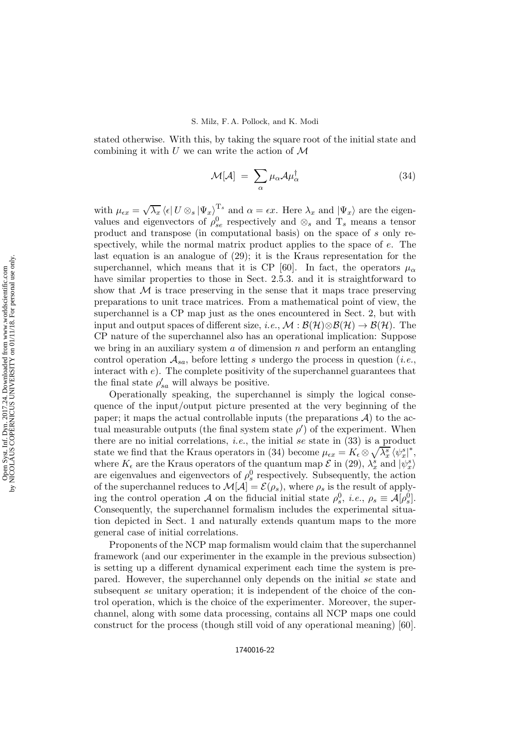stated otherwise. With this, by taking the square root of the initial state and combining it with $U$ we can write the action of $\mathcal{M}$

$$\mathcal{M}[\mathcal{A}] = \sum_{\alpha} \mu_{\alpha} \mathcal{A} \mu_{\alpha}^{\dagger} \tag{34}$$

with $\mu_{\epsilon x} = \sqrt{\lambda_x} \langle \epsilon | U \otimes_s |\Psi_x\rangle^{\mathrm{T}_s}$ and $\alpha = \epsilon x$. Here $\lambda_x$ and $|\Psi_x\rangle$ are the eigenvalues and eigenvectors of $\rho_{se}^0$ respectively and $\otimes_s$ and $\mathrm{T}_s$ means a tensor product and transpose (in computational basis) on the space of $s$ only respectively, while the normal matrix product applies to the space of $e$. The last equation is an analogue of (29); it is the Kraus representation for the superchannel, which means that it is CP [60]. In fact, the operators $\mu_{\alpha}$ have similar properties to those in Sect. 2.5.3. and it is straightforward to show that $\mathcal{M}$ is trace preserving in the sense that it maps trace preserving preparations to unit trace matrices. From a mathematical point of view, the superchannel is a CP map just as the ones encountered in Sect. 2, but with input and output spaces of different size, *i.e.*, $\mathcal{M} : \mathcal{B}(\mathcal{H}) \otimes \mathcal{B}(\mathcal{H}) \to \mathcal{B}(\mathcal{H})$. The CP nature of the superchannel also has an operational implication: Suppose we bring in an auxiliary system $a$ of dimension $n$ and perform an entangling control operation $\mathcal{A}_{sa}$, before letting $s$ undergo the process in question (*i.e.*, interact with $e$). The complete positivity of the superchannel guarantees that the final state $\rho'_{sa}$ will always be positive.

Operationally speaking, the superchannel is simply the logical consequence of the input/output picture presented at the very beginning of the paper; it maps the actual controllable inputs (the preparations $\mathcal{A}$) to the actual measurable outputs (the final system state $\rho'$) of the experiment. When there are no initial correlations, *i.e.*, the initial $se$ state in (33) is a product state we find that the Kraus operators in (34) become $\mu_{\epsilon x} = K_{\epsilon} \otimes \sqrt{\lambda_x^s} \langle \psi_x^s |^*$, where $K_{\epsilon}$ are the Kraus operators of the quantum map $\mathcal{E}$ in (29), $\lambda_x^s$ and $|\psi_x^s\rangle$ are eigenvalues and eigenvectors of $\rho_s^0$ respectively. Subsequently, the action of the superchannel reduces to $\mathcal{M}[\mathcal{A}] = \mathcal{E}(\rho_s)$, where $\rho_s$ is the result of applying the control operation $\mathcal{A}$ on the fiducial initial state $\rho_s^0$, *i.e.*, $\rho_s \equiv \mathcal{A}[\rho_s^0]$. Consequently, the superchannel formalism includes the experimental situation depicted in Sect. 1 and naturally extends quantum maps to the more general case of initial correlations.

Proponents of the NCP map formalism would claim that the superchannel framework (and our experimenter in the example in the previous subsection) is setting up a different dynamical experiment each time the system is prepared. However, the superchannel only depends on the initial $se$ state and subsequent $se$ unitary operation; it is independent of the choice of the control operation, which is the choice of the experimenter. Moreover, the superchannel, along with some data processing, contains all NCP maps one could construct for the process (though still void of any operational meaning) [60].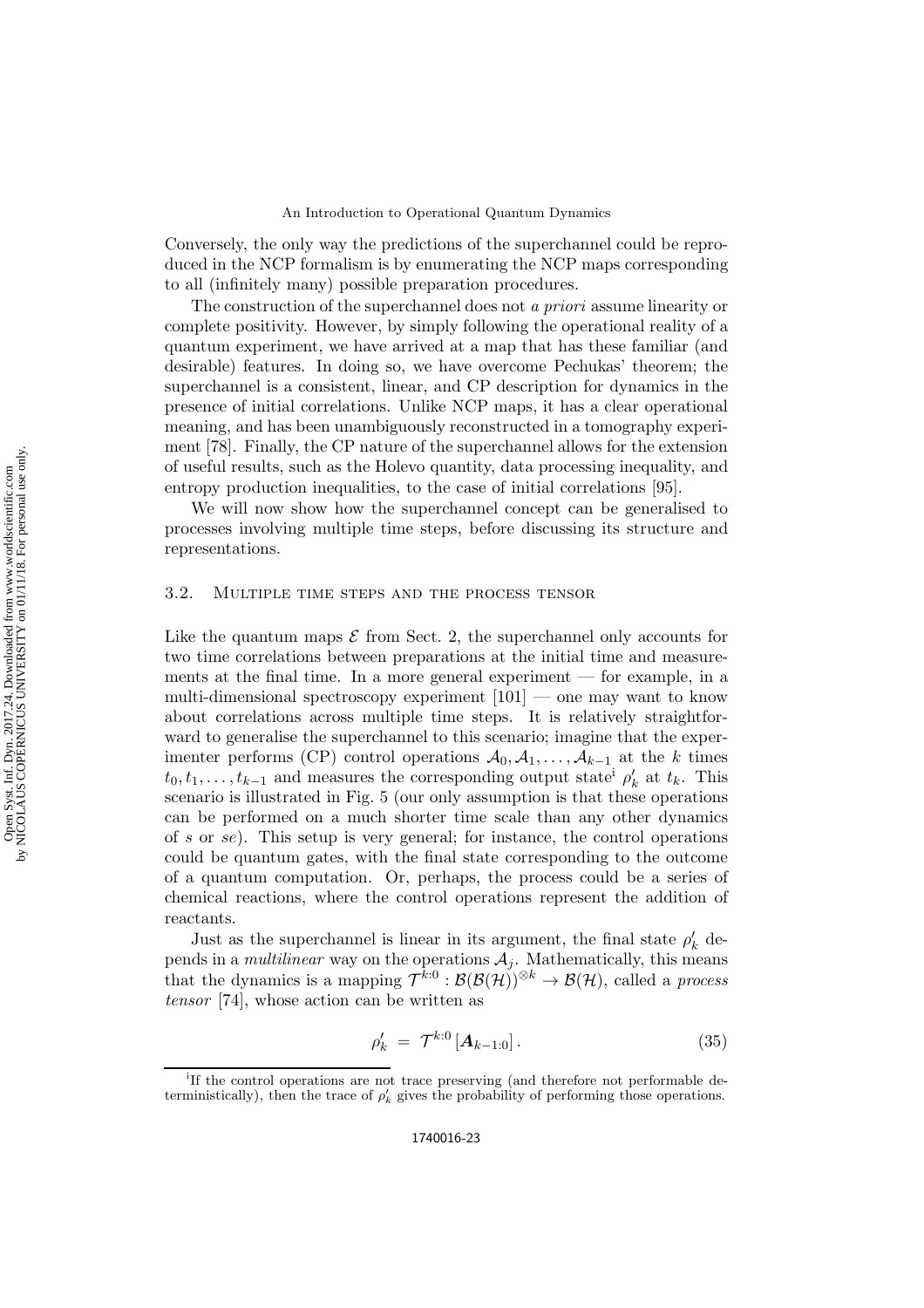Conversely, the only way the predictions of the superchannel could be reproduced in the NCP formalism is by enumerating the NCP maps corresponding to all (infinitely many) possible preparation procedures.

The construction of the superchannel does not *a priori* assume linearity or complete positivity. However, by simply following the operational reality of a quantum experiment, we have arrived at a map that has these familiar (and desirable) features. In doing so, we have overcome Pechukas' theorem; the superchannel is a consistent, linear, and CP description for dynamics in the presence of initial correlations. Unlike NCP maps, it has a clear operational meaning, and has been unambiguously reconstructed in a tomography experiment [78]. Finally, the CP nature of the superchannel allows for the extension of useful results, such as the Holevo quantity, data processing inequality, and entropy production inequalities, to the case of initial correlations [95].

We will now show how the superchannel concept can be generalised to processes involving multiple time steps, before discussing its structure and representations.

### 3.2. Multiple time steps and the process tensor

Like the quantum maps $\mathcal{E}$ from Sect. 2, the superchannel only accounts for two time correlations between preparations at the initial time and measurements at the final time. In a more general experiment — for example, in a multi-dimensional spectroscopy experiment [101] — one may want to know about correlations across multiple time steps. It is relatively straightforward to generalise the superchannel to this scenario; imagine that the experimenter performs (CP) control operations $\mathcal{A}_0, \mathcal{A}_1, \ldots, \mathcal{A}_{k-1}$ at the $k$ times $t_0, t_1, \ldots, t_{k-1}$ and measures the corresponding output state[i] $\rho'_k$ at $t_k$. This scenario is illustrated in Fig. 5 (our only assumption is that these operations can be performed on a much shorter time scale than any other dynamics of $s$ or $se$). This setup is very general; for instance, the control operations could be quantum gates, with the final state corresponding to the outcome of a quantum computation. Or, perhaps, the process could be a series of chemical reactions, where the control operations represent the addition of reactants.

Just as the superchannel is linear in its argument, the final state $\rho'_k$ depends in a *multilinear* way on the operations $\mathcal{A}_j$. Mathematically, this means that the dynamics is a mapping $\mathcal{T}^{k:0} : \mathcal{B}(\mathcal{B}(\mathcal{H}))^{\otimes k} \to \mathcal{B}(\mathcal{H})$, called a *process tensor* [74], whose action can be written as

$$\rho'_k \;=\; \mathcal{T}^{k:0}\left[\boldsymbol{A}_{k-1:0}\right]. \tag{35}$$

[i] If the control operations are not trace preserving (and therefore not performable deterministically), then the trace of $\rho'_k$ gives the probability of performing those operations.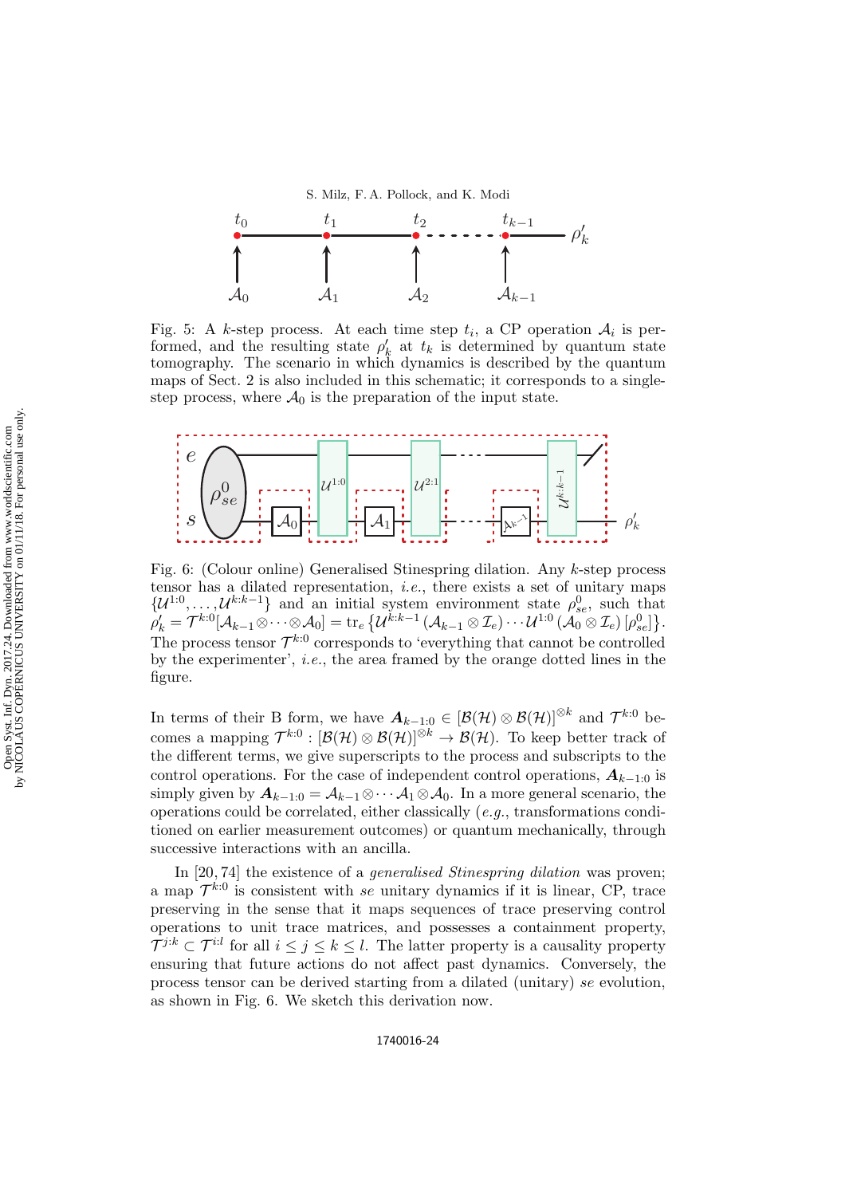Fig. 5: A $k$-step process. At each time step $t_i$, a CP operation $\mathcal{A}_i$ is performed, and the resulting state $\rho'_k$ at $t_k$ is determined by quantum state tomography. The scenario in which dynamics is described by the quantum maps of Sect. 2 is also included in this schematic; it corresponds to a single-step process, where $\mathcal{A}_0$ is the preparation of the input state.

Fig. 6: (Colour online) Generalised Stinespring dilation. Any $k$-step process tensor has a dilated representation, *i.e.*, there exists a set of unitary maps $\{\mathcal{U}^{1:0}, \ldots, \mathcal{U}^{k:k-1}\}$ and an initial system environment state $\rho_{se}^0$, such that $\rho'_k = \mathcal{T}^{k:0}[\mathcal{A}_{k-1} \otimes \cdots \otimes \mathcal{A}_0] = \mathrm{tr}_e\left\{\mathcal{U}^{k:k-1}\left(\mathcal{A}_{k-1} \otimes \mathcal{I}_e\right) \cdots \mathcal{U}^{1:0}\left(\mathcal{A}_0 \otimes \mathcal{I}_e\right)[\rho_{se}^0]\right\}$. The process tensor $\mathcal{T}^{k:0}$ corresponds to 'everything that cannot be controlled by the experimenter', *i.e.*, the area framed by the orange dotted lines in the figure.

In terms of their B form, we have $\boldsymbol{A}_{k-1:0} \in [\mathcal{B}(\mathcal{H}) \otimes \mathcal{B}(\mathcal{H})]^{\otimes k}$ and $\mathcal{T}^{k:0}$ becomes a mapping $\mathcal{T}^{k:0} : [\mathcal{B}(\mathcal{H}) \otimes \mathcal{B}(\mathcal{H})]^{\otimes k} \to \mathcal{B}(\mathcal{H})$. To keep better track of the different terms, we give superscripts to the process and subscripts to the control operations. For the case of independent control operations, $\boldsymbol{A}_{k-1:0}$ is simply given by $\boldsymbol{A}_{k-1:0} = \mathcal{A}_{k-1} \otimes \cdots \mathcal{A}_1 \otimes \mathcal{A}_0$. In a more general scenario, the operations could be correlated, either classically (*e.g.*, transformations conditioned on earlier measurement outcomes) or quantum mechanically, through successive interactions with an ancilla.

In [20, 74] the existence of a *generalised Stinespring dilation* was proven; a map $\mathcal{T}^{k:0}$ is consistent with *se* unitary dynamics if it is linear, CP, trace preserving in the sense that it maps sequences of trace preserving control operations to unit trace matrices, and possesses a containment property, $\mathcal{T}^{j:k} \subset \mathcal{T}^{i:l}$ for all $i \leq j \leq k \leq l$. The latter property is a causality property ensuring that future actions do not affect past dynamics. Conversely, the process tensor can be derived starting from a dilated (unitary) *se* evolution, as shown in Fig. 6. We sketch this derivation now.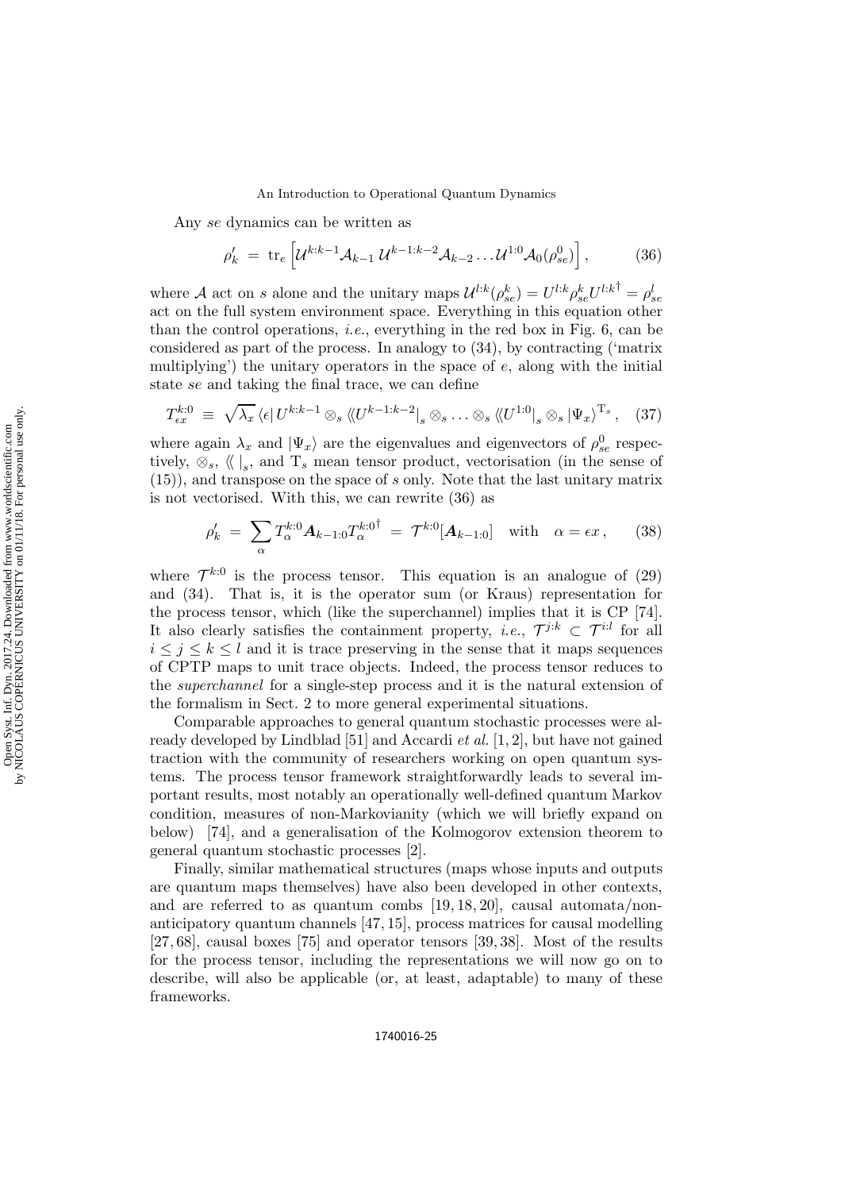Any *se* dynamics can be written as

$$\rho'_k \;=\; \operatorname{tr}_e \left[ \mathcal{U}^{k:k-1} \mathcal{A}_{k-1}\, \mathcal{U}^{k-1:k-2} \mathcal{A}_{k-2} \dots \mathcal{U}^{1:0} \mathcal{A}_0(\rho^0_{se}) \right], \tag{36}$$

where $\mathcal{A}$ act on $s$ alone and the unitary maps $\mathcal{U}^{l:k}(\rho^k_{se}) = U^{l:k} \rho^k_{se} U^{l:k^\dagger} = \rho^l_{se}$ act on the full system environment space. Everything in this equation other than the control operations, *i.e.*, everything in the red box in Fig. 6, can be considered as part of the process. In analogy to (34), by contracting ('matrix multiplying') the unitary operators in the space of $e$, along with the initial state $se$ and taking the final trace, we can define

$$T^{k:0}_{\epsilon x} \;\equiv\; \sqrt{\lambda_x}\, \langle \epsilon |\, U^{k:k-1} \otimes_s \langle\!\langle U^{k-1:k-2} |_s \otimes_s \dots \otimes_s \langle\!\langle U^{1:0} |_s \otimes_s | \Psi_x \rangle^{\mathrm{T}_s}, \tag{37}$$

where again $\lambda_x$ and $|\Psi_x\rangle$ are the eigenvalues and eigenvectors of $\rho^0_{se}$ respectively, $\otimes_s$, $\langle\!\langle\,|_s$, and $\mathrm{T}_s$ mean tensor product, vectorisation (in the sense of (15)), and transpose on the space of $s$ only. Note that the last unitary matrix is not vectorised. With this, we can rewrite (36) as

$$\rho'_k \;=\; \sum_\alpha T^{k:0}_\alpha \boldsymbol{A}_{k-1:0} T^{k:0^\dagger}_\alpha \;=\; \mathcal{T}^{k:0}[\boldsymbol{A}_{k-1:0}] \quad \text{with} \quad \alpha = \epsilon x\,, \tag{38}$$

where $\mathcal{T}^{k:0}$ is the process tensor. This equation is an analogue of (29) and (34). That is, it is the operator sum (or Kraus) representation for the process tensor, which (like the superchannel) implies that it is CP [74]. It also clearly satisfies the containment property, *i.e.*, $\mathcal{T}^{j:k} \subset \mathcal{T}^{i:l}$ for all $i \leq j \leq k \leq l$ and it is trace preserving in the sense that it maps sequences of CPTP maps to unit trace objects. Indeed, the process tensor reduces to the *superchannel* for a single-step process and it is the natural extension of the formalism in Sect. 2 to more general experimental situations.

Comparable approaches to general quantum stochastic processes were already developed by Lindblad [51] and Accardi *et al.* [1, 2], but have not gained traction with the community of researchers working on open quantum systems. The process tensor framework straightforwardly leads to several important results, most notably an operationally well-defined quantum Markov condition, measures of non-Markovianity (which we will briefly expand on below) [74], and a generalisation of the Kolmogorov extension theorem to general quantum stochastic processes [2].

Finally, similar mathematical structures (maps whose inputs and outputs are quantum maps themselves) have also been developed in other contexts, and are referred to as quantum combs [19, 18, 20], causal automata/non-anticipatory quantum channels [47, 15], process matrices for causal modelling [27, 68], causal boxes [75] and operator tensors [39, 38]. Most of the results for the process tensor, including the representations we will now go on to describe, will also be applicable (or, at least, adaptable) to many of these frameworks.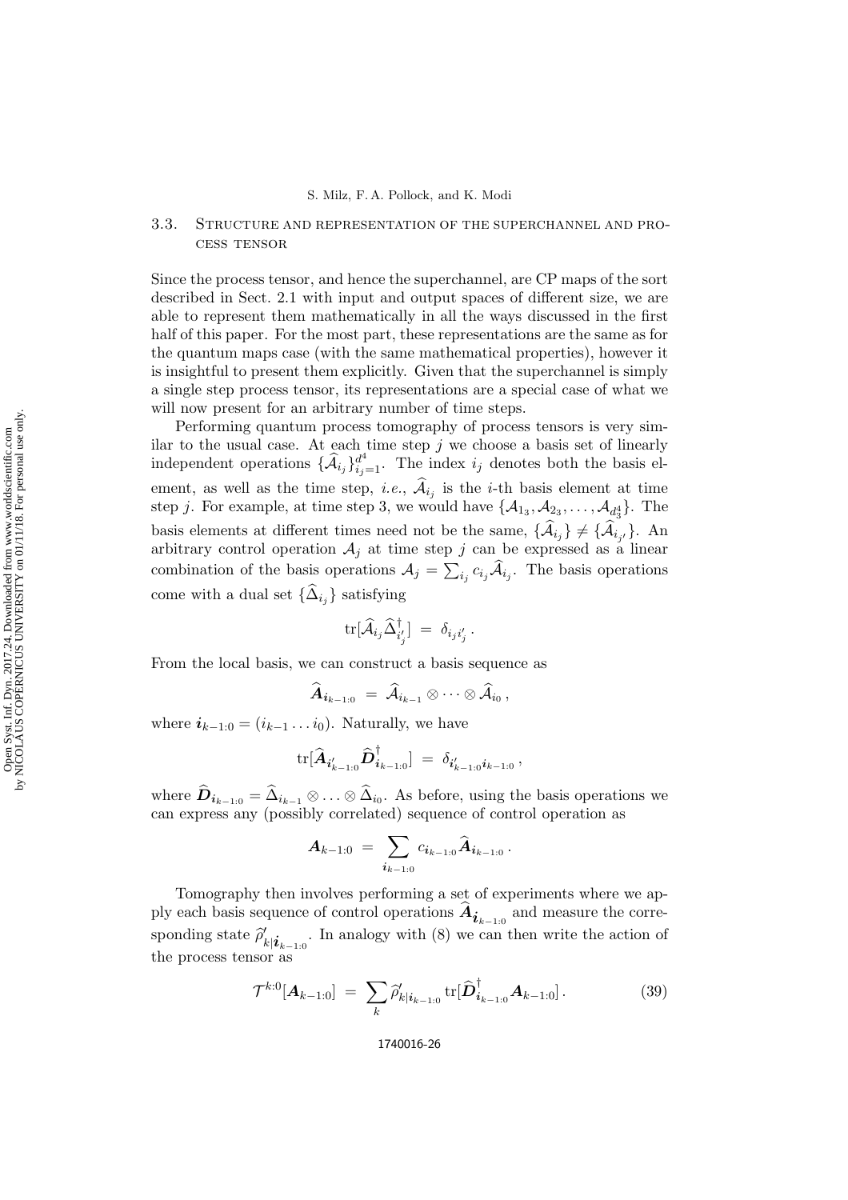## 3.3. Structure and representation of the superchannel and process tensor

Since the process tensor, and hence the superchannel, are CP maps of the sort described in Sect. 2.1 with input and output spaces of different size, we are able to represent them mathematically in all the ways discussed in the first half of this paper. For the most part, these representations are the same as for the quantum maps case (with the same mathematical properties), however it is insightful to present them explicitly. Given that the superchannel is simply a single step process tensor, its representations are a special case of what we will now present for an arbitrary number of time steps.

Performing quantum process tomography of process tensors is very similar to the usual case. At each time step $j$ we choose a basis set of linearly independent operations $\{\widehat{\mathcal{A}}_{i_j}\}_{i_j=1}^{d^4}$. The index $i_j$ denotes both the basis element, as well as the time step, *i.e.*, $\widehat{\mathcal{A}}_{i_j}$ is the $i$-th basis element at time step $j$. For example, at time step 3, we would have $\{\mathcal{A}_{1_3}, \mathcal{A}_{2_3}, \dots, \mathcal{A}_{d_3^4}\}$. The basis elements at different times need not be the same, $\{\widehat{\mathcal{A}}_{i_j}\} \neq \{\widehat{\mathcal{A}}_{i_{j'}}\}$. An arbitrary control operation $\mathcal{A}_j$ at time step $j$ can be expressed as a linear combination of the basis operations $\mathcal{A}_j = \sum_{i_j} c_{i_j} \widehat{\mathcal{A}}_{i_j}$. The basis operations come with a dual set $\{\widehat{\Delta}_{i_j}\}$ satisfying

$$\mathrm{tr}[\widehat{\mathcal{A}}_{i_j} \widehat{\Delta}_{i_j'}^\dagger] \;=\; \delta_{i_j i_j'}\,.$$

From the local basis, we can construct a basis sequence as

$$\widehat{\boldsymbol{A}}_{\boldsymbol{i}_{k-1:0}} \;=\; \widehat{\mathcal{A}}_{i_{k-1}} \otimes \cdots \otimes \widehat{\mathcal{A}}_{i_0}\,,$$

where $\boldsymbol{i}_{k-1:0} = (i_{k-1} \dots i_0)$. Naturally, we have

$$\mathrm{tr}[\widehat{\boldsymbol{A}}_{\boldsymbol{i}'_{k-1:0}} \widehat{\boldsymbol{D}}^\dagger_{\boldsymbol{i}_{k-1:0}}] \;=\; \delta_{\boldsymbol{i}'_{k-1:0} \boldsymbol{i}_{k-1:0}}\,,$$

where $\widehat{\boldsymbol{D}}_{\boldsymbol{i}_{k-1:0}} = \widehat{\Delta}_{i_{k-1}} \otimes \ldots \otimes \widehat{\Delta}_{i_0}$. As before, using the basis operations we can express any (possibly correlated) sequence of control operation as

$$\boldsymbol{A}_{k-1:0} \;=\; \sum_{\boldsymbol{i}_{k-1:0}} c_{\boldsymbol{i}_{k-1:0}} \widehat{\boldsymbol{A}}_{\boldsymbol{i}_{k-1:0}}\,.$$

Tomography then involves performing a set of experiments where we apply each basis sequence of control operations $\widehat{\boldsymbol{A}}_{\boldsymbol{i}_{k-1:0}}$ and measure the corresponding state $\widehat{\rho}'_{k|\boldsymbol{i}_{k-1:0}}$. In analogy with (8) we can then write the action of the process tensor as

$$\mathcal{T}^{k:0}[\boldsymbol{A}_{k-1:0}] \;=\; \sum_{k} \widehat{\rho}'_{k|\boldsymbol{i}_{k-1:0}} \, \mathrm{tr}[\widehat{\boldsymbol{D}}^\dagger_{\boldsymbol{i}_{k-1:0}} \boldsymbol{A}_{k-1:0}]\,. \tag{39}$$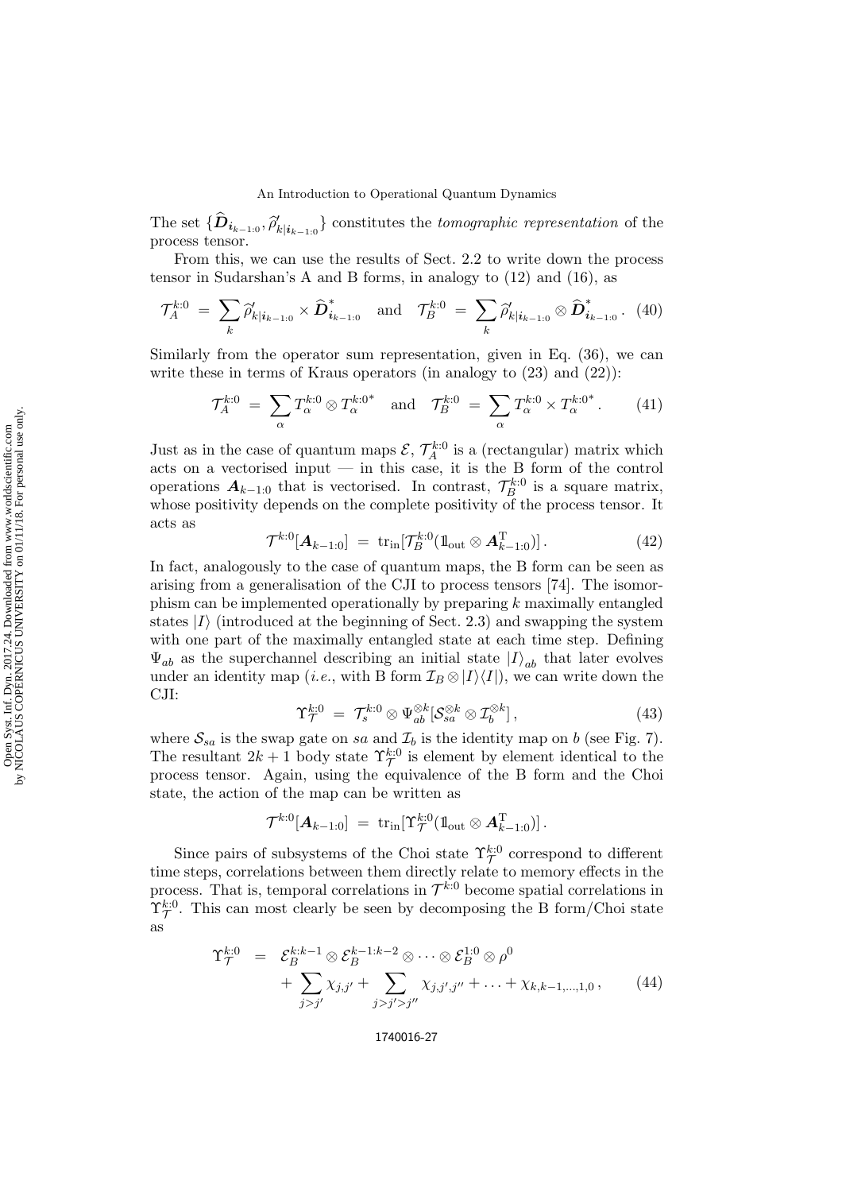The set $\{\widehat{\boldsymbol{D}}_{\boldsymbol{i}_{k-1:0}}, \widehat{\rho}'_{k|\boldsymbol{i}_{k-1:0}}\}$ constitutes the *tomographic representation* of the process tensor.

From this, we can use the results of Sect. 2.2 to write down the process tensor in Sudarshan's A and B forms, in analogy to (12) and (16), as

$$\mathcal{T}_A^{k:0} \;=\; \sum_k \widehat{\rho}'_{k|\boldsymbol{i}_{k-1:0}} \times \widehat{\boldsymbol{D}}^*_{\boldsymbol{i}_{k-1:0}} \quad \text{and} \quad \mathcal{T}_B^{k:0} \;=\; \sum_k \widehat{\rho}'_{k|\boldsymbol{i}_{k-1:0}} \otimes \widehat{\boldsymbol{D}}^*_{\boldsymbol{i}_{k-1:0}}. \quad (40)$$

Similarly from the operator sum representation, given in Eq. (36), we can write these in terms of Kraus operators (in analogy to (23) and (22)):

$$\mathcal{T}_A^{k:0} \;=\; \sum_\alpha T_\alpha^{k:0} \otimes T_\alpha^{k:0*} \quad \text{and} \quad \mathcal{T}_B^{k:0} \;=\; \sum_\alpha T_\alpha^{k:0} \times T_\alpha^{k:0*}. \qquad (41)$$

Just as in the case of quantum maps $\mathcal{E}$, $\mathcal{T}_A^{k:0}$ is a (rectangular) matrix which acts on a vectorised input — in this case, it is the B form of the control operations $\boldsymbol{A}_{k-1:0}$ that is vectorised. In contrast, $\mathcal{T}_B^{k:0}$ is a square matrix, whose positivity depends on the complete positivity of the process tensor. It acts as

$$\mathcal{T}^{k:0}[\boldsymbol{A}_{k-1:0}] \;=\; \mathrm{tr}_{\mathrm{in}}[\mathcal{T}_B^{k:0}(\mathbb{1}_{\mathrm{out}} \otimes \boldsymbol{A}_{k-1:0}^{\mathrm{T}})]. \qquad (42)$$

In fact, analogously to the case of quantum maps, the B form can be seen as arising from a generalisation of the CJI to process tensors [74]. The isomorphism can be implemented operationally by preparing $k$ maximally entangled states $|I\rangle$ (introduced at the beginning of Sect. 2.3) and swapping the system with one part of the maximally entangled state at each time step. Defining $\Psi_{ab}$ as the superchannel describing an initial state $|I\rangle_{ab}$ that later evolves under an identity map (*i.e.*, with B form $\mathcal{I}_B \otimes |I\rangle\langle I|$), we can write down the CJI:

$$\Upsilon_{\mathcal{T}}^{k:0} \;=\; \mathcal{T}_s^{k:0} \otimes \Psi_{ab}^{\otimes k}[\mathcal{S}_{sa}^{\otimes k} \otimes \mathcal{I}_b^{\otimes k}], \qquad (43)$$

where $\mathcal{S}_{sa}$ is the swap gate on $sa$ and $\mathcal{I}_b$ is the identity map on $b$ (see Fig. 7). The resultant $2k+1$ body state $\Upsilon_{\mathcal{T}}^{k:0}$ is element by element identical to the process tensor. Again, using the equivalence of the B form and the Choi state, the action of the map can be written as

$$\mathcal{T}^{k:0}[\boldsymbol{A}_{k-1:0}] \;=\; \mathrm{tr}_{\mathrm{in}}[\Upsilon_{\mathcal{T}}^{k:0}(\mathbb{1}_{\mathrm{out}} \otimes \boldsymbol{A}_{k-1:0}^{\mathrm{T}})].$$

Since pairs of subsystems of the Choi state $\Upsilon_{\mathcal{T}}^{k:0}$ correspond to different time steps, correlations between them directly relate to memory effects in the process. That is, temporal correlations in $\mathcal{T}^{k:0}$ become spatial correlations in $\Upsilon_{\mathcal{T}}^{k:0}$. This can most clearly be seen by decomposing the B form/Choi state as

$$\begin{aligned}\Upsilon_{\mathcal{T}}^{k:0} \;\;=\;\; & \mathcal{E}_B^{k:k-1} \otimes \mathcal{E}_B^{k-1:k-2} \otimes \cdots \otimes \mathcal{E}_B^{1:0} \otimes \rho^0 \\ & + \sum_{j>j'} \chi_{j,j'} + \sum_{j>j'>j''} \chi_{j,j',j''} + \ldots + \chi_{k,k-1,\ldots,1,0}, \end{aligned} \qquad (44)$$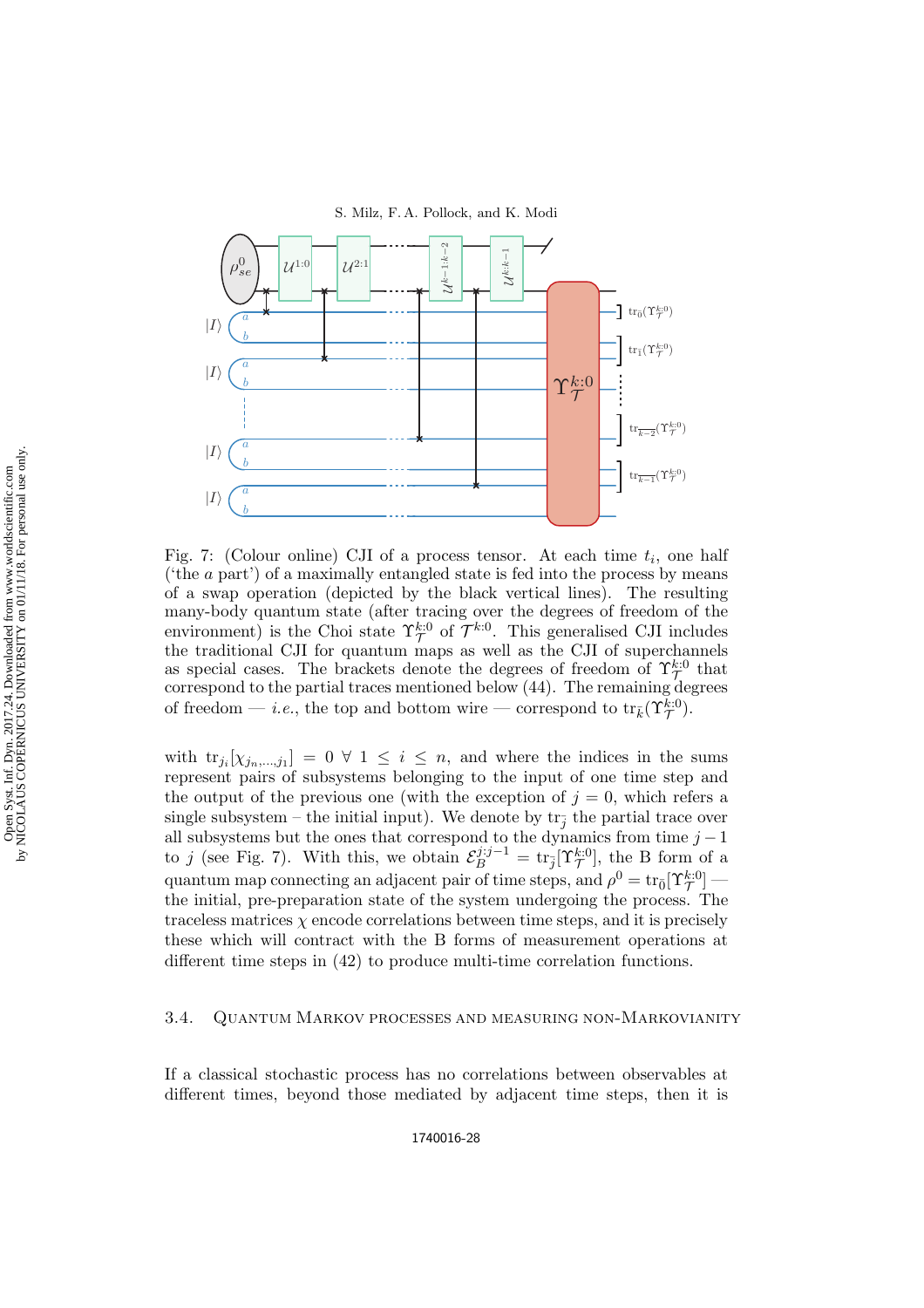Fig. 7: (Colour online) CJI of a process tensor. At each time $t_i$, one half ('the $a$ part') of a maximally entangled state is fed into the process by means of a swap operation (depicted by the black vertical lines). The resulting many-body quantum state (after tracing over the degrees of freedom of the environment) is the Choi state $\Upsilon_{\mathcal{T}}^{k:0}$ of $\mathcal{T}^{k:0}$. This generalised CJI includes the traditional CJI for quantum maps as well as the CJI of superchannels as special cases. The brackets denote the degrees of freedom of $\Upsilon_{\mathcal{T}}^{k:0}$ that correspond to the partial traces mentioned below (44). The remaining degrees of freedom — *i.e.*, the top and bottom wire — correspond to $\mathrm{tr}_{\bar{k}}(\Upsilon_{\mathcal{T}}^{k:0})$.

with $\mathrm{tr}_{j_i}[\chi_{j_n,\ldots,j_1}] = 0 \ \forall \ 1 \leq i \leq n$, and where the indices in the sums represent pairs of subsystems belonging to the input of one time step and the output of the previous one (with the exception of $j = 0$, which refers a single subsystem – the initial input). We denote by $\mathrm{tr}_{\bar{j}}$ the partial trace over all subsystems but the ones that correspond to the dynamics from time $j-1$ to $j$ (see Fig. 7). With this, we obtain $\mathcal{E}_B^{j:j-1} = \mathrm{tr}_{\bar{j}}[\Upsilon_{\mathcal{T}}^{k:0}]$, the B form of a quantum map connecting an adjacent pair of time steps, and $\rho^0 = \mathrm{tr}_{\bar{0}}[\Upsilon_{\mathcal{T}}^{k:0}]$ — the initial, pre-preparation state of the system undergoing the process. The traceless matrices $\chi$ encode correlations between time steps, and it is precisely these which will contract with the B forms of measurement operations at different time steps in (42) to produce multi-time correlation functions.

### 3.4. Quantum Markov processes and measuring non-Markovianity

If a classical stochastic process has no correlations between observables at different times, beyond those mediated by adjacent time steps, then it is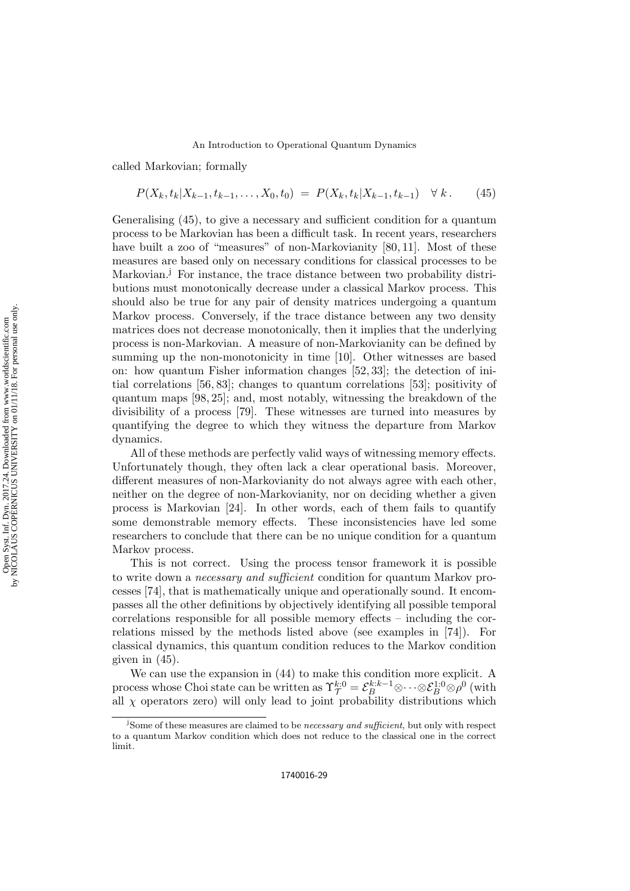called Markovian; formally

$$P(X_k, t_k | X_{k-1}, t_{k-1}, \ldots, X_0, t_0) \;=\; P(X_k, t_k | X_{k-1}, t_{k-1}) \quad \forall\, k\,. \tag{45}$$

Generalising (45), to give a necessary and sufficient condition for a quantum process to be Markovian has been a difficult task. In recent years, researchers have built a zoo of "measures" of non-Markovianity [80, 11]. Most of these measures are based only on necessary conditions for classical processes to be Markovian.[j] For instance, the trace distance between two probability distributions must monotonically decrease under a classical Markov process. This should also be true for any pair of density matrices undergoing a quantum Markov process. Conversely, if the trace distance between any two density matrices does not decrease monotonically, then it implies that the underlying process is non-Markovian. A measure of non-Markovianity can be defined by summing up the non-monotonicity in time [10]. Other witnesses are based on: how quantum Fisher information changes [52, 33]; the detection of initial correlations [56, 83]; changes to quantum correlations [53]; positivity of quantum maps [98, 25]; and, most notably, witnessing the breakdown of the divisibility of a process [79]. These witnesses are turned into measures by quantifying the degree to which they witness the departure from Markov dynamics.

All of these methods are perfectly valid ways of witnessing memory effects. Unfortunately though, they often lack a clear operational basis. Moreover, different measures of non-Markovianity do not always agree with each other, neither on the degree of non-Markovianity, nor on deciding whether a given process is Markovian [24]. In other words, each of them fails to quantify some demonstrable memory effects. These inconsistencies have led some researchers to conclude that there can be no unique condition for a quantum Markov process.

This is not correct. Using the process tensor framework it is possible to write down a *necessary and sufficient* condition for quantum Markov processes [74], that is mathematically unique and operationally sound. It encompasses all the other definitions by objectively identifying all possible temporal correlations responsible for all possible memory effects – including the correlations missed by the methods listed above (see examples in [74]). For classical dynamics, this quantum condition reduces to the Markov condition given in (45).

We can use the expansion in (44) to make this condition more explicit. A process whose Choi state can be written as $\Upsilon^{k:0}_{\mathcal{T}} = \mathcal{E}^{k:k-1}_B \otimes \cdots \otimes \mathcal{E}^{1:0}_B \otimes \rho^0$ (with all $\chi$ operators zero) will only lead to joint probability distributions which

[j] Some of these measures are claimed to be *necessary and sufficient*, but only with respect to a quantum Markov condition which does not reduce to the classical one in the correct limit.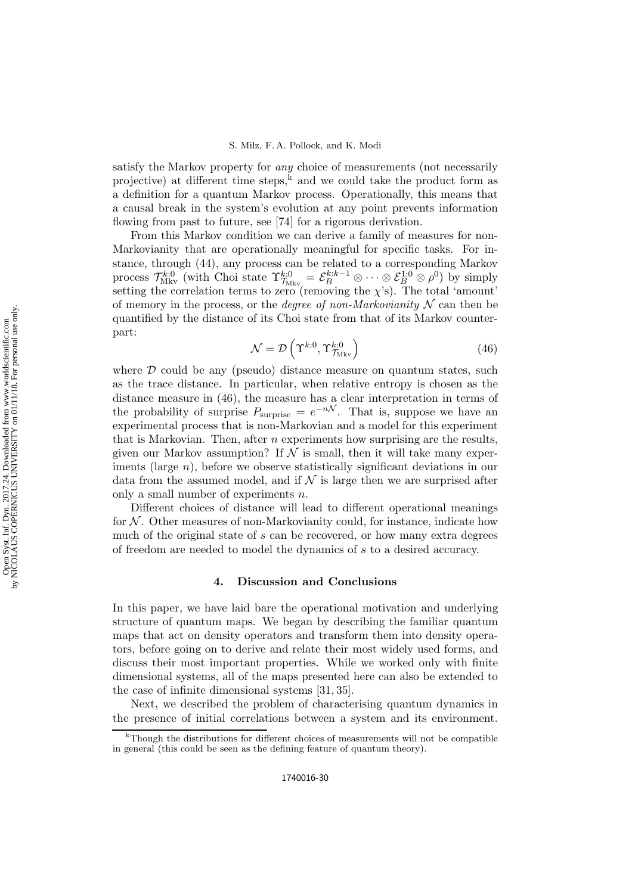satisfy the Markov property for *any* choice of measurements (not necessarily projective) at different time steps,[k] and we could take the product form as a definition for a quantum Markov process. Operationally, this means that a causal break in the system's evolution at any point prevents information flowing from past to future, see [74] for a rigorous derivation.

From this Markov condition we can derive a family of measures for non-Markovianity that are operationally meaningful for specific tasks. For instance, through (44), any process can be related to a corresponding Markov process $\mathcal{T}^{k:0}_{\text{Mkv}}$ (with Choi state $\Upsilon^{k:0}_{\mathcal{T}_{\text{Mkv}}} = \mathcal{E}^{k:k-1}_B \otimes \cdots \otimes \mathcal{E}^{1:0}_B \otimes \rho^0$) by simply setting the correlation terms to zero (removing the $\chi$'s). The total 'amount' of memory in the process, or the *degree of non-Markovianity* $\mathcal{N}$ can then be quantified by the distance of its Choi state from that of its Markov counterpart:

$$\mathcal{N} = \mathcal{D}\left(\Upsilon^{k:0}, \Upsilon^{k:0}_{\mathcal{T}_{\text{Mkv}}}\right) \tag{46}$$

where $\mathcal{D}$ could be any (pseudo) distance measure on quantum states, such as the trace distance. In particular, when relative entropy is chosen as the distance measure in (46), the measure has a clear interpretation in terms of the probability of surprise $P_{\text{surprise}} = e^{-n\mathcal{N}}$. That is, suppose we have an experimental process that is non-Markovian and a model for this experiment that is Markovian. Then, after $n$ experiments how surprising are the results, given our Markov assumption? If $\mathcal{N}$ is small, then it will take many experiments (large $n$), before we observe statistically significant deviations in our data from the assumed model, and if $\mathcal{N}$ is large then we are surprised after only a small number of experiments $n$.

Different choices of distance will lead to different operational meanings for $\mathcal{N}$. Other measures of non-Markovianity could, for instance, indicate how much of the original state of $s$ can be recovered, or how many extra degrees of freedom are needed to model the dynamics of $s$ to a desired accuracy.

## 4. Discussion and Conclusions

In this paper, we have laid bare the operational motivation and underlying structure of quantum maps. We began by describing the familiar quantum maps that act on density operators and transform them into density operators, before going on to derive and relate their most widely used forms, and discuss their most important properties. While we worked only with finite dimensional systems, all of the maps presented here can also be extended to the case of infinite dimensional systems [31, 35].

Next, we described the problem of characterising quantum dynamics in the presence of initial correlations between a system and its environment.

[k] Though the distributions for different choices of measurements will not be compatible in general (this could be seen as the defining feature of quantum theory).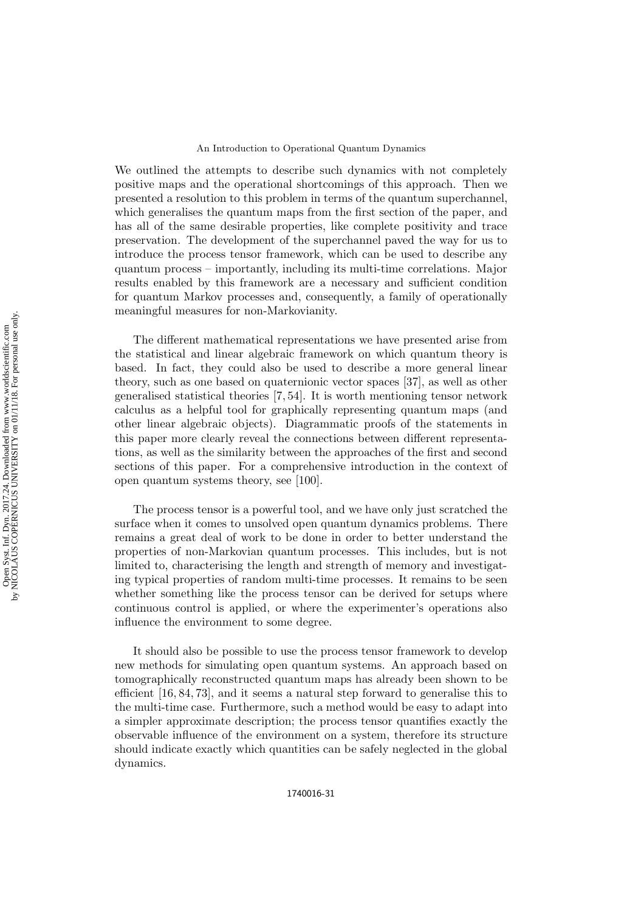We outlined the attempts to describe such dynamics with not completely positive maps and the operational shortcomings of this approach. Then we presented a resolution to this problem in terms of the quantum superchannel, which generalises the quantum maps from the first section of the paper, and has all of the same desirable properties, like complete positivity and trace preservation. The development of the superchannel paved the way for us to introduce the process tensor framework, which can be used to describe any quantum process – importantly, including its multi-time correlations. Major results enabled by this framework are a necessary and sufficient condition for quantum Markov processes and, consequently, a family of operationally meaningful measures for non-Markovianity.

The different mathematical representations we have presented arise from the statistical and linear algebraic framework on which quantum theory is based. In fact, they could also be used to describe a more general linear theory, such as one based on quaternionic vector spaces [37], as well as other generalised statistical theories [7, 54]. It is worth mentioning tensor network calculus as a helpful tool for graphically representing quantum maps (and other linear algebraic objects). Diagrammatic proofs of the statements in this paper more clearly reveal the connections between different representations, as well as the similarity between the approaches of the first and second sections of this paper. For a comprehensive introduction in the context of open quantum systems theory, see [100].

The process tensor is a powerful tool, and we have only just scratched the surface when it comes to unsolved open quantum dynamics problems. There remains a great deal of work to be done in order to better understand the properties of non-Markovian quantum processes. This includes, but is not limited to, characterising the length and strength of memory and investigating typical properties of random multi-time processes. It remains to be seen whether something like the process tensor can be derived for setups where continuous control is applied, or where the experimenter's operations also influence the environment to some degree.

It should also be possible to use the process tensor framework to develop new methods for simulating open quantum systems. An approach based on tomographically reconstructed quantum maps has already been shown to be efficient [16, 84, 73], and it seems a natural step forward to generalise this to the multi-time case. Furthermore, such a method would be easy to adapt into a simpler approximate description; the process tensor quantifies exactly the observable influence of the environment on a system, therefore its structure should indicate exactly which quantities can be safely neglected in the global dynamics.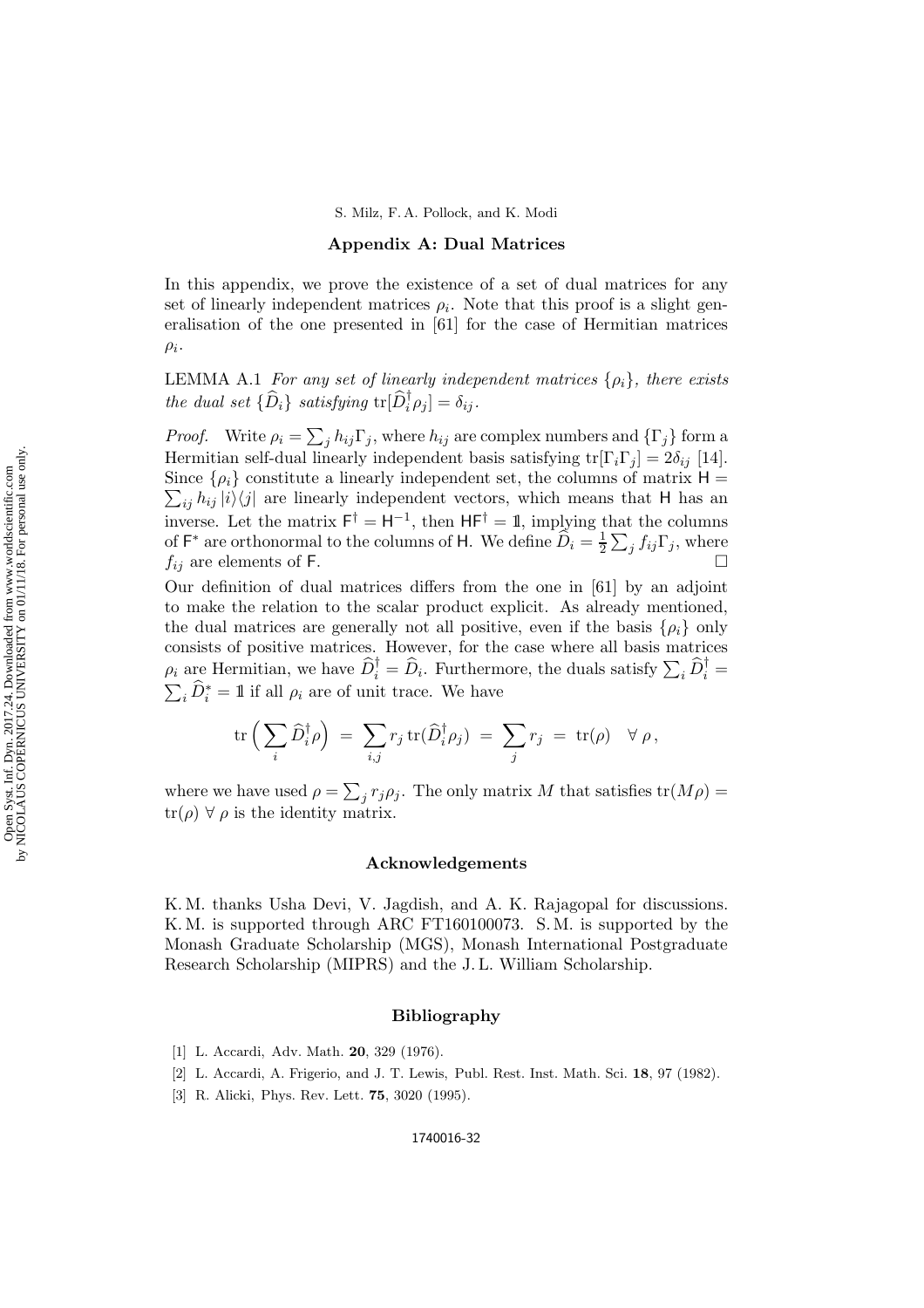## Appendix A: Dual Matrices

In this appendix, we prove the existence of a set of dual matrices for any set of linearly independent matrices $\rho_i$. Note that this proof is a slight generalisation of the one presented in [61] for the case of Hermitian matrices $\rho_i$.

LEMMA A.1 *For any set of linearly independent matrices $\{\rho_i\}$, there exists the dual set $\{\widehat{D}_i\}$ satisfying $\mathrm{tr}[\widehat{D}_i^\dagger \rho_j] = \delta_{ij}$.*

*Proof.* Write $\rho_i = \sum_j h_{ij}\Gamma_j$, where $h_{ij}$ are complex numbers and $\{\Gamma_j\}$ form a Hermitian self-dual linearly independent basis satisfying $\mathrm{tr}[\Gamma_i\Gamma_j] = 2\delta_{ij}$ [14]. Since $\{\rho_i\}$ constitute a linearly independent set, the columns of matrix $\mathsf{H} = \sum_{ij} h_{ij} |i\rangle\langle j|$ are linearly independent vectors, which means that $\mathsf{H}$ has an inverse. Let the matrix $\mathsf{F}^\dagger = \mathsf{H}^{-1}$, then $\mathsf{H}\mathsf{F}^\dagger = \mathbb{1}$, implying that the columns of $\mathsf{F}^*$ are orthonormal to the columns of $\mathsf{H}$. We define $\widehat{D}_i = \frac{1}{2}\sum_j f_{ij}\Gamma_j$, where $f_{ij}$ are elements of $\mathsf{F}$. □

Our definition of dual matrices differs from the one in [61] by an adjoint to make the relation to the scalar product explicit. As already mentioned, the dual matrices are generally not all positive, even if the basis $\{\rho_i\}$ only consists of positive matrices. However, for the case where all basis matrices $\rho_i$ are Hermitian, we have $\widehat{D}_i^\dagger = \widehat{D}_i$. Furthermore, the duals satisfy $\sum_i \widehat{D}_i^\dagger = \sum_i \widehat{D}_i^* = \mathbb{1}$ if all $\rho_i$ are of unit trace. We have

$$\mathrm{tr}\Big(\sum_i \widehat{D}_i^\dagger \rho\Big) \;=\; \sum_{i,j} r_j \,\mathrm{tr}(\widehat{D}_i^\dagger \rho_j) \;=\; \sum_j r_j \;=\; \mathrm{tr}(\rho) \quad \forall\, \rho\,,$$

where we have used $\rho = \sum_j r_j \rho_j$. The only matrix $M$ that satisfies $\mathrm{tr}(M\rho) = \mathrm{tr}(\rho)$ $\forall\, \rho$ is the identity matrix.

## Acknowledgements

K. M. thanks Usha Devi, V. Jagdish, and A. K. Rajagopal for discussions. K. M. is supported through ARC FT160100073. S. M. is supported by the Monash Graduate Scholarship (MGS), Monash International Postgraduate Research Scholarship (MIPRS) and the J. L. William Scholarship.

## Bibliography

[1] L. Accardi, Adv. Math. **20**, 329 (1976).

[2] L. Accardi, A. Frigerio, and J. T. Lewis, Publ. Rest. Inst. Math. Sci. **18**, 97 (1982).

[3] R. Alicki, Phys. Rev. Lett. **75**, 3020 (1995).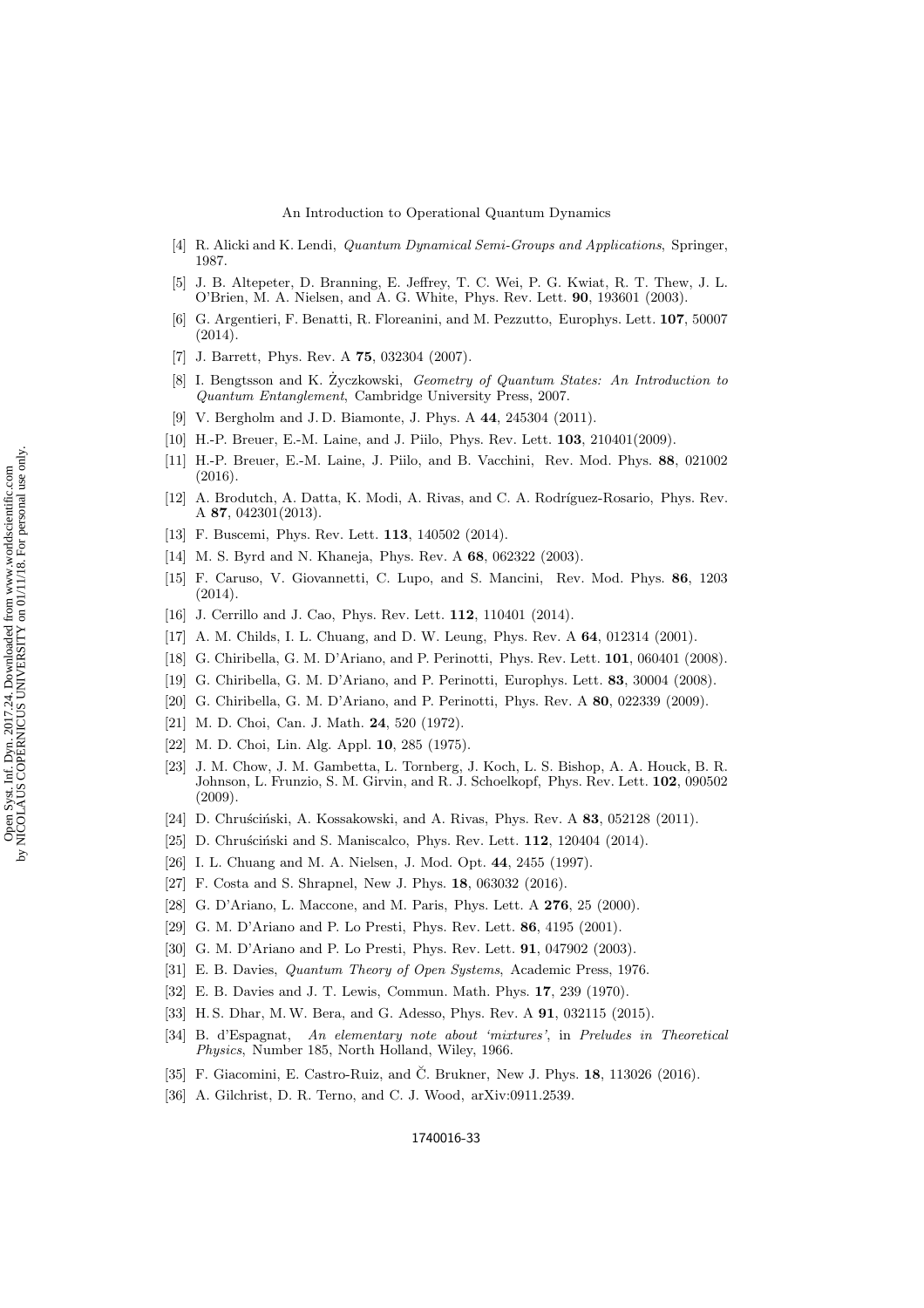[4] R. Alicki and K. Lendi, *Quantum Dynamical Semi-Groups and Applications*, Springer, 1987.

[5] J. B. Altepeter, D. Branning, E. Jeffrey, T. C. Wei, P. G. Kwiat, R. T. Thew, J. L. O'Brien, M. A. Nielsen, and A. G. White, Phys. Rev. Lett. **90**, 193601 (2003).

[6] G. Argentieri, F. Benatti, R. Floreanini, and M. Pezzutto, Europhys. Lett. **107**, 50007 (2014).

[7] J. Barrett, Phys. Rev. A **75**, 032304 (2007).

[8] I. Bengtsson and K. Życzkowski, *Geometry of Quantum States: An Introduction to Quantum Entanglement*, Cambridge University Press, 2007.

[9] V. Bergholm and J. D. Biamonte, J. Phys. A **44**, 245304 (2011).

[10] H.-P. Breuer, E.-M. Laine, and J. Piilo, Phys. Rev. Lett. **103**, 210401(2009).

[11] H.-P. Breuer, E.-M. Laine, J. Piilo, and B. Vacchini, Rev. Mod. Phys. **88**, 021002 (2016).

[12] A. Brodutch, A. Datta, K. Modi, A. Rivas, and C. A. Rodríguez-Rosario, Phys. Rev. A **87**, 042301(2013).

[13] F. Buscemi, Phys. Rev. Lett. **113**, 140502 (2014).

[14] M. S. Byrd and N. Khaneja, Phys. Rev. A **68**, 062322 (2003).

[15] F. Caruso, V. Giovannetti, C. Lupo, and S. Mancini, Rev. Mod. Phys. **86**, 1203 (2014).

[16] J. Cerrillo and J. Cao, Phys. Rev. Lett. **112**, 110401 (2014).

[17] A. M. Childs, I. L. Chuang, and D. W. Leung, Phys. Rev. A **64**, 012314 (2001).

[18] G. Chiribella, G. M. D'Ariano, and P. Perinotti, Phys. Rev. Lett. **101**, 060401 (2008).

[19] G. Chiribella, G. M. D'Ariano, and P. Perinotti, Europhys. Lett. **83**, 30004 (2008).

[20] G. Chiribella, G. M. D'Ariano, and P. Perinotti, Phys. Rev. A **80**, 022339 (2009).

[21] M. D. Choi, Can. J. Math. **24**, 520 (1972).

[22] M. D. Choi, Lin. Alg. Appl. **10**, 285 (1975).

[23] J. M. Chow, J. M. Gambetta, L. Tornberg, J. Koch, L. S. Bishop, A. A. Houck, B. R. Johnson, L. Frunzio, S. M. Girvin, and R. J. Schoelkopf, Phys. Rev. Lett. **102**, 090502 (2009).

[24] D. Chruściński, A. Kossakowski, and A. Rivas, Phys. Rev. A **83**, 052128 (2011).

[25] D. Chruściński and S. Maniscalco, Phys. Rev. Lett. **112**, 120404 (2014).

[26] I. L. Chuang and M. A. Nielsen, J. Mod. Opt. **44**, 2455 (1997).

[27] F. Costa and S. Shrapnel, New J. Phys. **18**, 063032 (2016).

[28] G. D'Ariano, L. Maccone, and M. Paris, Phys. Lett. A **276**, 25 (2000).

[29] G. M. D'Ariano and P. Lo Presti, Phys. Rev. Lett. **86**, 4195 (2001).

[30] G. M. D'Ariano and P. Lo Presti, Phys. Rev. Lett. **91**, 047902 (2003).

[31] E. B. Davies, *Quantum Theory of Open Systems*, Academic Press, 1976.

[32] E. B. Davies and J. T. Lewis, Commun. Math. Phys. **17**, 239 (1970).

[33] H.S. Dhar, M.W. Bera, and G. Adesso, Phys. Rev. A **91**, 032115 (2015).

[34] B. d'Espagnat, *An elementary note about 'mixtures'*, in *Preludes in Theoretical Physics*, Number 185, North Holland, Wiley, 1966.

[35] F. Giacomini, E. Castro-Ruiz, and Č. Brukner, New J. Phys. **18**, 113026 (2016).

[36] A. Gilchrist, D. R. Terno, and C. J. Wood, arXiv:0911.2539.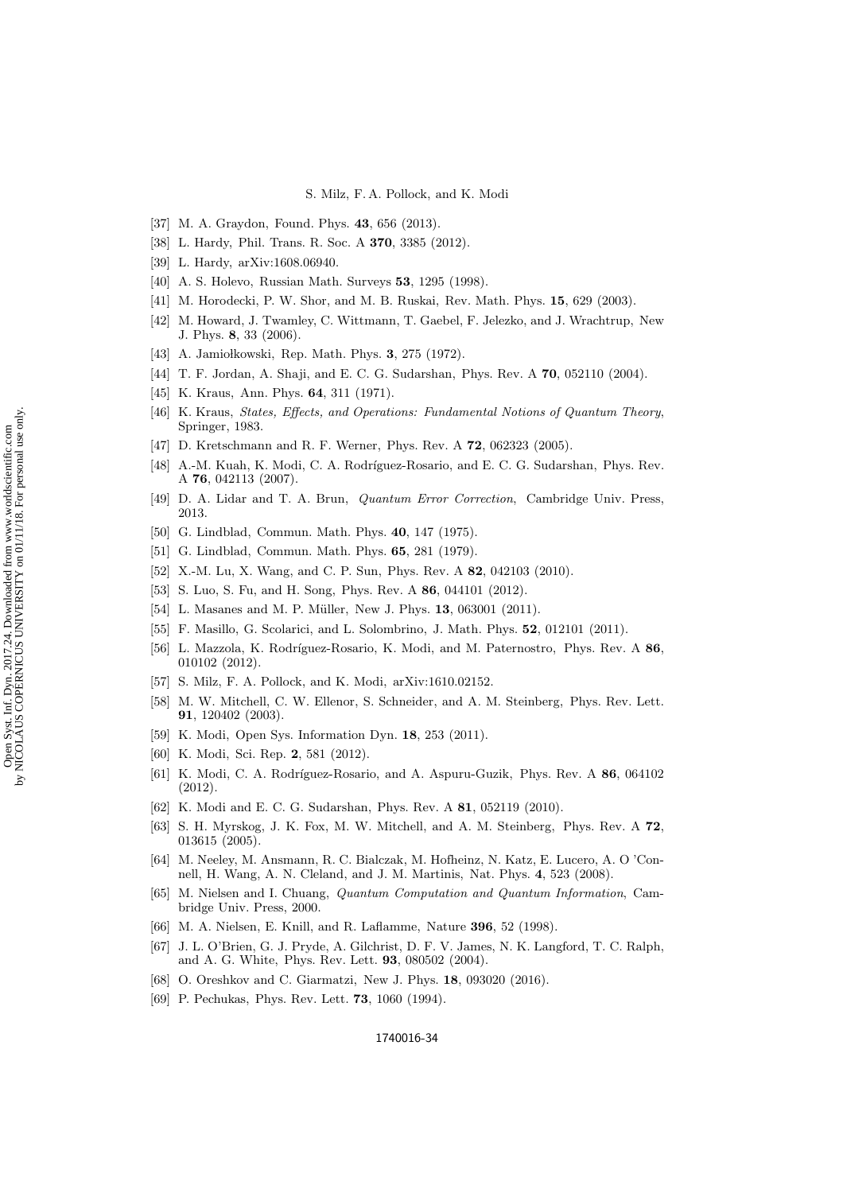[37] M. A. Graydon, Found. Phys. **43**, 656 (2013).

[38] L. Hardy, Phil. Trans. R. Soc. A **370**, 3385 (2012).

[39] L. Hardy, arXiv:1608.06940.

[40] A. S. Holevo, Russian Math. Surveys **53**, 1295 (1998).

[41] M. Horodecki, P. W. Shor, and M. B. Ruskai, Rev. Math. Phys. **15**, 629 (2003).

[42] M. Howard, J. Twamley, C. Wittmann, T. Gaebel, F. Jelezko, and J. Wrachtrup, New J. Phys. **8**, 33 (2006).

[43] A. Jamiołkowski, Rep. Math. Phys. **3**, 275 (1972).

[44] T. F. Jordan, A. Shaji, and E. C. G. Sudarshan, Phys. Rev. A **70**, 052110 (2004).

[45] K. Kraus, Ann. Phys. **64**, 311 (1971).

[46] K. Kraus, *States, Effects, and Operations: Fundamental Notions of Quantum Theory*, Springer, 1983.

[47] D. Kretschmann and R. F. Werner, Phys. Rev. A **72**, 062323 (2005).

[48] A.-M. Kuah, K. Modi, C. A. Rodríguez-Rosario, and E. C. G. Sudarshan, Phys. Rev. A **76**, 042113 (2007).

[49] D. A. Lidar and T. A. Brun, *Quantum Error Correction*, Cambridge Univ. Press, 2013.

[50] G. Lindblad, Commun. Math. Phys. **40**, 147 (1975).

[51] G. Lindblad, Commun. Math. Phys. **65**, 281 (1979).

[52] X.-M. Lu, X. Wang, and C. P. Sun, Phys. Rev. A **82**, 042103 (2010).

[53] S. Luo, S. Fu, and H. Song, Phys. Rev. A **86**, 044101 (2012).

[54] L. Masanes and M. P. Müller, New J. Phys. **13**, 063001 (2011).

[55] F. Masillo, G. Scolarici, and L. Solombrino, J. Math. Phys. **52**, 012101 (2011).

[56] L. Mazzola, K. Rodríguez-Rosario, K. Modi, and M. Paternostro, Phys. Rev. A **86**, 010102 (2012).

[57] S. Milz, F. A. Pollock, and K. Modi, arXiv:1610.02152.

[58] M. W. Mitchell, C. W. Ellenor, S. Schneider, and A. M. Steinberg, Phys. Rev. Lett. **91**, 120402 (2003).

[59] K. Modi, Open Sys. Information Dyn. **18**, 253 (2011).

[60] K. Modi, Sci. Rep. **2**, 581 (2012).

[61] K. Modi, C. A. Rodríguez-Rosario, and A. Aspuru-Guzik, Phys. Rev. A **86**, 064102 (2012).

[62] K. Modi and E. C. G. Sudarshan, Phys. Rev. A **81**, 052119 (2010).

[63] S. H. Myrskog, J. K. Fox, M. W. Mitchell, and A. M. Steinberg, Phys. Rev. A **72**, 013615 (2005).

[64] M. Neeley, M. Ansmann, R. C. Bialczak, M. Hofheinz, N. Katz, E. Lucero, A. O 'Connell, H. Wang, A. N. Cleland, and J. M. Martinis, Nat. Phys. **4**, 523 (2008).

[65] M. Nielsen and I. Chuang, *Quantum Computation and Quantum Information*, Cambridge Univ. Press, 2000.

[66] M. A. Nielsen, E. Knill, and R. Laflamme, Nature **396**, 52 (1998).

[67] J. L. O'Brien, G. J. Pryde, A. Gilchrist, D. F. V. James, N. K. Langford, T. C. Ralph, and A. G. White, Phys. Rev. Lett. **93**, 080502 (2004).

[68] O. Oreshkov and C. Giarmatzi, New J. Phys. **18**, 093020 (2016).

[69] P. Pechukas, Phys. Rev. Lett. **73**, 1060 (1994).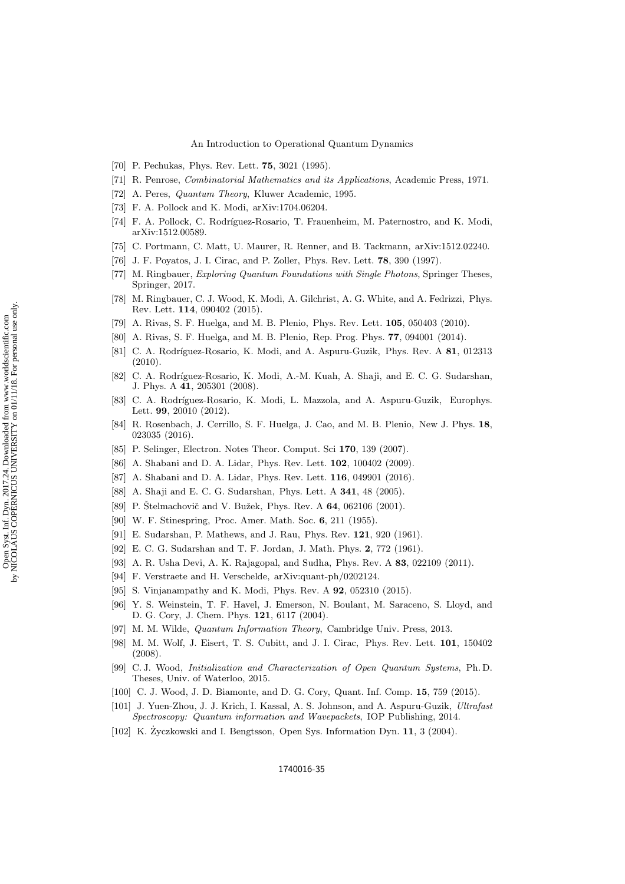[70] P. Pechukas, Phys. Rev. Lett. **75**, 3021 (1995).

[71] R. Penrose, *Combinatorial Mathematics and its Applications*, Academic Press, 1971.

[72] A. Peres, *Quantum Theory*, Kluwer Academic, 1995.

[73] F. A. Pollock and K. Modi, arXiv:1704.06204.

[74] F. A. Pollock, C. Rodríguez-Rosario, T. Frauenheim, M. Paternostro, and K. Modi, arXiv:1512.00589.

[75] C. Portmann, C. Matt, U. Maurer, R. Renner, and B. Tackmann, arXiv:1512.02240.

[76] J. F. Poyatos, J. I. Cirac, and P. Zoller, Phys. Rev. Lett. **78**, 390 (1997).

[77] M. Ringbauer, *Exploring Quantum Foundations with Single Photons*, Springer Theses, Springer, 2017.

[78] M. Ringbauer, C. J. Wood, K. Modi, A. Gilchrist, A. G. White, and A. Fedrizzi, Phys. Rev. Lett. **114**, 090402 (2015).

[79] A. Rivas, S. F. Huelga, and M. B. Plenio, Phys. Rev. Lett. **105**, 050403 (2010).

[80] A. Rivas, S. F. Huelga, and M. B. Plenio, Rep. Prog. Phys. **77**, 094001 (2014).

[81] C. A. Rodríguez-Rosario, K. Modi, and A. Aspuru-Guzik, Phys. Rev. A **81**, 012313 (2010).

[82] C. A. Rodríguez-Rosario, K. Modi, A.-M. Kuah, A. Shaji, and E. C. G. Sudarshan, J. Phys. A **41**, 205301 (2008).

[83] C. A. Rodríguez-Rosario, K. Modi, L. Mazzola, and A. Aspuru-Guzik, Europhys. Lett. **99**, 20010 (2012).

[84] R. Rosenbach, J. Cerrillo, S. F. Huelga, J. Cao, and M. B. Plenio, New J. Phys. **18**, 023035 (2016).

[85] P. Selinger, Electron. Notes Theor. Comput. Sci **170**, 139 (2007).

[86] A. Shabani and D. A. Lidar, Phys. Rev. Lett. **102**, 100402 (2009).

[87] A. Shabani and D. A. Lidar, Phys. Rev. Lett. **116**, 049901 (2016).

[88] A. Shaji and E. C. G. Sudarshan, Phys. Lett. A **341**, 48 (2005).

[89] P. Štelmachovič and V. Bužek, Phys. Rev. A **64**, 062106 (2001).

[90] W. F. Stinespring, Proc. Amer. Math. Soc. **6**, 211 (1955).

[91] E. Sudarshan, P. Mathews, and J. Rau, Phys. Rev. **121**, 920 (1961).

[92] E. C. G. Sudarshan and T. F. Jordan, J. Math. Phys. **2**, 772 (1961).

[93] A. R. Usha Devi, A. K. Rajagopal, and Sudha, Phys. Rev. A **83**, 022109 (2011).

[94] F. Verstraete and H. Verschelde, arXiv:quant-ph/0202124.

[95] S. Vinjanampathy and K. Modi, Phys. Rev. A **92**, 052310 (2015).

[96] Y. S. Weinstein, T. F. Havel, J. Emerson, N. Boulant, M. Saraceno, S. Lloyd, and D. G. Cory, J. Chem. Phys. **121**, 6117 (2004).

[97] M. M. Wilde, *Quantum Information Theory*, Cambridge Univ. Press, 2013.

[98] M. M. Wolf, J. Eisert, T. S. Cubitt, and J. I. Cirac, Phys. Rev. Lett. **101**, 150402 (2008).

[99] C. J. Wood, *Initialization and Characterization of Open Quantum Systems*, Ph. D. Theses, Univ. of Waterloo, 2015.

[100] C. J. Wood, J. D. Biamonte, and D. G. Cory, Quant. Inf. Comp. **15**, 759 (2015).

[101] J. Yuen-Zhou, J. J. Krich, I. Kassal, A. S. Johnson, and A. Aspuru-Guzik, *Ultrafast Spectroscopy: Quantum information and Wavepackets*, IOP Publishing, 2014.

[102] K. Życzkowski and I. Bengtsson, Open Sys. Information Dyn. **11**, 3 (2004).